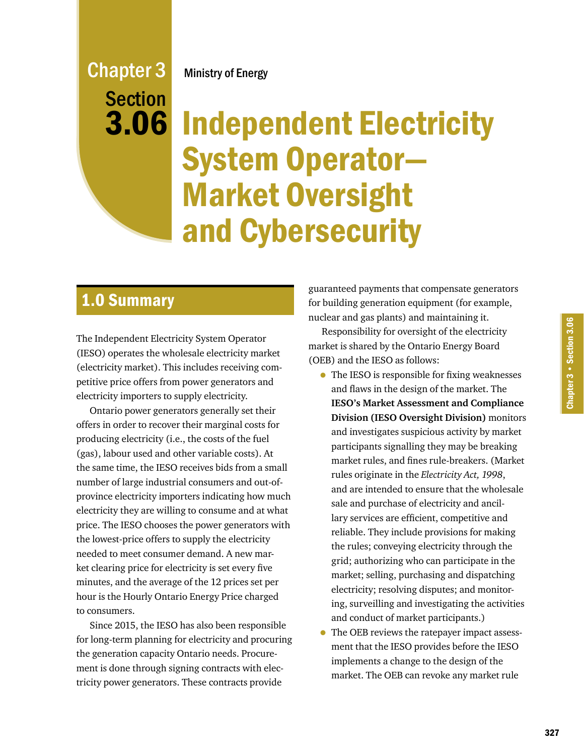# Chapter 3 Section 3.06

Ministry of Energy

# Independent Electricity System Operator—Market Oversight and Cybersecurity

## 1.0 Summary

The Independent Electricity System Operator (IESO) operates the wholesale electricity market (electricity market). This includes receiving competitive price offers from power generators and electricity importers to supply electricity.

Ontario power generators generally set their offers in order to recover their marginal costs for producing electricity (i.e., the costs of the fuel (gas), labour used and other variable costs). At the same time, the IESO receives bids from a small number of large industrial consumers and out-of-province electricity importers indicating how much electricity they are willing to consume and at what price. The IESO chooses the power generators with the lowest-price offers to supply the electricity needed to meet consumer demand. A new market clearing price for electricity is set every five minutes, and the average of the 12 prices set per hour is the Hourly Ontario Energy Price charged to consumers.

Since 2015, the IESO has also been responsible for long-term planning for electricity and procuring the generation capacity Ontario needs. Procurement is done through signing contracts with electricity power generators. These contracts provide guaranteed payments that compensate generators for building generation equipment (for example, nuclear and gas plants) and maintaining it.

Responsibility for oversight of the electricity market is shared by the Ontario Energy Board (OEB) and the IESO as follows:

- The IESO is responsible for fixing weaknesses and flaws in the design of the market. The **IESO's Market Assessment and Compliance Division (IESO Oversight Division)** monitors and investigates suspicious activity by market participants signalling they may be breaking market rules, and fines rule-breakers. (Market rules originate in the *Electricity Act, 1998*, and are intended to ensure that the wholesale sale and purchase of electricity and ancillary services are efficient, competitive and reliable. They include provisions for making the rules; conveying electricity through the grid; authorizing who can participate in the market; selling, purchasing and dispatching electricity; resolving disputes; and monitoring, surveilling and investigating the activities and conduct of market participants.)
- The OEB reviews the ratepayer impact assessment that the IESO provides before the IESO implements a change to the design of the market. The OEB can revoke any market rule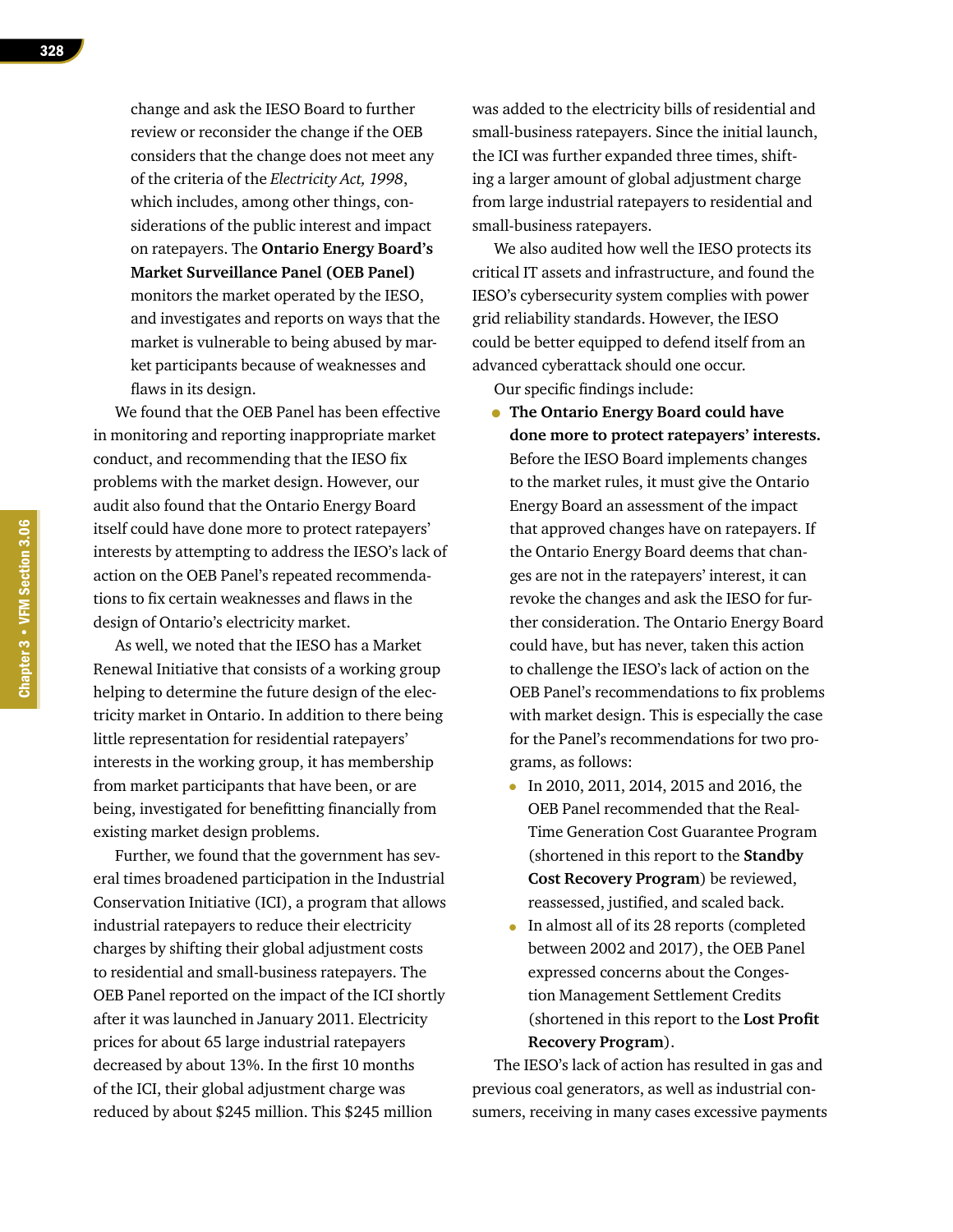change and ask the IESO Board to further review or reconsider the change if the OEB considers that the change does not meet any of the criteria of the *Electricity Act, 1998*, which includes, among other things, considerations of the public interest and impact on ratepayers. The **Ontario Energy Board's Market Surveillance Panel (OEB Panel)** monitors the market operated by the IESO, and investigates and reports on ways that the market is vulnerable to being abused by market participants because of weaknesses and flaws in its design.

We found that the OEB Panel has been effective in monitoring and reporting inappropriate market conduct, and recommending that the IESO fix problems with the market design. However, our audit also found that the Ontario Energy Board itself could have done more to protect ratepayers' interests by attempting to address the IESO's lack of action on the OEB Panel's repeated recommendations to fix certain weaknesses and flaws in the design of Ontario's electricity market.

As well, we noted that the IESO has a Market Renewal Initiative that consists of a working group helping to determine the future design of the electricity market in Ontario. In addition to there being little representation for residential ratepayers' interests in the working group, it has membership from market participants that have been, or are being, investigated for benefitting financially from existing market design problems.

Further, we found that the government has several times broadened participation in the Industrial Conservation Initiative (ICI), a program that allows industrial ratepayers to reduce their electricity charges by shifting their global adjustment costs to residential and small-business ratepayers. The OEB Panel reported on the impact of the ICI shortly after it was launched in January 2011. Electricity prices for about 65 large industrial ratepayers decreased by about 13%. In the first 10 months of the ICI, their global adjustment charge was reduced by about $245 million. This $245 million was added to the electricity bills of residential and small-business ratepayers. Since the initial launch, the ICI was further expanded three times, shifting a larger amount of global adjustment charge from large industrial ratepayers to residential and small-business ratepayers.

We also audited how well the IESO protects its critical IT assets and infrastructure, and found the IESO's cybersecurity system complies with power grid reliability standards. However, the IESO could be better equipped to defend itself from an advanced cyberattack should one occur.

Our specific findings include:

- **The Ontario Energy Board could have done more to protect ratepayers' interests.** Before the IESO Board implements changes to the market rules, it must give the Ontario Energy Board an assessment of the impact that approved changes have on ratepayers. If the Ontario Energy Board deems that changes are not in the ratepayers' interest, it can revoke the changes and ask the IESO for further consideration. The Ontario Energy Board could have, but has never, taken this action to challenge the IESO's lack of action on the OEB Panel's recommendations to fix problems with market design. This is especially the case for the Panel's recommendations for two programs, as follows:
  - In 2010, 2011, 2014, 2015 and 2016, the OEB Panel recommended that the Real-Time Generation Cost Guarantee Program (shortened in this report to the **Standby Cost Recovery Program**) be reviewed, reassessed, justified, and scaled back.
  - In almost all of its 28 reports (completed between 2002 and 2017), the OEB Panel expressed concerns about the Congestion Management Settlement Credits (shortened in this report to the **Lost Profit Recovery Program**).

The IESO's lack of action has resulted in gas and previous coal generators, as well as industrial consumers, receiving in many cases excessive payments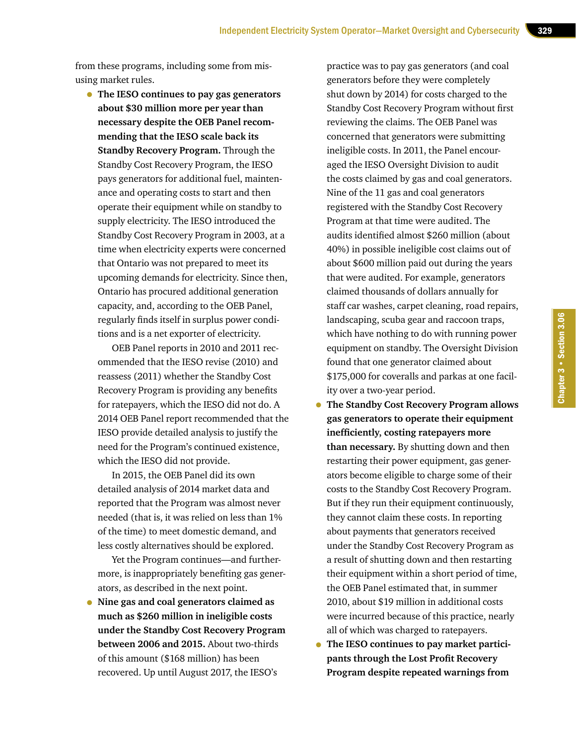from these programs, including some from misusing market rules.

- **The IESO continues to pay gas generators about $30 million more per year than necessary despite the OEB Panel recommending that the IESO scale back its Standby Recovery Program.** Through the Standby Cost Recovery Program, the IESO pays generators for additional fuel, maintenance and operating costs to start and then operate their equipment while on standby to supply electricity. The IESO introduced the Standby Cost Recovery Program in 2003, at a time when electricity experts were concerned that Ontario was not prepared to meet its upcoming demands for electricity. Since then, Ontario has procured additional generation capacity, and, according to the OEB Panel, regularly finds itself in surplus power conditions and is a net exporter of electricity.

  OEB Panel reports in 2010 and 2011 recommended that the IESO revise (2010) and reassess (2011) whether the Standby Cost Recovery Program is providing any benefits for ratepayers, which the IESO did not do. A 2014 OEB Panel report recommended that the IESO provide detailed analysis to justify the need for the Program's continued existence, which the IESO did not provide.

  In 2015, the OEB Panel did its own detailed analysis of 2014 market data and reported that the Program was almost never needed (that is, it was relied on less than 1% of the time) to meet domestic demand, and less costly alternatives should be explored.

  Yet the Program continues—and furthermore, is inappropriately benefiting gas generators, as described in the next point.

- **Nine gas and coal generators claimed as much as $260 million in ineligible costs under the Standby Cost Recovery Program between 2006 and 2015.** About two-thirds of this amount ($168 million) has been recovered. Up until August 2017, the IESO's practice was to pay gas generators (and coal generators before they were completely shut down by 2014) for costs charged to the Standby Cost Recovery Program without first reviewing the claims. The OEB Panel was concerned that generators were submitting ineligible costs. In 2011, the Panel encouraged the IESO Oversight Division to audit the costs claimed by gas and coal generators. Nine of the 11 gas and coal generators registered with the Standby Cost Recovery Program at that time were audited. The audits identified almost $260 million (about 40%) in possible ineligible cost claims out of about $600 million paid out during the years that were audited. For example, generators claimed thousands of dollars annually for staff car washes, carpet cleaning, road repairs, landscaping, scuba gear and raccoon traps, which have nothing to do with running power equipment on standby. The Oversight Division found that one generator claimed about $175,000 for coveralls and parkas at one facility over a two-year period.

- **The Standby Cost Recovery Program allows gas generators to operate their equipment inefficiently, costing ratepayers more than necessary.** By shutting down and then restarting their power equipment, gas generators become eligible to charge some of their costs to the Standby Cost Recovery Program. But if they run their equipment continuously, they cannot claim these costs. In reporting about payments that generators received under the Standby Cost Recovery Program as a result of shutting down and then restarting their equipment within a short period of time, the OEB Panel estimated that, in summer 2010, about $19 million in additional costs were incurred because of this practice, nearly all of which was charged to ratepayers.

- **The IESO continues to pay market participants through the Lost Profit Recovery Program despite repeated warnings from**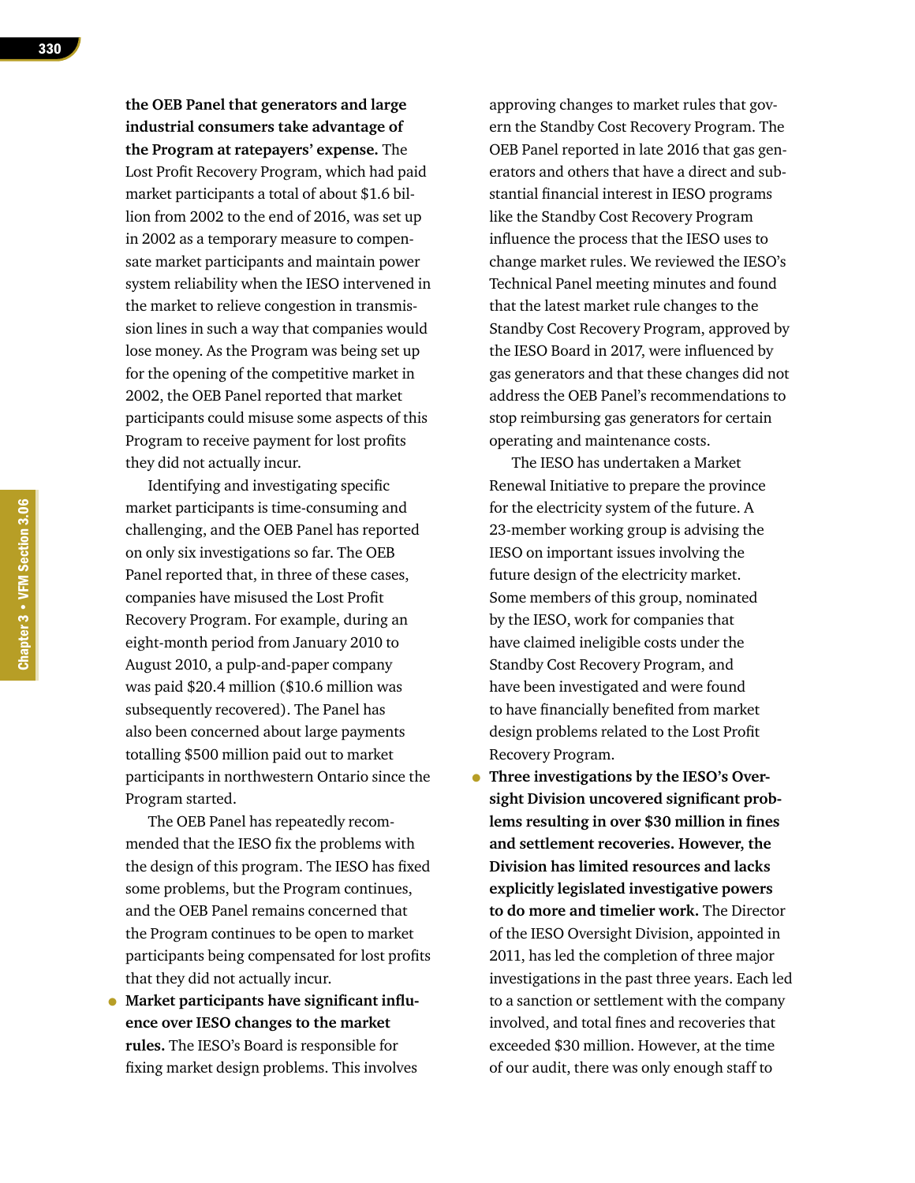**the OEB Panel that generators and large industrial consumers take advantage of the Program at ratepayers' expense.** The Lost Profit Recovery Program, which had paid market participants a total of about $1.6 billion from 2002 to the end of 2016, was set up in 2002 as a temporary measure to compensate market participants and maintain power system reliability when the IESO intervened in the market to relieve congestion in transmission lines in such a way that companies would lose money. As the Program was being set up for the opening of the competitive market in 2002, the OEB Panel reported that market participants could misuse some aspects of this Program to receive payment for lost profits they did not actually incur.

Identifying and investigating specific market participants is time-consuming and challenging, and the OEB Panel has reported on only six investigations so far. The OEB Panel reported that, in three of these cases, companies have misused the Lost Profit Recovery Program. For example, during an eight-month period from January 2010 to August 2010, a pulp-and-paper company was paid $20.4 million ($10.6 million was subsequently recovered). The Panel has also been concerned about large payments totalling $500 million paid out to market participants in northwestern Ontario since the Program started.

The OEB Panel has repeatedly recommended that the IESO fix the problems with the design of this program. The IESO has fixed some problems, but the Program continues, and the OEB Panel remains concerned that the Program continues to be open to market participants being compensated for lost profits that they did not actually incur.

- **Market participants have significant influence over IESO changes to the market rules.** The IESO's Board is responsible for fixing market design problems. This involves approving changes to market rules that govern the Standby Cost Recovery Program. The OEB Panel reported in late 2016 that gas generators and others that have a direct and substantial financial interest in IESO programs like the Standby Cost Recovery Program influence the process that the IESO uses to change market rules. We reviewed the IESO's Technical Panel meeting minutes and found that the latest market rule changes to the Standby Cost Recovery Program, approved by the IESO Board in 2017, were influenced by gas generators and that these changes did not address the OEB Panel's recommendations to stop reimbursing gas generators for certain operating and maintenance costs.

  The IESO has undertaken a Market Renewal Initiative to prepare the province for the electricity system of the future. A 23-member working group is advising the IESO on important issues involving the future design of the electricity market. Some members of this group, nominated by the IESO, work for companies that have claimed ineligible costs under the Standby Cost Recovery Program, and have been investigated and were found to have financially benefited from market design problems related to the Lost Profit Recovery Program.

- **Three investigations by the IESO's Oversight Division uncovered significant problems resulting in over $30 million in fines and settlement recoveries. However, the Division has limited resources and lacks explicitly legislated investigative powers to do more and timelier work.** The Director of the IESO Oversight Division, appointed in 2011, has led the completion of three major investigations in the past three years. Each led to a sanction or settlement with the company involved, and total fines and recoveries that exceeded $30 million. However, at the time of our audit, there was only enough staff to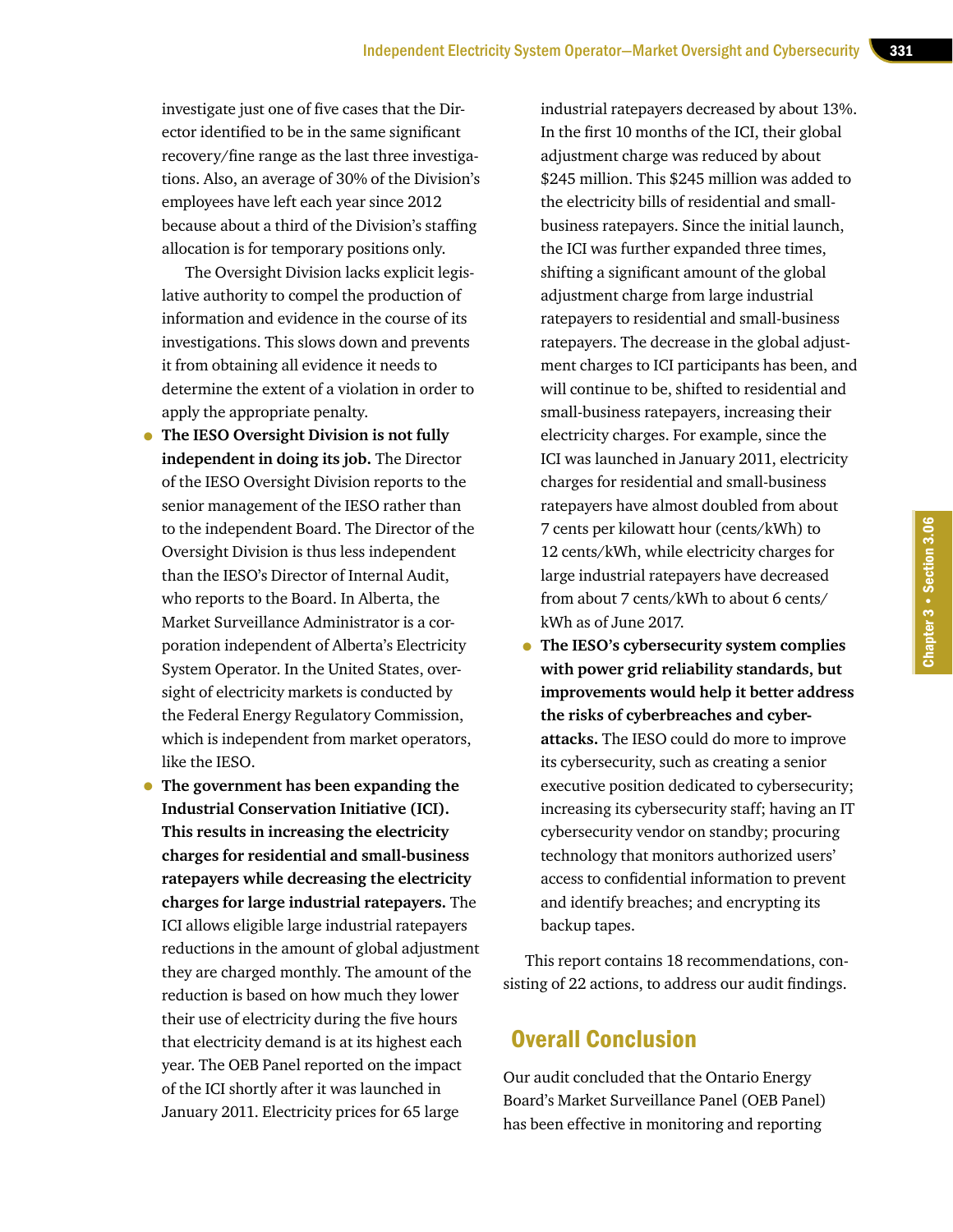investigate just one of five cases that the Director identified to be in the same significant recovery/fine range as the last three investigations. Also, an average of 30% of the Division's employees have left each year since 2012 because about a third of the Division's staffing allocation is for temporary positions only.

The Oversight Division lacks explicit legislative authority to compel the production of information and evidence in the course of its investigations. This slows down and prevents it from obtaining all evidence it needs to determine the extent of a violation in order to apply the appropriate penalty.

- **The IESO Oversight Division is not fully independent in doing its job.** The Director of the IESO Oversight Division reports to the senior management of the IESO rather than to the independent Board. The Director of the Oversight Division is thus less independent than the IESO's Director of Internal Audit, who reports to the Board. In Alberta, the Market Surveillance Administrator is a corporation independent of Alberta's Electricity System Operator. In the United States, oversight of electricity markets is conducted by the Federal Energy Regulatory Commission, which is independent from market operators, like the IESO.
- **The government has been expanding the Industrial Conservation Initiative (ICI). This results in increasing the electricity charges for residential and small-business ratepayers while decreasing the electricity charges for large industrial ratepayers.** The ICI allows eligible large industrial ratepayers reductions in the amount of global adjustment they are charged monthly. The amount of the reduction is based on how much they lower their use of electricity during the five hours that electricity demand is at its highest each year. The OEB Panel reported on the impact of the ICI shortly after it was launched in January 2011. Electricity prices for 65 large industrial ratepayers decreased by about 13%. In the first 10 months of the ICI, their global adjustment charge was reduced by about $245 million. This $245 million was added to the electricity bills of residential and small-business ratepayers. Since the initial launch, the ICI was further expanded three times, shifting a significant amount of the global adjustment charge from large industrial ratepayers to residential and small-business ratepayers. The decrease in the global adjustment charges to ICI participants has been, and will continue to be, shifted to residential and small-business ratepayers, increasing their electricity charges. For example, since the ICI was launched in January 2011, electricity charges for residential and small-business ratepayers have almost doubled from about 7 cents per kilowatt hour (cents/kWh) to 12 cents/kWh, while electricity charges for large industrial ratepayers have decreased from about 7 cents/kWh to about 6 cents/kWh as of June 2017.
- **The IESO's cybersecurity system complies with power grid reliability standards, but improvements would help it better address the risks of cyberbreaches and cyberattacks.** The IESO could do more to improve its cybersecurity, such as creating a senior executive position dedicated to cybersecurity; increasing its cybersecurity staff; having an IT cybersecurity vendor on standby; procuring technology that monitors authorized users' access to confidential information to prevent and identify breaches; and encrypting its backup tapes.

This report contains 18 recommendations, consisting of 22 actions, to address our audit findings.

## Overall Conclusion

Our audit concluded that the Ontario Energy Board's Market Surveillance Panel (OEB Panel) has been effective in monitoring and reporting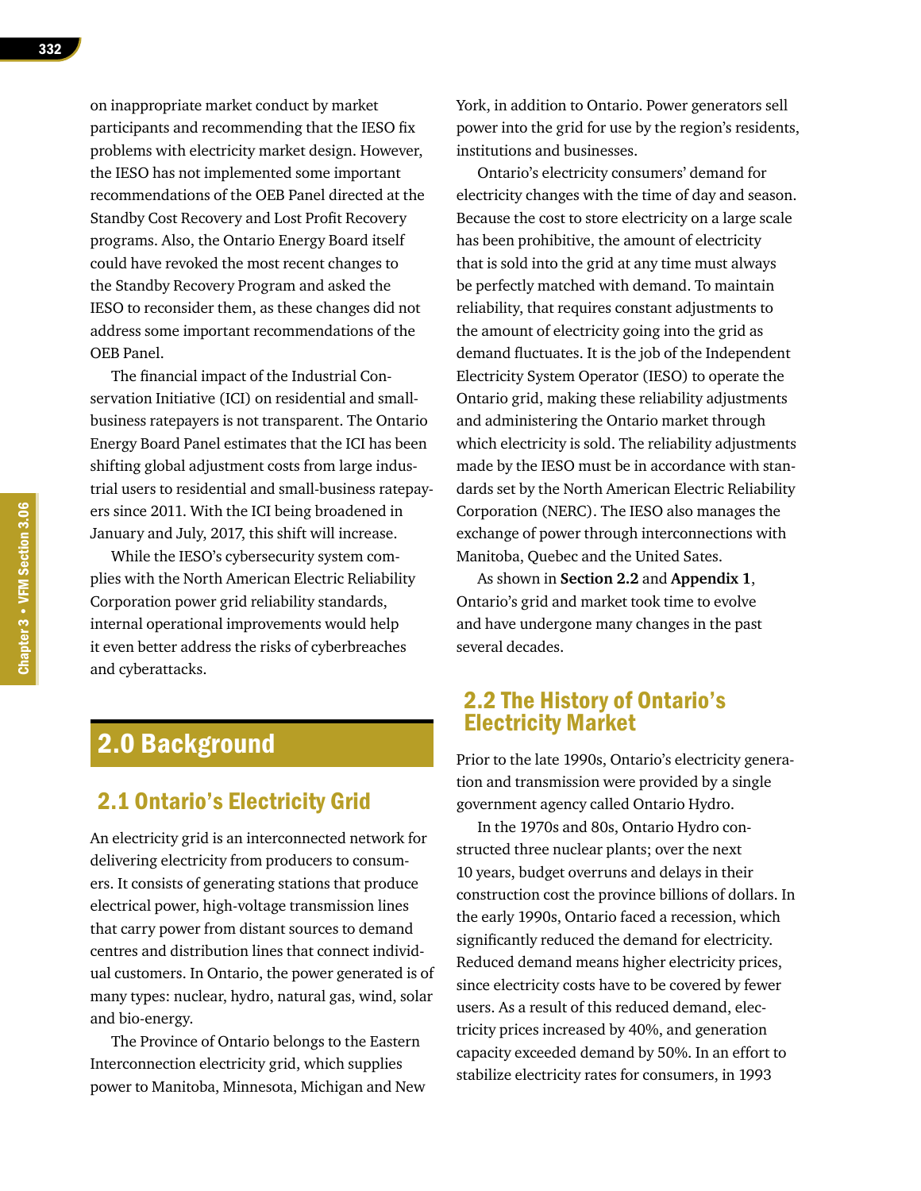on inappropriate market conduct by market participants and recommending that the IESO fix problems with electricity market design. However, the IESO has not implemented some important recommendations of the OEB Panel directed at the Standby Cost Recovery and Lost Profit Recovery programs. Also, the Ontario Energy Board itself could have revoked the most recent changes to the Standby Recovery Program and asked the IESO to reconsider them, as these changes did not address some important recommendations of the OEB Panel.

The financial impact of the Industrial Conservation Initiative (ICI) on residential and small-business ratepayers is not transparent. The Ontario Energy Board Panel estimates that the ICI has been shifting global adjustment costs from large industrial users to residential and small-business ratepayers since 2011. With the ICI being broadened in January and July, 2017, this shift will increase.

While the IESO's cybersecurity system complies with the North American Electric Reliability Corporation power grid reliability standards, internal operational improvements would help it even better address the risks of cyberbreaches and cyberattacks.

# 2.0 Background

## 2.1 Ontario's Electricity Grid

An electricity grid is an interconnected network for delivering electricity from producers to consumers. It consists of generating stations that produce electrical power, high-voltage transmission lines that carry power from distant sources to demand centres and distribution lines that connect individual customers. In Ontario, the power generated is of many types: nuclear, hydro, natural gas, wind, solar and bio-energy.

The Province of Ontario belongs to the Eastern Interconnection electricity grid, which supplies power to Manitoba, Minnesota, Michigan and New York, in addition to Ontario. Power generators sell power into the grid for use by the region's residents, institutions and businesses.

Ontario's electricity consumers' demand for electricity changes with the time of day and season. Because the cost to store electricity on a large scale has been prohibitive, the amount of electricity that is sold into the grid at any time must always be perfectly matched with demand. To maintain reliability, that requires constant adjustments to the amount of electricity going into the grid as demand fluctuates. It is the job of the Independent Electricity System Operator (IESO) to operate the Ontario grid, making these reliability adjustments and administering the Ontario market through which electricity is sold. The reliability adjustments made by the IESO must be in accordance with standards set by the North American Electric Reliability Corporation (NERC). The IESO also manages the exchange of power through interconnections with Manitoba, Quebec and the United Sates.

As shown in **Section 2.2** and **Appendix 1**, Ontario's grid and market took time to evolve and have undergone many changes in the past several decades.

## 2.2 The History of Ontario's Electricity Market

Prior to the late 1990s, Ontario's electricity generation and transmission were provided by a single government agency called Ontario Hydro.

In the 1970s and 80s, Ontario Hydro constructed three nuclear plants; over the next 10 years, budget overruns and delays in their construction cost the province billions of dollars. In the early 1990s, Ontario faced a recession, which significantly reduced the demand for electricity. Reduced demand means higher electricity prices, since electricity costs have to be covered by fewer users. As a result of this reduced demand, electricity prices increased by 40%, and generation capacity exceeded demand by 50%. In an effort to stabilize electricity rates for consumers, in 1993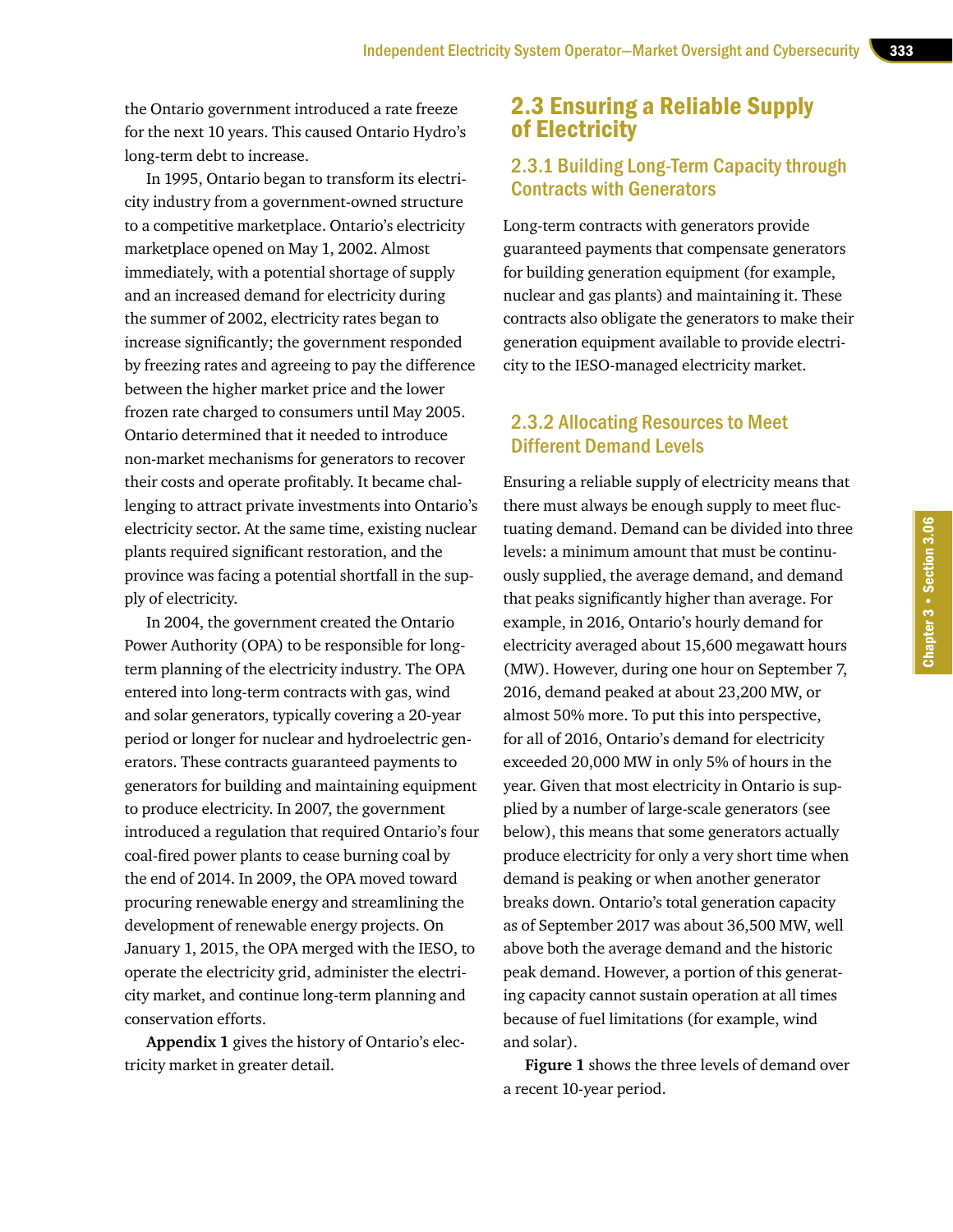the Ontario government introduced a rate freeze for the next 10 years. This caused Ontario Hydro's long-term debt to increase.

In 1995, Ontario began to transform its electricity industry from a government-owned structure to a competitive marketplace. Ontario's electricity marketplace opened on May 1, 2002. Almost immediately, with a potential shortage of supply and an increased demand for electricity during the summer of 2002, electricity rates began to increase significantly; the government responded by freezing rates and agreeing to pay the difference between the higher market price and the lower frozen rate charged to consumers until May 2005. Ontario determined that it needed to introduce non-market mechanisms for generators to recover their costs and operate profitably. It became challenging to attract private investments into Ontario's electricity sector. At the same time, existing nuclear plants required significant restoration, and the province was facing a potential shortfall in the supply of electricity.

In 2004, the government created the Ontario Power Authority (OPA) to be responsible for long-term planning of the electricity industry. The OPA entered into long-term contracts with gas, wind and solar generators, typically covering a 20-year period or longer for nuclear and hydroelectric generators. These contracts guaranteed payments to generators for building and maintaining equipment to produce electricity. In 2007, the government introduced a regulation that required Ontario's four coal-fired power plants to cease burning coal by the end of 2014. In 2009, the OPA moved toward procuring renewable energy and streamlining the development of renewable energy projects. On January 1, 2015, the OPA merged with the IESO, to operate the electricity grid, administer the electricity market, and continue long-term planning and conservation efforts.

**Appendix 1** gives the history of Ontario's electricity market in greater detail.

## 2.3 Ensuring a Reliable Supply of Electricity

### 2.3.1 Building Long-Term Capacity through Contracts with Generators

Long-term contracts with generators provide guaranteed payments that compensate generators for building generation equipment (for example, nuclear and gas plants) and maintaining it. These contracts also obligate the generators to make their generation equipment available to provide electricity to the IESO-managed electricity market.

### 2.3.2 Allocating Resources to Meet Different Demand Levels

Ensuring a reliable supply of electricity means that there must always be enough supply to meet fluctuating demand. Demand can be divided into three levels: a minimum amount that must be continuously supplied, the average demand, and demand that peaks significantly higher than average. For example, in 2016, Ontario's hourly demand for electricity averaged about 15,600 megawatt hours (MW). However, during one hour on September 7, 2016, demand peaked at about 23,200 MW, or almost 50% more. To put this into perspective, for all of 2016, Ontario's demand for electricity exceeded 20,000 MW in only 5% of hours in the year. Given that most electricity in Ontario is supplied by a number of large-scale generators (see below), this means that some generators actually produce electricity for only a very short time when demand is peaking or when another generator breaks down. Ontario's total generation capacity as of September 2017 was about 36,500 MW, well above both the average demand and the historic peak demand. However, a portion of this generating capacity cannot sustain operation at all times because of fuel limitations (for example, wind and solar).

**Figure 1** shows the three levels of demand over a recent 10-year period.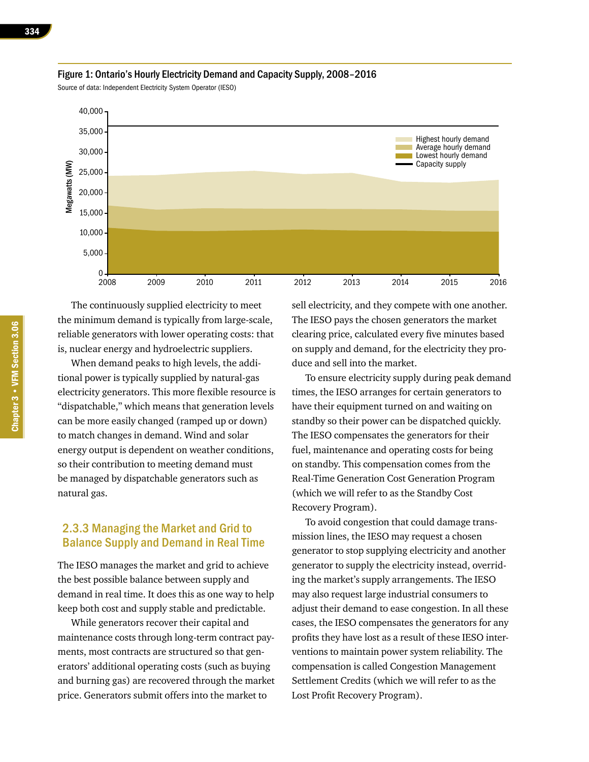Figure 1: Ontario's Hourly Electricity Demand and Capacity Supply, 2008–2016

Source of data: Independent Electricity System Operator (IESO)

The continuously supplied electricity to meet the minimum demand is typically from large-scale, reliable generators with lower operating costs: that is, nuclear energy and hydroelectric suppliers.

When demand peaks to high levels, the additional power is typically supplied by natural-gas electricity generators. This more flexible resource is "dispatchable," which means that generation levels can be more easily changed (ramped up or down) to match changes in demand. Wind and solar energy output is dependent on weather conditions, so their contribution to meeting demand must be managed by dispatchable generators such as natural gas.

### 2.3.3 Managing the Market and Grid to Balance Supply and Demand in Real Time

The IESO manages the market and grid to achieve the best possible balance between supply and demand in real time. It does this as one way to help keep both cost and supply stable and predictable.

While generators recover their capital and maintenance costs through long-term contract payments, most contracts are structured so that generators' additional operating costs (such as buying and burning gas) are recovered through the market price. Generators submit offers into the market to sell electricity, and they compete with one another. The IESO pays the chosen generators the market clearing price, calculated every five minutes based on supply and demand, for the electricity they produce and sell into the market.

To ensure electricity supply during peak demand times, the IESO arranges for certain generators to have their equipment turned on and waiting on standby so their power can be dispatched quickly. The IESO compensates the generators for their fuel, maintenance and operating costs for being on standby. This compensation comes from the Real-Time Generation Cost Generation Program (which we will refer to as the Standby Cost Recovery Program).

To avoid congestion that could damage transmission lines, the IESO may request a chosen generator to stop supplying electricity and another generator to supply the electricity instead, overriding the market's supply arrangements. The IESO may also request large industrial consumers to adjust their demand to ease congestion. In all these cases, the IESO compensates the generators for any profits they have lost as a result of these IESO interventions to maintain power system reliability. The compensation is called Congestion Management Settlement Credits (which we will refer to as the Lost Profit Recovery Program).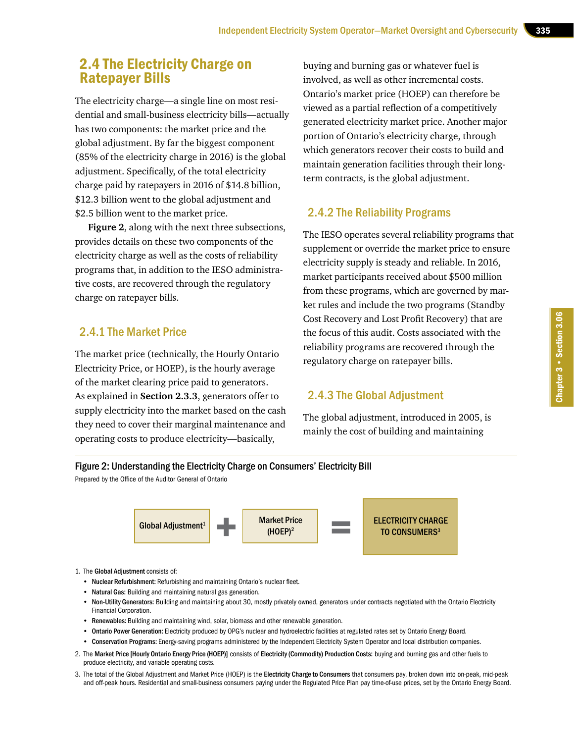## 2.4 The Electricity Charge on Ratepayer Bills

The electricity charge—a single line on most residential and small-business electricity bills—actually has two components: the market price and the global adjustment. By far the biggest component (85% of the electricity charge in 2016) is the global adjustment. Specifically, of the total electricity charge paid by ratepayers in 2016 of $14.8 billion, $12.3 billion went to the global adjustment and $2.5 billion went to the market price.

**Figure 2**, along with the next three subsections, provides details on these two components of the electricity charge as well as the costs of reliability programs that, in addition to the IESO administrative costs, are recovered through the regulatory charge on ratepayer bills.

### 2.4.1 The Market Price

The market price (technically, the Hourly Ontario Electricity Price, or HOEP), is the hourly average of the market clearing price paid to generators. As explained in **Section 2.3.3**, generators offer to supply electricity into the market based on the cash they need to cover their marginal maintenance and operating costs to produce electricity—basically, buying and burning gas or whatever fuel is involved, as well as other incremental costs. Ontario's market price (HOEP) can therefore be viewed as a partial reflection of a competitively generated electricity market price. Another major portion of Ontario's electricity charge, through which generators recover their costs to build and maintain generation facilities through their long-term contracts, is the global adjustment.

### 2.4.2 The Reliability Programs

The IESO operates several reliability programs that supplement or override the market price to ensure electricity supply is steady and reliable. In 2016, market participants received about $500 million from these programs, which are governed by market rules and include the two programs (Standby Cost Recovery and Lost Profit Recovery) that are the focus of this audit. Costs associated with the reliability programs are recovered through the regulatory charge on ratepayer bills.

### 2.4.3 The Global Adjustment

The global adjustment, introduced in 2005, is mainly the cost of building and maintaining

**Figure 2: Understanding the Electricity Charge on Consumers' Electricity Bill**

Prepared by the Office of the Auditor General of Ontario

Global Adjustment[1] + Market Price (HOEP)[2] = ELECTRICITY CHARGE TO CONSUMERS[3]

1. The **Global Adjustment** consists of:
   - **Nuclear Refurbishment:** Refurbishing and maintaining Ontario's nuclear fleet.
   - **Natural Gas:** Building and maintaining natural gas generation.
   - **Non-Utility Generators:** Building and maintaining about 30, mostly privately owned, generators under contracts negotiated with the Ontario Electricity Financial Corporation.
   - **Renewables:** Building and maintaining wind, solar, biomass and other renewable generation.
   - **Ontario Power Generation:** Electricity produced by OPG's nuclear and hydroelectric facilities at regulated rates set by Ontario Energy Board.
   - **Conservation Programs:** Energy-saving programs administered by the Independent Electricity System Operator and local distribution companies.
2. The **Market Price [Hourly Ontario Energy Price (HOEP)]** consists of **Electricity (Commodity) Production Costs:** buying and burning gas and other fuels to produce electricity, and variable operating costs.
3. The total of the Global Adjustment and Market Price (HOEP) is the **Electricity Charge to Consumers** that consumers pay, broken down into on-peak, mid-peak and off-peak hours. Residential and small-business consumers paying under the Regulated Price Plan pay time-of-use prices, set by the Ontario Energy Board.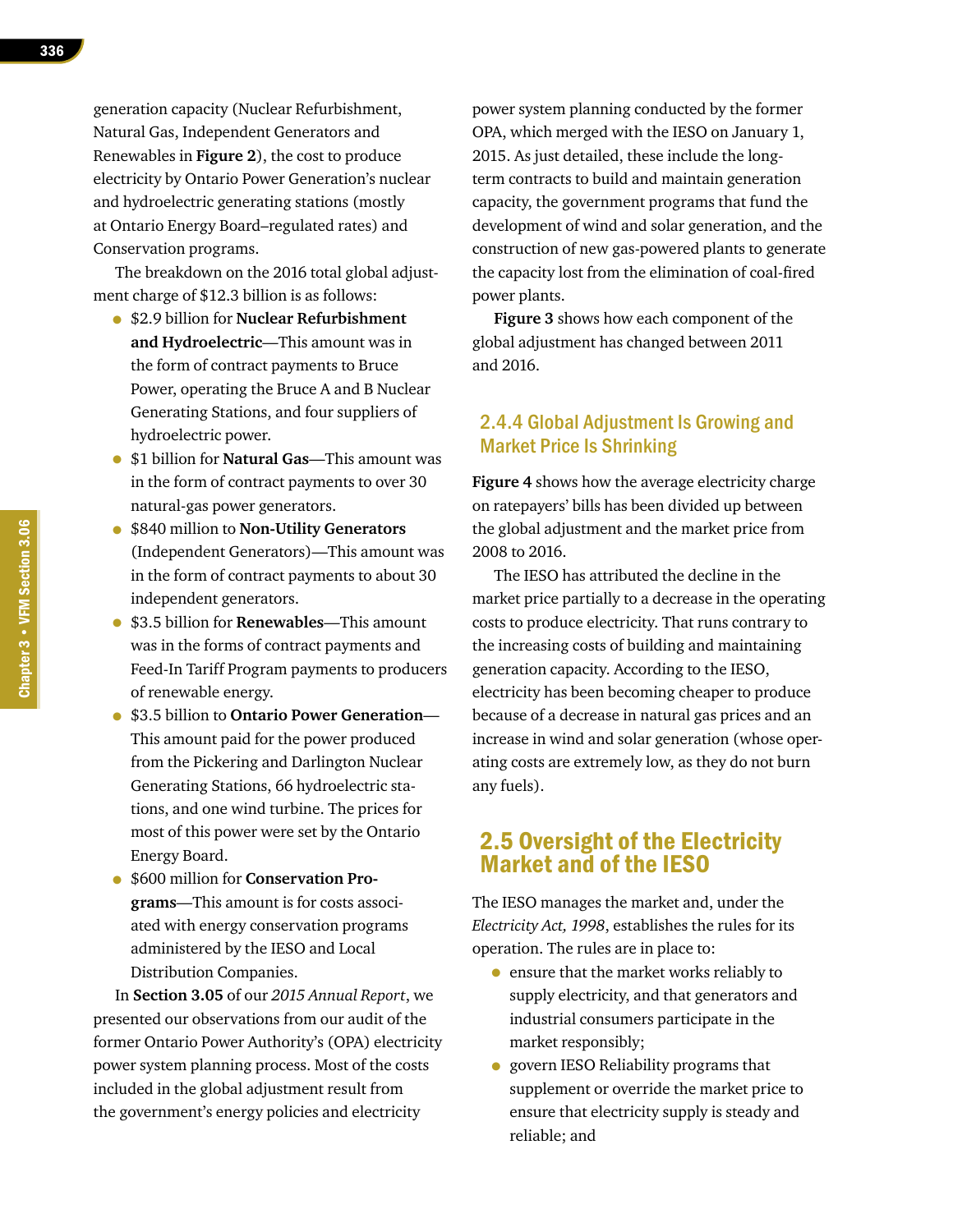generation capacity (Nuclear Refurbishment, Natural Gas, Independent Generators and Renewables in **Figure 2**), the cost to produce electricity by Ontario Power Generation's nuclear and hydroelectric generating stations (mostly at Ontario Energy Board–regulated rates) and Conservation programs.

The breakdown on the 2016 total global adjustment charge of $12.3 billion is as follows:

- $2.9 billion for **Nuclear Refurbishment and Hydroelectric**—This amount was in the form of contract payments to Bruce Power, operating the Bruce A and B Nuclear Generating Stations, and four suppliers of hydroelectric power.
- $1 billion for **Natural Gas**—This amount was in the form of contract payments to over 30 natural-gas power generators.
- $840 million to **Non-Utility Generators** (Independent Generators)—This amount was in the form of contract payments to about 30 independent generators.
- $3.5 billion for **Renewables**—This amount was in the forms of contract payments and Feed-In Tariff Program payments to producers of renewable energy.
- $3.5 billion to **Ontario Power Generation**—This amount paid for the power produced from the Pickering and Darlington Nuclear Generating Stations, 66 hydroelectric stations, and one wind turbine. The prices for most of this power were set by the Ontario Energy Board.
- $600 million for **Conservation Programs**—This amount is for costs associated with energy conservation programs administered by the IESO and Local Distribution Companies.

In **Section 3.05** of our *2015 Annual Report*, we presented our observations from our audit of the former Ontario Power Authority's (OPA) electricity power system planning process. Most of the costs included in the global adjustment result from the government's energy policies and electricity power system planning conducted by the former OPA, which merged with the IESO on January 1, 2015. As just detailed, these include the long-term contracts to build and maintain generation capacity, the government programs that fund the development of wind and solar generation, and the construction of new gas-powered plants to generate the capacity lost from the elimination of coal-fired power plants.

**Figure 3** shows how each component of the global adjustment has changed between 2011 and 2016.

### 2.4.4 Global Adjustment Is Growing and Market Price Is Shrinking

**Figure 4** shows how the average electricity charge on ratepayers' bills has been divided up between the global adjustment and the market price from 2008 to 2016.

The IESO has attributed the decline in the market price partially to a decrease in the operating costs to produce electricity. That runs contrary to the increasing costs of building and maintaining generation capacity. According to the IESO, electricity has been becoming cheaper to produce because of a decrease in natural gas prices and an increase in wind and solar generation (whose operating costs are extremely low, as they do not burn any fuels).

## 2.5 Oversight of the Electricity Market and of the IESO

The IESO manages the market and, under the *Electricity Act, 1998*, establishes the rules for its operation. The rules are in place to:

- ensure that the market works reliably to supply electricity, and that generators and industrial consumers participate in the market responsibly;
- govern IESO Reliability programs that supplement or override the market price to ensure that electricity supply is steady and reliable; and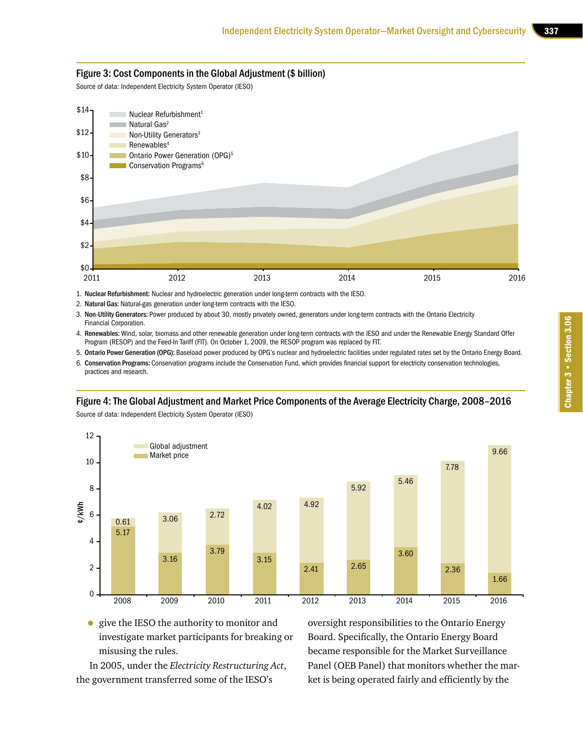### Figure 3: Cost Components in the Global Adjustment ($ billion)

Source of data: Independent Electricity System Operator (IESO)

1. **Nuclear Refurbishment:** Nuclear and hydroelectric generation under long-term contracts with the IESO.
2. **Natural Gas:** Natural-gas generation under long-term contracts with the IESO.
3. **Non-Utility Generators:** Power produced by about 30, mostly privately owned, generators under long-term contracts with the Ontario Electricity Financial Corporation.
4. **Renewables:** Wind, solar, biomass and other renewable generation under long-term contracts with the IESO and under the Renewable Energy Standard Offer Program (RESOP) and the Feed-In Tariff (FIT). On October 1, 2009, the RESOP program was replaced by FIT.
5. **Ontario Power Generation (OPG):** Baseload power produced by OPG's nuclear and hydroelectric facilities under regulated rates set by the Ontario Energy Board.
6. **Conservation Programs:** Conservation programs include the Conservation Fund, which provides financial support for electricity conservation technologies, practices and research.

### Figure 4: The Global Adjustment and Market Price Components of the Average Electricity Charge, 2008–2016

Source of data: Independent Electricity System Operator (IESO)

| Year | Market price (¢/kWh) | Global adjustment (¢/kWh) |
|---|---|---|
| 2008 | 5.17 | 0.61 |
| 2009 | 3.16 | 3.06 |
| 2010 | 3.79 | 2.72 |
| 2011 | 3.15 | 4.02 |
| 2012 | 2.41 | 4.92 |
| 2013 | 2.65 | 5.92 |
| 2014 | 3.60 | 5.46 |
| 2015 | 2.36 | 7.78 |
| 2016 | 1.66 | 9.66 |

- give the IESO the authority to monitor and investigate market participants for breaking or misusing the rules.

In 2005, under the *Electricity Restructuring Act*, the government transferred some of the IESO's oversight responsibilities to the Ontario Energy Board. Specifically, the Ontario Energy Board became responsible for the Market Surveillance Panel (OEB Panel) that monitors whether the market is being operated fairly and efficiently by the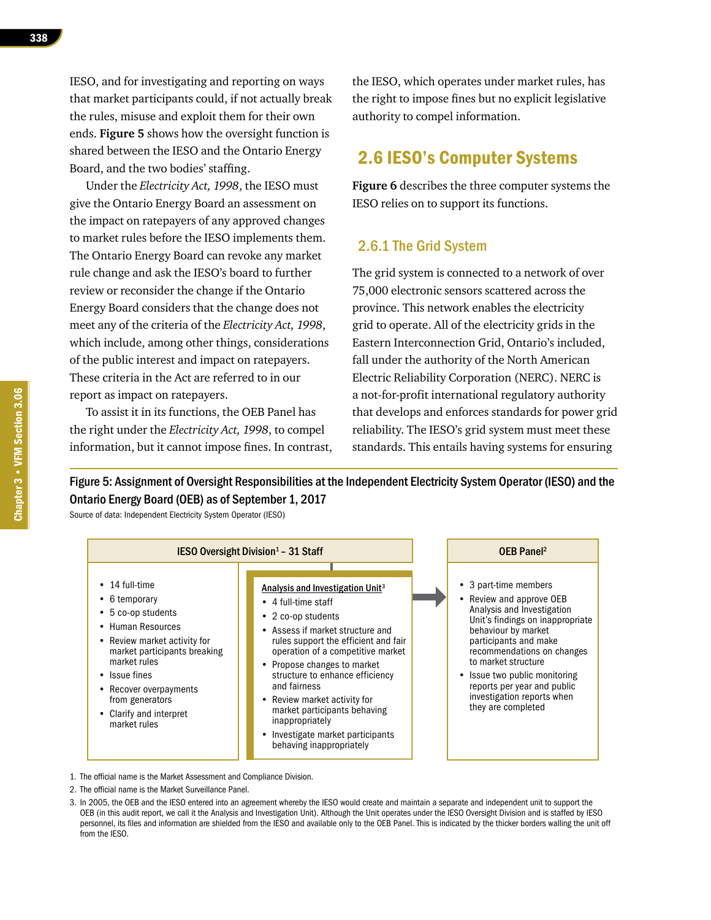IESO, and for investigating and reporting on ways that market participants could, if not actually break the rules, misuse and exploit them for their own ends. **Figure 5** shows how the oversight function is shared between the IESO and the Ontario Energy Board, and the two bodies' staffing.

Under the *Electricity Act, 1998*, the IESO must give the Ontario Energy Board an assessment on the impact on ratepayers of any approved changes to market rules before the IESO implements them. The Ontario Energy Board can revoke any market rule change and ask the IESO's board to further review or reconsider the change if the Ontario Energy Board considers that the change does not meet any of the criteria of the *Electricity Act, 1998*, which include, among other things, considerations of the public interest and impact on ratepayers. These criteria in the Act are referred to in our report as impact on ratepayers.

To assist it in its functions, the OEB Panel has the right under the *Electricity Act, 1998*, to compel information, but it cannot impose fines. In contrast, the IESO, which operates under market rules, has the right to impose fines but no explicit legislative authority to compel information.

## 2.6 IESO's Computer Systems

**Figure 6** describes the three computer systems the IESO relies on to support its functions.

### 2.6.1 The Grid System

The grid system is connected to a network of over 75,000 electronic sensors scattered across the province. This network enables the electricity grid to operate. All of the electricity grids in the Eastern Interconnection Grid, Ontario's included, fall under the authority of the North American Electric Reliability Corporation (NERC). NERC is a not-for-profit international regulatory authority that develops and enforces standards for power grid reliability. The IESO's grid system must meet these standards. This entails having systems for ensuring

**Figure 5: Assignment of Oversight Responsibilities at the Independent Electricity System Operator (IESO) and the Ontario Energy Board (OEB) as of September 1, 2017**

Source of data: Independent Electricity System Operator (IESO)

| IESO Oversight Division[1] – 31 Staff | | OEB Panel[2] |
|---|---|---|
| • 14 full-time<br>• 6 temporary<br>• 5 co-op students<br>• Human Resources<br>• Review market activity for market participants breaking market rules<br>• Issue fines<br>• Recover overpayments from generators<br>• Clarify and interpret market rules | **Analysis and Investigation Unit[3]**<br>• 4 full-time staff<br>• 2 co-op students<br>• Assess if market structure and rules support the efficient and fair operation of a competitive market<br>• Propose changes to market structure to enhance efficiency and fairness<br>• Review market activity for market participants behaving inappropriately<br>• Investigate market participants behaving inappropriately | • 3 part-time members<br>• Review and approve OEB Analysis and Investigation Unit's findings on inappropriate behaviour by market participants and make recommendations on changes to market structure<br>• Issue two public monitoring reports per year and public investigation reports when they are completed |

1. The official name is the Market Assessment and Compliance Division.
2. The official name is the Market Surveillance Panel.
3. In 2005, the OEB and the IESO entered into an agreement whereby the IESO would create and maintain a separate and independent unit to support the OEB (in this audit report, we call it the Analysis and Investigation Unit). Although the Unit operates under the IESO Oversight Division and is staffed by IESO personnel, its files and information are shielded from the IESO and available only to the OEB Panel. This is indicated by the thicker borders walling the unit off from the IESO.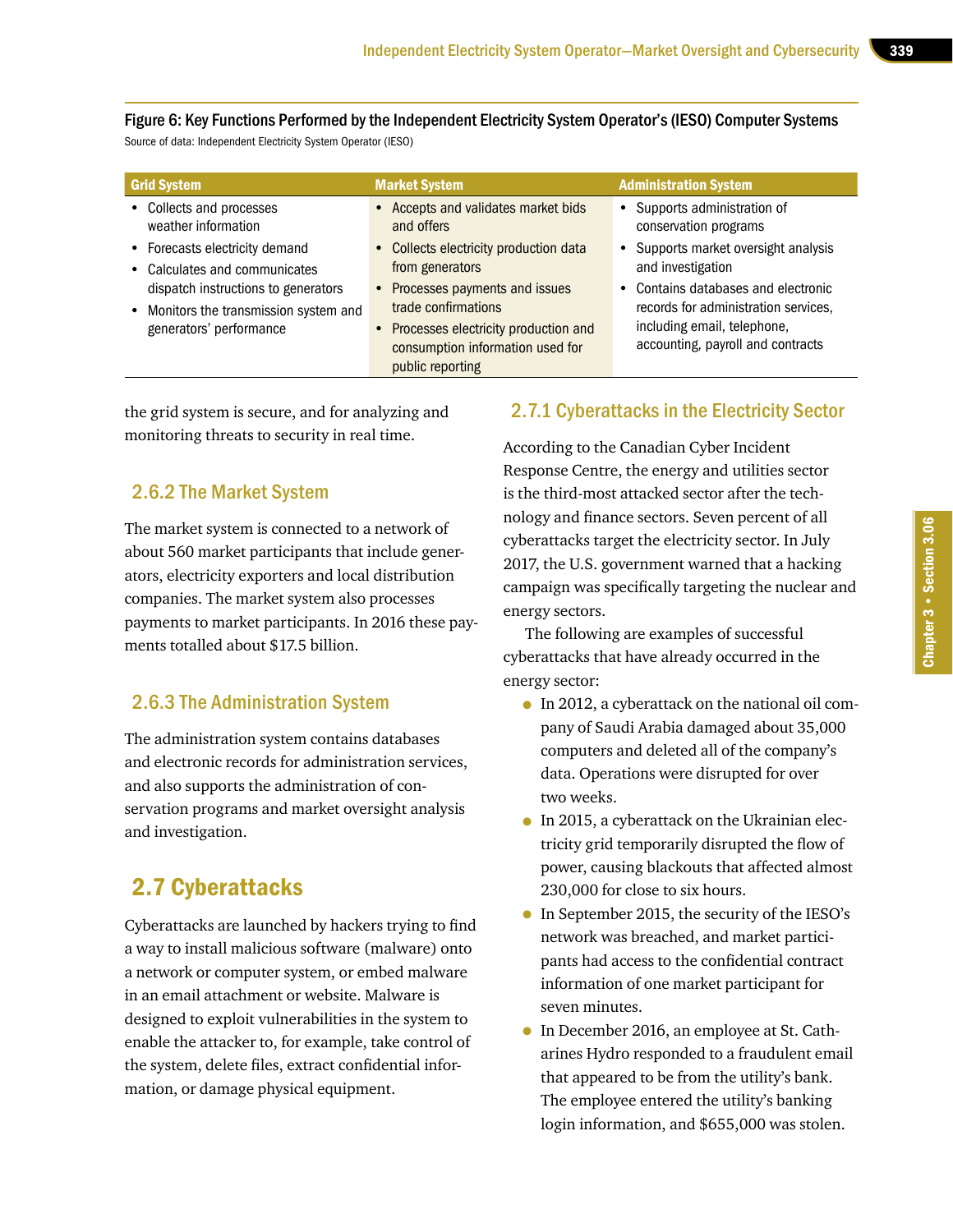Figure 6: Key Functions Performed by the Independent Electricity System Operator's (IESO) Computer Systems

Source of data: Independent Electricity System Operator (IESO)

| Grid System | Market System | Administration System |
|---|---|---|
| • Collects and processes weather information<br>• Forecasts electricity demand<br>• Calculates and communicates dispatch instructions to generators<br>• Monitors the transmission system and generators' performance | • Accepts and validates market bids and offers<br>• Collects electricity production data from generators<br>• Processes payments and issues trade confirmations<br>• Processes electricity production and consumption information used for public reporting | • Supports administration of conservation programs<br>• Supports market oversight analysis and investigation<br>• Contains databases and electronic records for administration services, including email, telephone, accounting, payroll and contracts |

the grid system is secure, and for analyzing and monitoring threats to security in real time.

### 2.6.2 The Market System

The market system is connected to a network of about 560 market participants that include generators, electricity exporters and local distribution companies. The market system also processes payments to market participants. In 2016 these payments totalled about $17.5 billion.

### 2.6.3 The Administration System

The administration system contains databases and electronic records for administration services, and also supports the administration of conservation programs and market oversight analysis and investigation.

## 2.7 Cyberattacks

Cyberattacks are launched by hackers trying to find a way to install malicious software (malware) onto a network or computer system, or embed malware in an email attachment or website. Malware is designed to exploit vulnerabilities in the system to enable the attacker to, for example, take control of the system, delete files, extract confidential information, or damage physical equipment.

### 2.7.1 Cyberattacks in the Electricity Sector

According to the Canadian Cyber Incident Response Centre, the energy and utilities sector is the third-most attacked sector after the technology and finance sectors. Seven percent of all cyberattacks target the electricity sector. In July 2017, the U.S. government warned that a hacking campaign was specifically targeting the nuclear and energy sectors.

The following are examples of successful cyberattacks that have already occurred in the energy sector:

- In 2012, a cyberattack on the national oil company of Saudi Arabia damaged about 35,000 computers and deleted all of the company's data. Operations were disrupted for over two weeks.
- In 2015, a cyberattack on the Ukrainian electricity grid temporarily disrupted the flow of power, causing blackouts that affected almost 230,000 for close to six hours.
- In September 2015, the security of the IESO's network was breached, and market participants had access to the confidential contract information of one market participant for seven minutes.
- In December 2016, an employee at St. Catharines Hydro responded to a fraudulent email that appeared to be from the utility's bank. The employee entered the utility's banking login information, and $655,000 was stolen.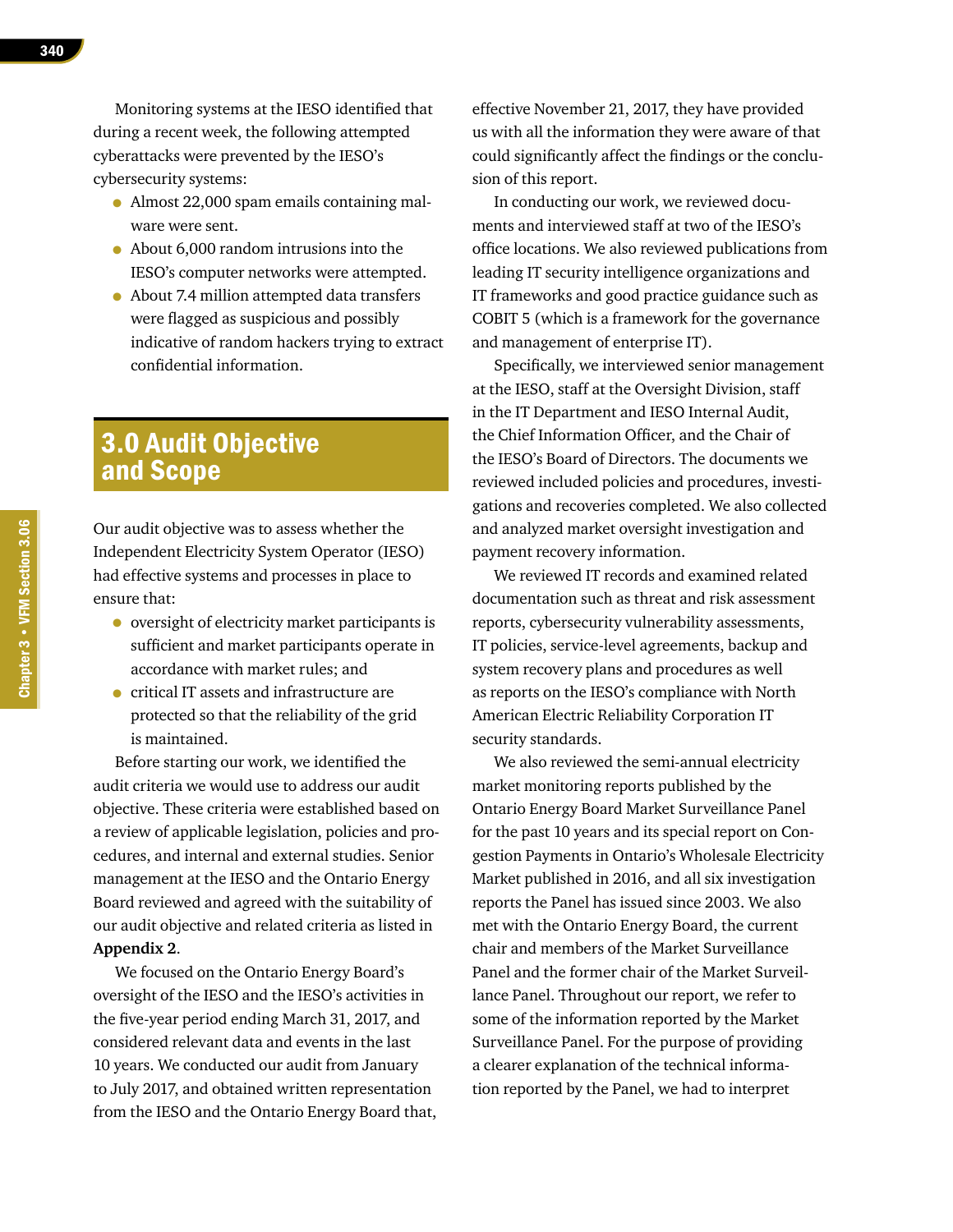Monitoring systems at the IESO identified that during a recent week, the following attempted cyberattacks were prevented by the IESO's cybersecurity systems:

- Almost 22,000 spam emails containing malware were sent.
- About 6,000 random intrusions into the IESO's computer networks were attempted.
- About 7.4 million attempted data transfers were flagged as suspicious and possibly indicative of random hackers trying to extract confidential information.

## 3.0 Audit Objective and Scope

Our audit objective was to assess whether the Independent Electricity System Operator (IESO) had effective systems and processes in place to ensure that:

- oversight of electricity market participants is sufficient and market participants operate in accordance with market rules; and
- critical IT assets and infrastructure are protected so that the reliability of the grid is maintained.

Before starting our work, we identified the audit criteria we would use to address our audit objective. These criteria were established based on a review of applicable legislation, policies and procedures, and internal and external studies. Senior management at the IESO and the Ontario Energy Board reviewed and agreed with the suitability of our audit objective and related criteria as listed in **Appendix 2**.

We focused on the Ontario Energy Board's oversight of the IESO and the IESO's activities in the five-year period ending March 31, 2017, and considered relevant data and events in the last 10 years. We conducted our audit from January to July 2017, and obtained written representation from the IESO and the Ontario Energy Board that, effective November 21, 2017, they have provided us with all the information they were aware of that could significantly affect the findings or the conclusion of this report.

In conducting our work, we reviewed documents and interviewed staff at two of the IESO's office locations. We also reviewed publications from leading IT security intelligence organizations and IT frameworks and good practice guidance such as COBIT 5 (which is a framework for the governance and management of enterprise IT).

Specifically, we interviewed senior management at the IESO, staff at the Oversight Division, staff in the IT Department and IESO Internal Audit, the Chief Information Officer, and the Chair of the IESO's Board of Directors. The documents we reviewed included policies and procedures, investigations and recoveries completed. We also collected and analyzed market oversight investigation and payment recovery information.

We reviewed IT records and examined related documentation such as threat and risk assessment reports, cybersecurity vulnerability assessments, IT policies, service-level agreements, backup and system recovery plans and procedures as well as reports on the IESO's compliance with North American Electric Reliability Corporation IT security standards.

We also reviewed the semi-annual electricity market monitoring reports published by the Ontario Energy Board Market Surveillance Panel for the past 10 years and its special report on Congestion Payments in Ontario's Wholesale Electricity Market published in 2016, and all six investigation reports the Panel has issued since 2003. We also met with the Ontario Energy Board, the current chair and members of the Market Surveillance Panel and the former chair of the Market Surveillance Panel. Throughout our report, we refer to some of the information reported by the Market Surveillance Panel. For the purpose of providing a clearer explanation of the technical information reported by the Panel, we had to interpret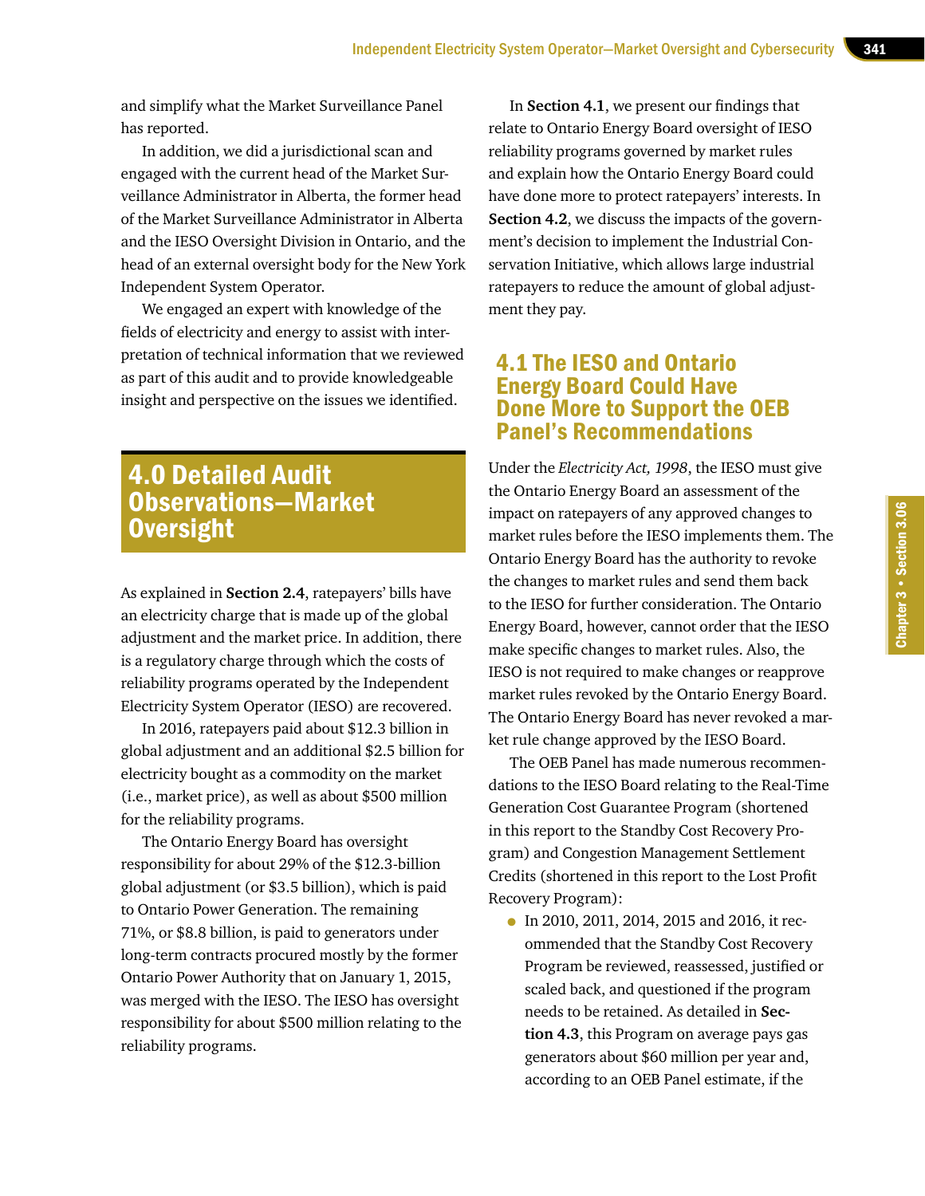and simplify what the Market Surveillance Panel has reported.

In addition, we did a jurisdictional scan and engaged with the current head of the Market Surveillance Administrator in Alberta, the former head of the Market Surveillance Administrator in Alberta and the IESO Oversight Division in Ontario, and the head of an external oversight body for the New York Independent System Operator.

We engaged an expert with knowledge of the fields of electricity and energy to assist with interpretation of technical information that we reviewed as part of this audit and to provide knowledgeable insight and perspective on the issues we identified.

## 4.0 Detailed Audit Observations—Market Oversight

As explained in **Section 2.4**, ratepayers' bills have an electricity charge that is made up of the global adjustment and the market price. In addition, there is a regulatory charge through which the costs of reliability programs operated by the Independent Electricity System Operator (IESO) are recovered.

In 2016, ratepayers paid about $12.3 billion in global adjustment and an additional $2.5 billion for electricity bought as a commodity on the market (i.e., market price), as well as about $500 million for the reliability programs.

The Ontario Energy Board has oversight responsibility for about 29% of the $12.3-billion global adjustment (or $3.5 billion), which is paid to Ontario Power Generation. The remaining 71%, or $8.8 billion, is paid to generators under long-term contracts procured mostly by the former Ontario Power Authority that on January 1, 2015, was merged with the IESO. The IESO has oversight responsibility for about $500 million relating to the reliability programs.

In **Section 4.1**, we present our findings that relate to Ontario Energy Board oversight of IESO reliability programs governed by market rules and explain how the Ontario Energy Board could have done more to protect ratepayers' interests. In **Section 4.2**, we discuss the impacts of the government's decision to implement the Industrial Conservation Initiative, which allows large industrial ratepayers to reduce the amount of global adjustment they pay.

### 4.1 The IESO and Ontario Energy Board Could Have Done More to Support the OEB Panel's Recommendations

Under the *Electricity Act, 1998*, the IESO must give the Ontario Energy Board an assessment of the impact on ratepayers of any approved changes to market rules before the IESO implements them. The Ontario Energy Board has the authority to revoke the changes to market rules and send them back to the IESO for further consideration. The Ontario Energy Board, however, cannot order that the IESO make specific changes to market rules. Also, the IESO is not required to make changes or reapprove market rules revoked by the Ontario Energy Board. The Ontario Energy Board has never revoked a market rule change approved by the IESO Board.

The OEB Panel has made numerous recommendations to the IESO Board relating to the Real-Time Generation Cost Guarantee Program (shortened in this report to the Standby Cost Recovery Program) and Congestion Management Settlement Credits (shortened in this report to the Lost Profit Recovery Program):

- In 2010, 2011, 2014, 2015 and 2016, it recommended that the Standby Cost Recovery Program be reviewed, reassessed, justified or scaled back, and questioned if the program needs to be retained. As detailed in **Section 4.3**, this Program on average pays gas generators about $60 million per year and, according to an OEB Panel estimate, if the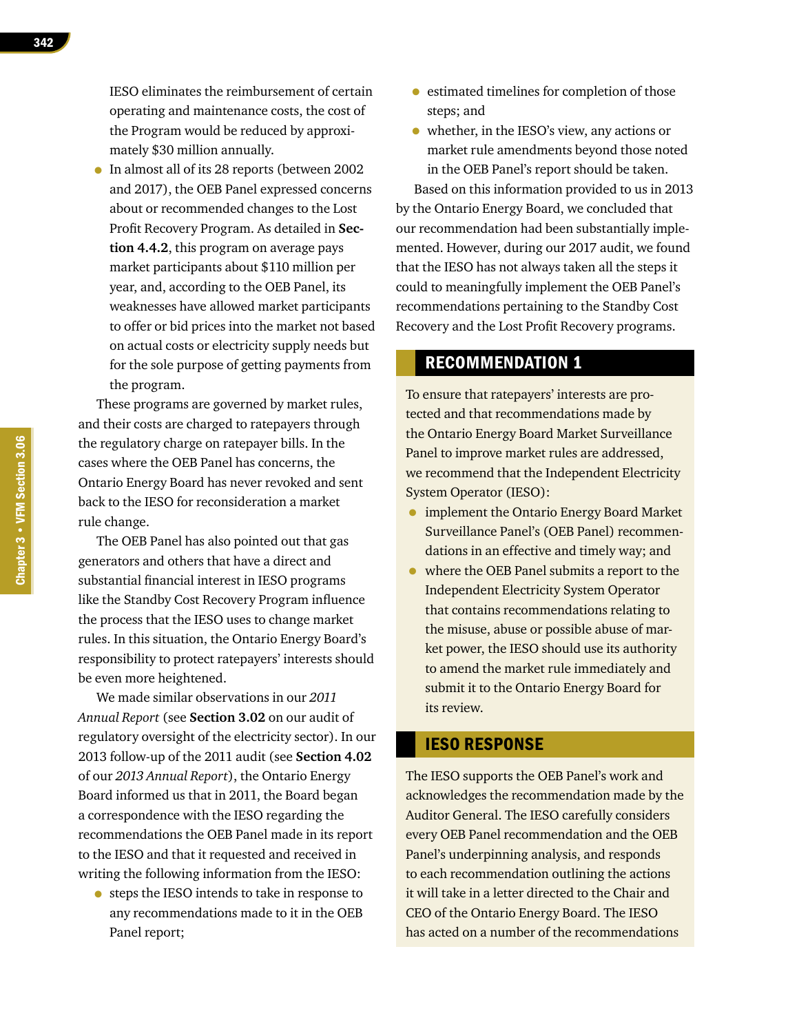IESO eliminates the reimbursement of certain operating and maintenance costs, the cost of the Program would be reduced by approximately $30 million annually.

- In almost all of its 28 reports (between 2002 and 2017), the OEB Panel expressed concerns about or recommended changes to the Lost Profit Recovery Program. As detailed in **Section 4.4.2**, this program on average pays market participants about $110 million per year, and, according to the OEB Panel, its weaknesses have allowed market participants to offer or bid prices into the market not based on actual costs or electricity supply needs but for the sole purpose of getting payments from the program.

These programs are governed by market rules, and their costs are charged to ratepayers through the regulatory charge on ratepayer bills. In the cases where the OEB Panel has concerns, the Ontario Energy Board has never revoked and sent back to the IESO for reconsideration a market rule change.

The OEB Panel has also pointed out that gas generators and others that have a direct and substantial financial interest in IESO programs like the Standby Cost Recovery Program influence the process that the IESO uses to change market rules. In this situation, the Ontario Energy Board's responsibility to protect ratepayers' interests should be even more heightened.

We made similar observations in our *2011 Annual Report* (see **Section 3.02** on our audit of regulatory oversight of the electricity sector). In our 2013 follow-up of the 2011 audit (see **Section 4.02** of our *2013 Annual Report*), the Ontario Energy Board informed us that in 2011, the Board began a correspondence with the IESO regarding the recommendations the OEB Panel made in its report to the IESO and that it requested and received in writing the following information from the IESO:

- steps the IESO intends to take in response to any recommendations made to it in the OEB Panel report;
- estimated timelines for completion of those steps; and
- whether, in the IESO's view, any actions or market rule amendments beyond those noted in the OEB Panel's report should be taken.

Based on this information provided to us in 2013 by the Ontario Energy Board, we concluded that our recommendation had been substantially implemented. However, during our 2017 audit, we found that the IESO has not always taken all the steps it could to meaningfully implement the OEB Panel's recommendations pertaining to the Standby Cost Recovery and the Lost Profit Recovery programs.

## RECOMMENDATION 1

To ensure that ratepayers' interests are protected and that recommendations made by the Ontario Energy Board Market Surveillance Panel to improve market rules are addressed, we recommend that the Independent Electricity System Operator (IESO):

- implement the Ontario Energy Board Market Surveillance Panel's (OEB Panel) recommendations in an effective and timely way; and
- where the OEB Panel submits a report to the Independent Electricity System Operator that contains recommendations relating to the misuse, abuse or possible abuse of market power, the IESO should use its authority to amend the market rule immediately and submit it to the Ontario Energy Board for its review.

## IESO RESPONSE

The IESO supports the OEB Panel's work and acknowledges the recommendation made by the Auditor General. The IESO carefully considers every OEB Panel recommendation and the OEB Panel's underpinning analysis, and responds to each recommendation outlining the actions it will take in a letter directed to the Chair and CEO of the Ontario Energy Board. The IESO has acted on a number of the recommendations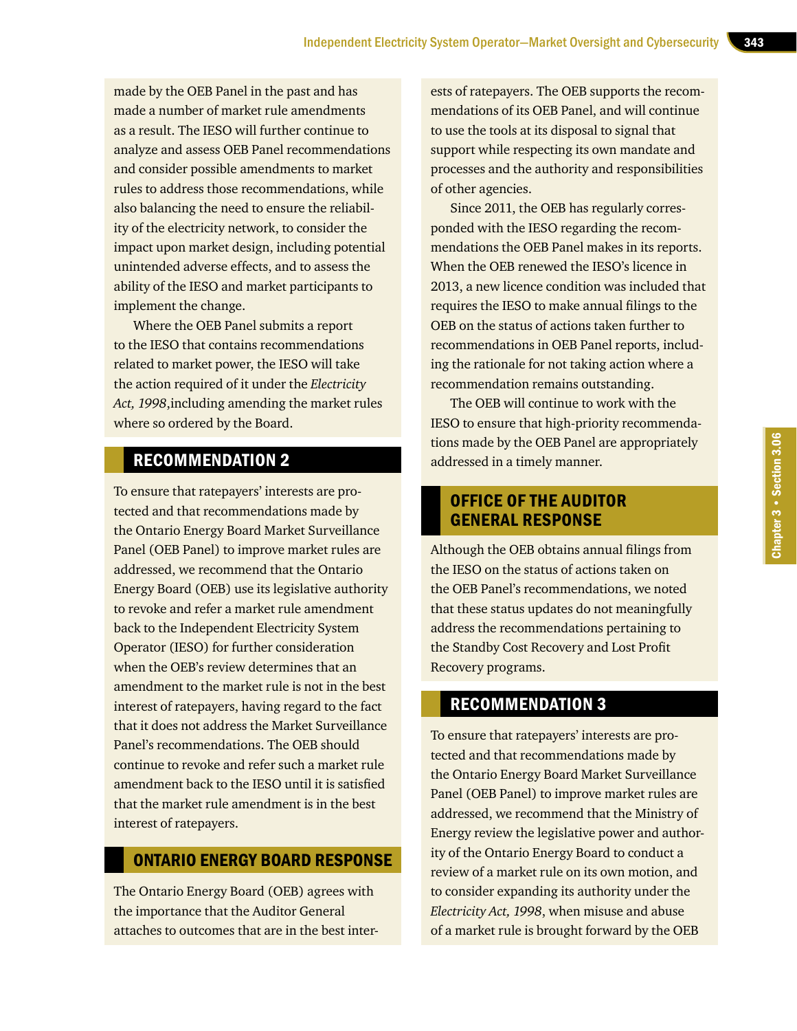made by the OEB Panel in the past and has made a number of market rule amendments as a result. The IESO will further continue to analyze and assess OEB Panel recommendations and consider possible amendments to market rules to address those recommendations, while also balancing the need to ensure the reliability of the electricity network, to consider the impact upon market design, including potential unintended adverse effects, and to assess the ability of the IESO and market participants to implement the change.

Where the OEB Panel submits a report to the IESO that contains recommendations related to market power, the IESO will take the action required of it under the *Electricity Act, 1998*,including amending the market rules where so ordered by the Board.

## RECOMMENDATION 2

To ensure that ratepayers' interests are protected and that recommendations made by the Ontario Energy Board Market Surveillance Panel (OEB Panel) to improve market rules are addressed, we recommend that the Ontario Energy Board (OEB) use its legislative authority to revoke and refer a market rule amendment back to the Independent Electricity System Operator (IESO) for further consideration when the OEB's review determines that an amendment to the market rule is not in the best interest of ratepayers, having regard to the fact that it does not address the Market Surveillance Panel's recommendations. The OEB should continue to revoke and refer such a market rule amendment back to the IESO until it is satisfied that the market rule amendment is in the best interest of ratepayers.

## ONTARIO ENERGY BOARD RESPONSE

The Ontario Energy Board (OEB) agrees with the importance that the Auditor General attaches to outcomes that are in the best interests of ratepayers. The OEB supports the recommendations of its OEB Panel, and will continue to use the tools at its disposal to signal that support while respecting its own mandate and processes and the authority and responsibilities of other agencies.

Since 2011, the OEB has regularly corresponded with the IESO regarding the recommendations the OEB Panel makes in its reports. When the OEB renewed the IESO's licence in 2013, a new licence condition was included that requires the IESO to make annual filings to the OEB on the status of actions taken further to recommendations in OEB Panel reports, including the rationale for not taking action where a recommendation remains outstanding.

The OEB will continue to work with the IESO to ensure that high-priority recommendations made by the OEB Panel are appropriately addressed in a timely manner.

## OFFICE OF THE AUDITOR GENERAL RESPONSE

Although the OEB obtains annual filings from the IESO on the status of actions taken on the OEB Panel's recommendations, we noted that these status updates do not meaningfully address the recommendations pertaining to the Standby Cost Recovery and Lost Profit Recovery programs.

## RECOMMENDATION 3

To ensure that ratepayers' interests are protected and that recommendations made by the Ontario Energy Board Market Surveillance Panel (OEB Panel) to improve market rules are addressed, we recommend that the Ministry of Energy review the legislative power and authority of the Ontario Energy Board to conduct a review of a market rule on its own motion, and to consider expanding its authority under the *Electricity Act, 1998*, when misuse and abuse of a market rule is brought forward by the OEB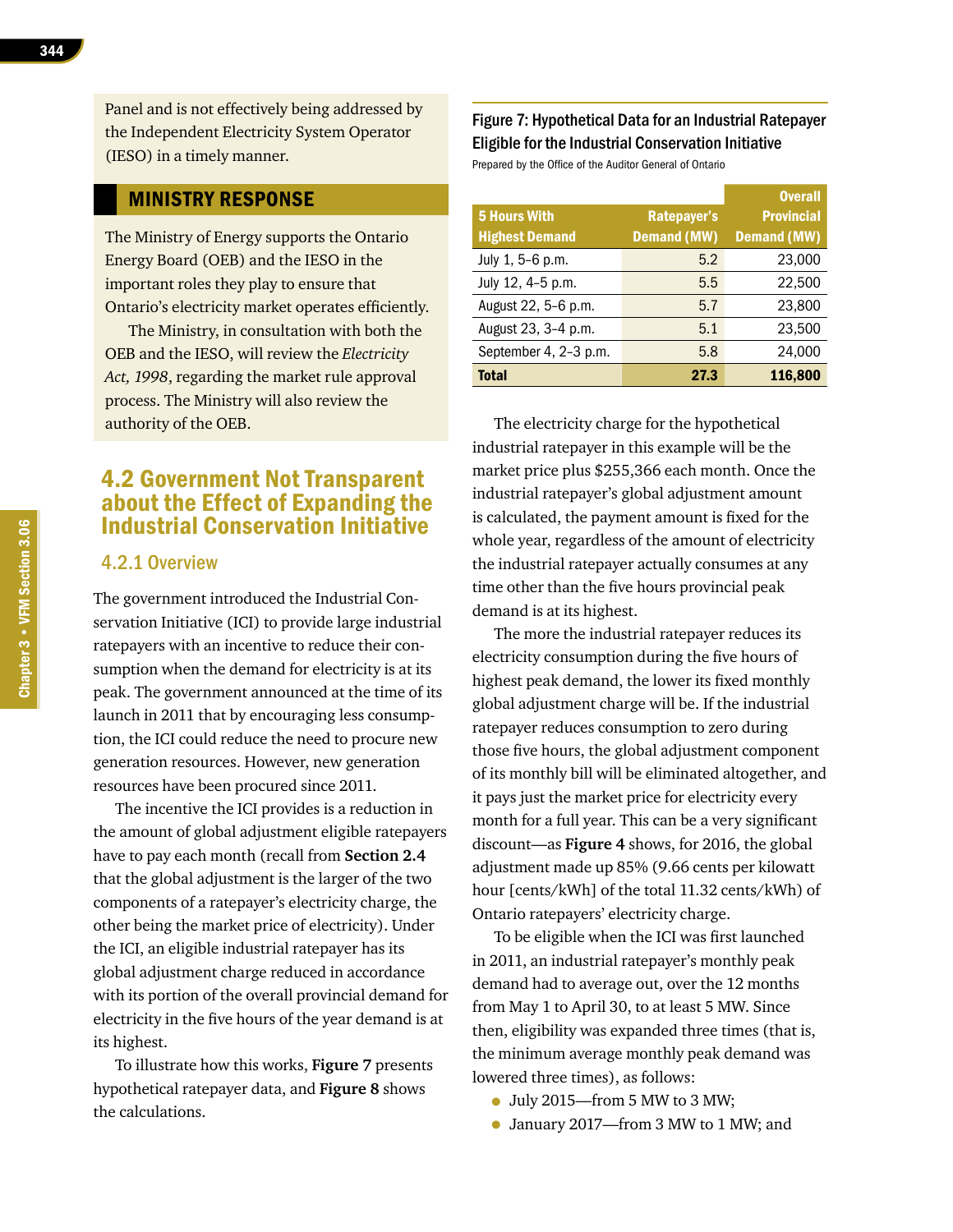Panel and is not effectively being addressed by the Independent Electricity System Operator (IESO) in a timely manner.

## MINISTRY RESPONSE

The Ministry of Energy supports the Ontario Energy Board (OEB) and the IESO in the important roles they play to ensure that Ontario's electricity market operates efficiently.

The Ministry, in consultation with both the OEB and the IESO, will review the *Electricity Act, 1998*, regarding the market rule approval process. The Ministry will also review the authority of the OEB.

## 4.2 Government Not Transparent about the Effect of Expanding the Industrial Conservation Initiative

### 4.2.1 Overview

The government introduced the Industrial Conservation Initiative (ICI) to provide large industrial ratepayers with an incentive to reduce their consumption when the demand for electricity is at its peak. The government announced at the time of its launch in 2011 that by encouraging less consumption, the ICI could reduce the need to procure new generation resources. However, new generation resources have been procured since 2011.

The incentive the ICI provides is a reduction in the amount of global adjustment eligible ratepayers have to pay each month (recall from **Section 2.4** that the global adjustment is the larger of the two components of a ratepayer's electricity charge, the other being the market price of electricity). Under the ICI, an eligible industrial ratepayer has its global adjustment charge reduced in accordance with its portion of the overall provincial demand for electricity in the five hours of the year demand is at its highest.

To illustrate how this works, **Figure 7** presents hypothetical ratepayer data, and **Figure 8** shows the calculations.

**Figure 7: Hypothetical Data for an Industrial Ratepayer Eligible for the Industrial Conservation Initiative**

Prepared by the Office of the Auditor General of Ontario

| 5 Hours With Highest Demand | Ratepayer's Demand (MW) | Overall Provincial Demand (MW) |
|---|---|---|
| July 1, 5–6 p.m. | 5.2 | 23,000 |
| July 12, 4–5 p.m. | 5.5 | 22,500 |
| August 22, 5–6 p.m. | 5.7 | 23,800 |
| August 23, 3–4 p.m. | 5.1 | 23,500 |
| September 4, 2–3 p.m. | 5.8 | 24,000 |
| **Total** | **27.3** | **116,800** |

The electricity charge for the hypothetical industrial ratepayer in this example will be the market price plus $255,366 each month. Once the industrial ratepayer's global adjustment amount is calculated, the payment amount is fixed for the whole year, regardless of the amount of electricity the industrial ratepayer actually consumes at any time other than the five hours provincial peak demand is at its highest.

The more the industrial ratepayer reduces its electricity consumption during the five hours of highest peak demand, the lower its fixed monthly global adjustment charge will be. If the industrial ratepayer reduces consumption to zero during those five hours, the global adjustment component of its monthly bill will be eliminated altogether, and it pays just the market price for electricity every month for a full year. This can be a very significant discount—as **Figure 4** shows, for 2016, the global adjustment made up 85% (9.66 cents per kilowatt hour [cents/kWh] of the total 11.32 cents/kWh) of Ontario ratepayers' electricity charge.

To be eligible when the ICI was first launched in 2011, an industrial ratepayer's monthly peak demand had to average out, over the 12 months from May 1 to April 30, to at least 5 MW. Since then, eligibility was expanded three times (that is, the minimum average monthly peak demand was lowered three times), as follows:

- July 2015—from 5 MW to 3 MW;
- January 2017—from 3 MW to 1 MW; and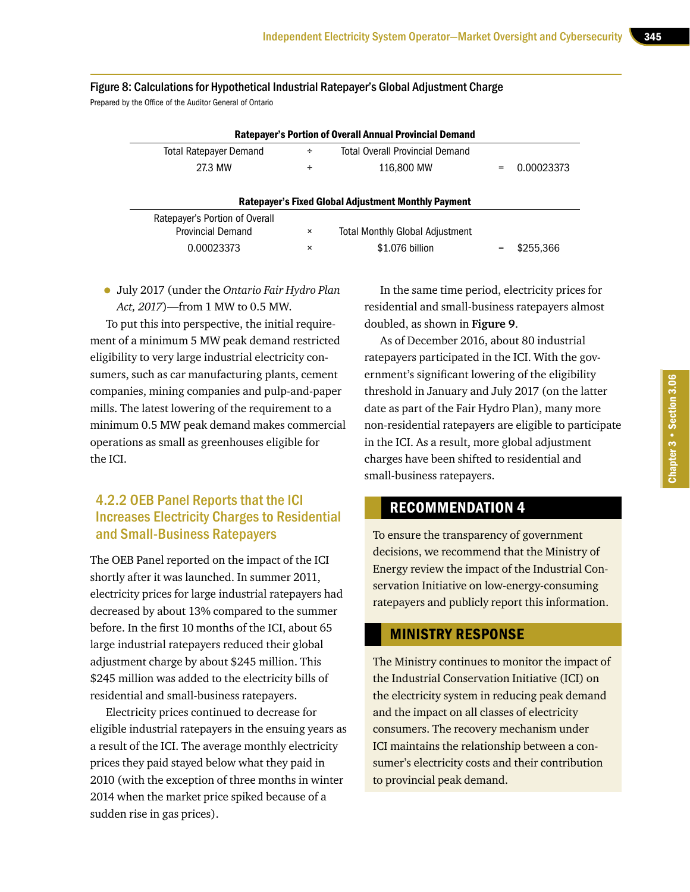#### Figure 8: Calculations for Hypothetical Industrial Ratepayer's Global Adjustment Charge

Prepared by the Office of the Auditor General of Ontario

| Ratepayer's Portion of Overall Annual Provincial Demand | | | | |
|---|---|---|---|---|
| Total Ratepayer Demand | ÷ | Total Overall Provincial Demand | | |
| 27.3 MW | ÷ | 116,800 MW | = | 0.00023373 |

| Ratepayer's Fixed Global Adjustment Monthly Payment | | | | |
|---|---|---|---|---|
| Ratepayer's Portion of Overall Provincial Demand | × | Total Monthly Global Adjustment | | |
| 0.00023373 | × | $1.076 billion | = | $255,366 |

- July 2017 (under the *Ontario Fair Hydro Plan Act, 2017*)—from 1 MW to 0.5 MW.

To put this into perspective, the initial requirement of a minimum 5 MW peak demand restricted eligibility to very large industrial electricity consumers, such as car manufacturing plants, cement companies, mining companies and pulp-and-paper mills. The latest lowering of the requirement to a minimum 0.5 MW peak demand makes commercial operations as small as greenhouses eligible for the ICI.

### 4.2.2 OEB Panel Reports that the ICI Increases Electricity Charges to Residential and Small-Business Ratepayers

The OEB Panel reported on the impact of the ICI shortly after it was launched. In summer 2011, electricity prices for large industrial ratepayers had decreased by about 13% compared to the summer before. In the first 10 months of the ICI, about 65 large industrial ratepayers reduced their global adjustment charge by about $245 million. This $245 million was added to the electricity bills of residential and small-business ratepayers.

Electricity prices continued to decrease for eligible industrial ratepayers in the ensuing years as a result of the ICI. The average monthly electricity prices they paid stayed below what they paid in 2010 (with the exception of three months in winter 2014 when the market price spiked because of a sudden rise in gas prices).

In the same time period, electricity prices for residential and small-business ratepayers almost doubled, as shown in **Figure 9**.

As of December 2016, about 80 industrial ratepayers participated in the ICI. With the government's significant lowering of the eligibility threshold in January and July 2017 (on the latter date as part of the Fair Hydro Plan), many more non-residential ratepayers are eligible to participate in the ICI. As a result, more global adjustment charges have been shifted to residential and small-business ratepayers.

## RECOMMENDATION 4

To ensure the transparency of government decisions, we recommend that the Ministry of Energy review the impact of the Industrial Conservation Initiative on low-energy-consuming ratepayers and publicly report this information.

## MINISTRY RESPONSE

The Ministry continues to monitor the impact of the Industrial Conservation Initiative (ICI) on the electricity system in reducing peak demand and the impact on all classes of electricity consumers. The recovery mechanism under ICI maintains the relationship between a consumer's electricity costs and their contribution to provincial peak demand.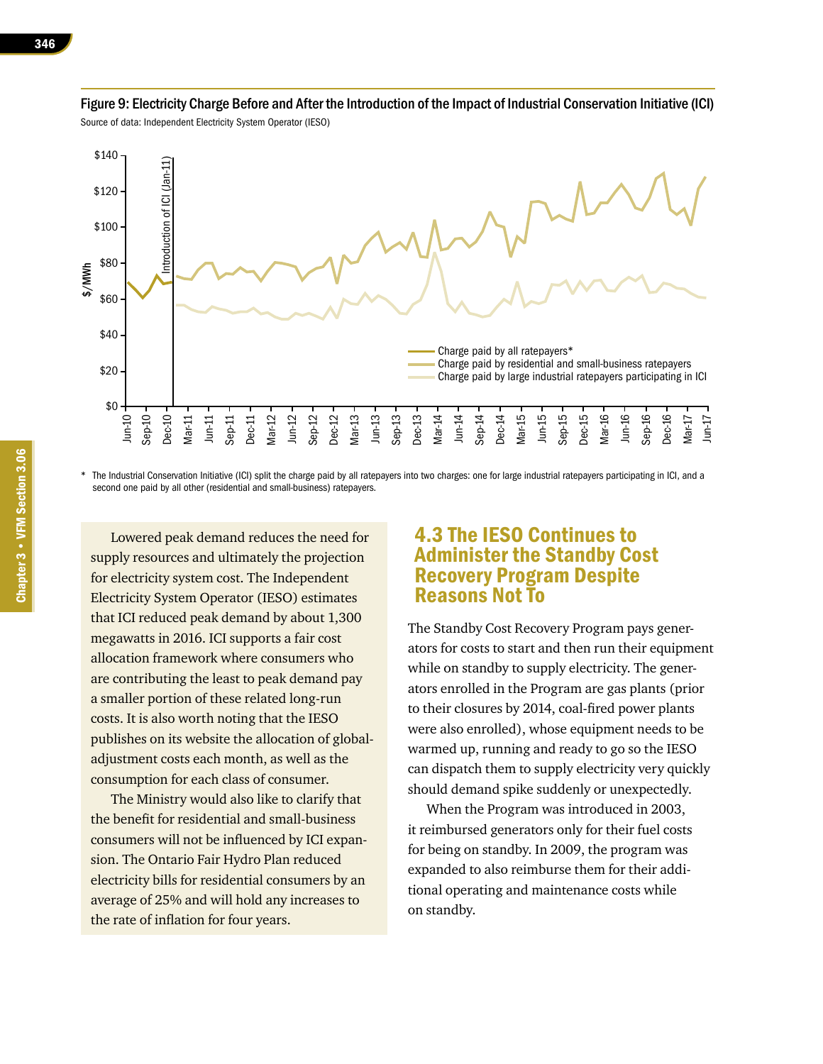Figure 9: Electricity Charge Before and After the Introduction of the Impact of Industrial Conservation Initiative (ICI)

Source of data: Independent Electricity System Operator (IESO)

\* The Industrial Conservation Initiative (ICI) split the charge paid by all ratepayers into two charges: one for large industrial ratepayers participating in ICI, and a second one paid by all other (residential and small-business) ratepayers.

Lowered peak demand reduces the need for supply resources and ultimately the projection for electricity system cost. The Independent Electricity System Operator (IESO) estimates that ICI reduced peak demand by about 1,300 megawatts in 2016. ICI supports a fair cost allocation framework where consumers who are contributing the least to peak demand pay a smaller portion of these related long-run costs. It is also worth noting that the IESO publishes on its website the allocation of global-adjustment costs each month, as well as the consumption for each class of consumer.

The Ministry would also like to clarify that the benefit for residential and small-business consumers will not be influenced by ICI expansion. The Ontario Fair Hydro Plan reduced electricity bills for residential consumers by an average of 25% and will hold any increases to the rate of inflation for four years.

## 4.3 The IESO Continues to Administer the Standby Cost Recovery Program Despite Reasons Not To

The Standby Cost Recovery Program pays generators for costs to start and then run their equipment while on standby to supply electricity. The generators enrolled in the Program are gas plants (prior to their closures by 2014, coal-fired power plants were also enrolled), whose equipment needs to be warmed up, running and ready to go so the IESO can dispatch them to supply electricity very quickly should demand spike suddenly or unexpectedly.

When the Program was introduced in 2003, it reimbursed generators only for their fuel costs for being on standby. In 2009, the program was expanded to also reimburse them for their additional operating and maintenance costs while on standby.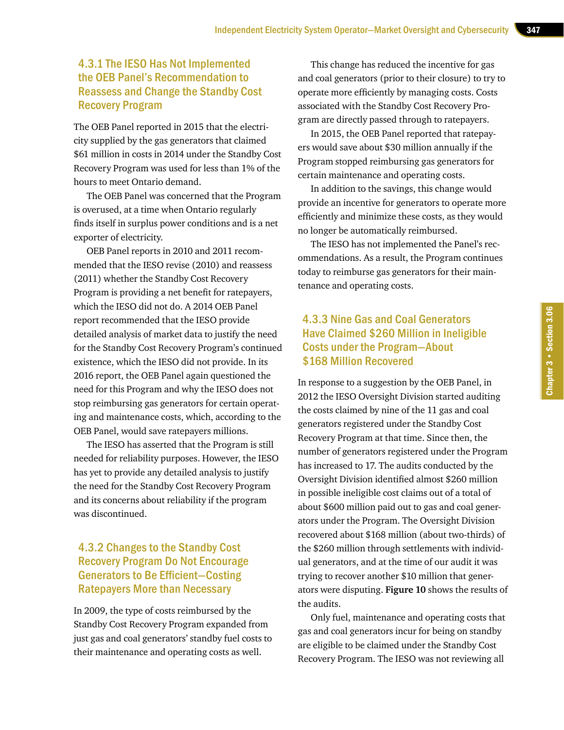### 4.3.1 The IESO Has Not Implemented the OEB Panel's Recommendation to Reassess and Change the Standby Cost Recovery Program

The OEB Panel reported in 2015 that the electricity supplied by the gas generators that claimed $61 million in costs in 2014 under the Standby Cost Recovery Program was used for less than 1% of the hours to meet Ontario demand.

The OEB Panel was concerned that the Program is overused, at a time when Ontario regularly finds itself in surplus power conditions and is a net exporter of electricity.

OEB Panel reports in 2010 and 2011 recommended that the IESO revise (2010) and reassess (2011) whether the Standby Cost Recovery Program is providing a net benefit for ratepayers, which the IESO did not do. A 2014 OEB Panel report recommended that the IESO provide detailed analysis of market data to justify the need for the Standby Cost Recovery Program's continued existence, which the IESO did not provide. In its 2016 report, the OEB Panel again questioned the need for this Program and why the IESO does not stop reimbursing gas generators for certain operating and maintenance costs, which, according to the OEB Panel, would save ratepayers millions.

The IESO has asserted that the Program is still needed for reliability purposes. However, the IESO has yet to provide any detailed analysis to justify the need for the Standby Cost Recovery Program and its concerns about reliability if the program was discontinued.

### 4.3.2 Changes to the Standby Cost Recovery Program Do Not Encourage Generators to Be Efficient—Costing Ratepayers More than Necessary

In 2009, the type of costs reimbursed by the Standby Cost Recovery Program expanded from just gas and coal generators' standby fuel costs to their maintenance and operating costs as well.

This change has reduced the incentive for gas and coal generators (prior to their closure) to try to operate more efficiently by managing costs. Costs associated with the Standby Cost Recovery Program are directly passed through to ratepayers.

In 2015, the OEB Panel reported that ratepayers would save about $30 million annually if the Program stopped reimbursing gas generators for certain maintenance and operating costs.

In addition to the savings, this change would provide an incentive for generators to operate more efficiently and minimize these costs, as they would no longer be automatically reimbursed.

The IESO has not implemented the Panel's recommendations. As a result, the Program continues today to reimburse gas generators for their maintenance and operating costs.

### 4.3.3 Nine Gas and Coal Generators Have Claimed $260 Million in Ineligible Costs under the Program—About $168 Million Recovered

In response to a suggestion by the OEB Panel, in 2012 the IESO Oversight Division started auditing the costs claimed by nine of the 11 gas and coal generators registered under the Standby Cost Recovery Program at that time. Since then, the number of generators registered under the Program has increased to 17. The audits conducted by the Oversight Division identified almost $260 million in possible ineligible cost claims out of a total of about $600 million paid out to gas and coal generators under the Program. The Oversight Division recovered about $168 million (about two-thirds) of the $260 million through settlements with individual generators, and at the time of our audit it was trying to recover another $10 million that generators were disputing. **Figure 10** shows the results of the audits.

Only fuel, maintenance and operating costs that gas and coal generators incur for being on standby are eligible to be claimed under the Standby Cost Recovery Program. The IESO was not reviewing all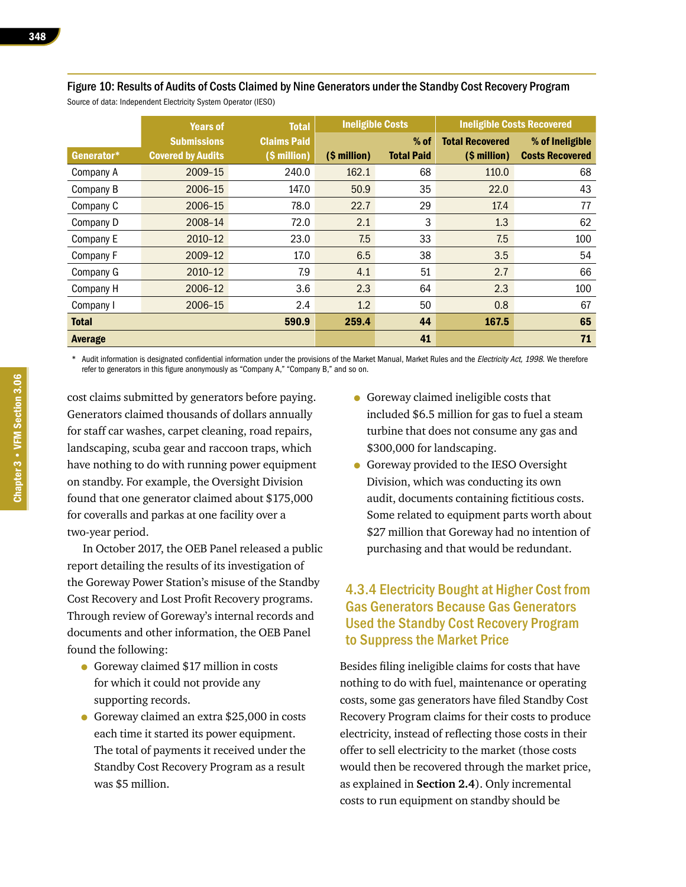Figure 10: Results of Audits of Costs Claimed by Nine Generators under the Standby Cost Recovery Program

Source of data: Independent Electricity System Operator (IESO)

| Generator* | Years of Submissions Covered by Audits | Total Claims Paid ($ million) | Ineligible Costs ($ million) | Ineligible Costs % of Total Paid | Ineligible Costs Recovered: Total Recovered ($ million) | Ineligible Costs Recovered: % of Ineligible Costs Recovered |
|---|---|---|---|---|---|---|
| Company A | 2009–15 | 240.0 | 162.1 | 68 | 110.0 | 68 |
| Company B | 2006–15 | 147.0 | 50.9 | 35 | 22.0 | 43 |
| Company C | 2006–15 | 78.0 | 22.7 | 29 | 17.4 | 77 |
| Company D | 2008–14 | 72.0 | 2.1 | 3 | 1.3 | 62 |
| Company E | 2010–12 | 23.0 | 7.5 | 33 | 7.5 | 100 |
| Company F | 2009–12 | 17.0 | 6.5 | 38 | 3.5 | 54 |
| Company G | 2010–12 | 7.9 | 4.1 | 51 | 2.7 | 66 |
| Company H | 2006–12 | 3.6 | 2.3 | 64 | 2.3 | 100 |
| Company I | 2006–15 | 2.4 | 1.2 | 50 | 0.8 | 67 |
| **Total** | | **590.9** | **259.4** | **44** | **167.5** | **65** |
| **Average** | | | | **41** | | **71** |

\* Audit information is designated confidential information under the provisions of the Market Manual, Market Rules and the *Electricity Act, 1998*. We therefore refer to generators in this figure anonymously as "Company A," "Company B," and so on.

cost claims submitted by generators before paying. Generators claimed thousands of dollars annually for staff car washes, carpet cleaning, road repairs, landscaping, scuba gear and raccoon traps, which have nothing to do with running power equipment on standby. For example, the Oversight Division found that one generator claimed about $175,000 for coveralls and parkas at one facility over a two-year period.

In October 2017, the OEB Panel released a public report detailing the results of its investigation of the Goreway Power Station's misuse of the Standby Cost Recovery and Lost Profit Recovery programs. Through review of Goreway's internal records and documents and other information, the OEB Panel found the following:

- Goreway claimed $17 million in costs for which it could not provide any supporting records.
- Goreway claimed an extra $25,000 in costs each time it started its power equipment. The total of payments it received under the Standby Cost Recovery Program as a result was $5 million.
- Goreway claimed ineligible costs that included $6.5 million for gas to fuel a steam turbine that does not consume any gas and $300,000 for landscaping.
- Goreway provided to the IESO Oversight Division, which was conducting its own audit, documents containing fictitious costs. Some related to equipment parts worth about $27 million that Goreway had no intention of purchasing and that would be redundant.

### 4.3.4 Electricity Bought at Higher Cost from Gas Generators Because Gas Generators Used the Standby Cost Recovery Program to Suppress the Market Price

Besides filing ineligible claims for costs that have nothing to do with fuel, maintenance or operating costs, some gas generators have filed Standby Cost Recovery Program claims for their costs to produce electricity, instead of reflecting those costs in their offer to sell electricity to the market (those costs would then be recovered through the market price, as explained in **Section 2.4**). Only incremental costs to run equipment on standby should be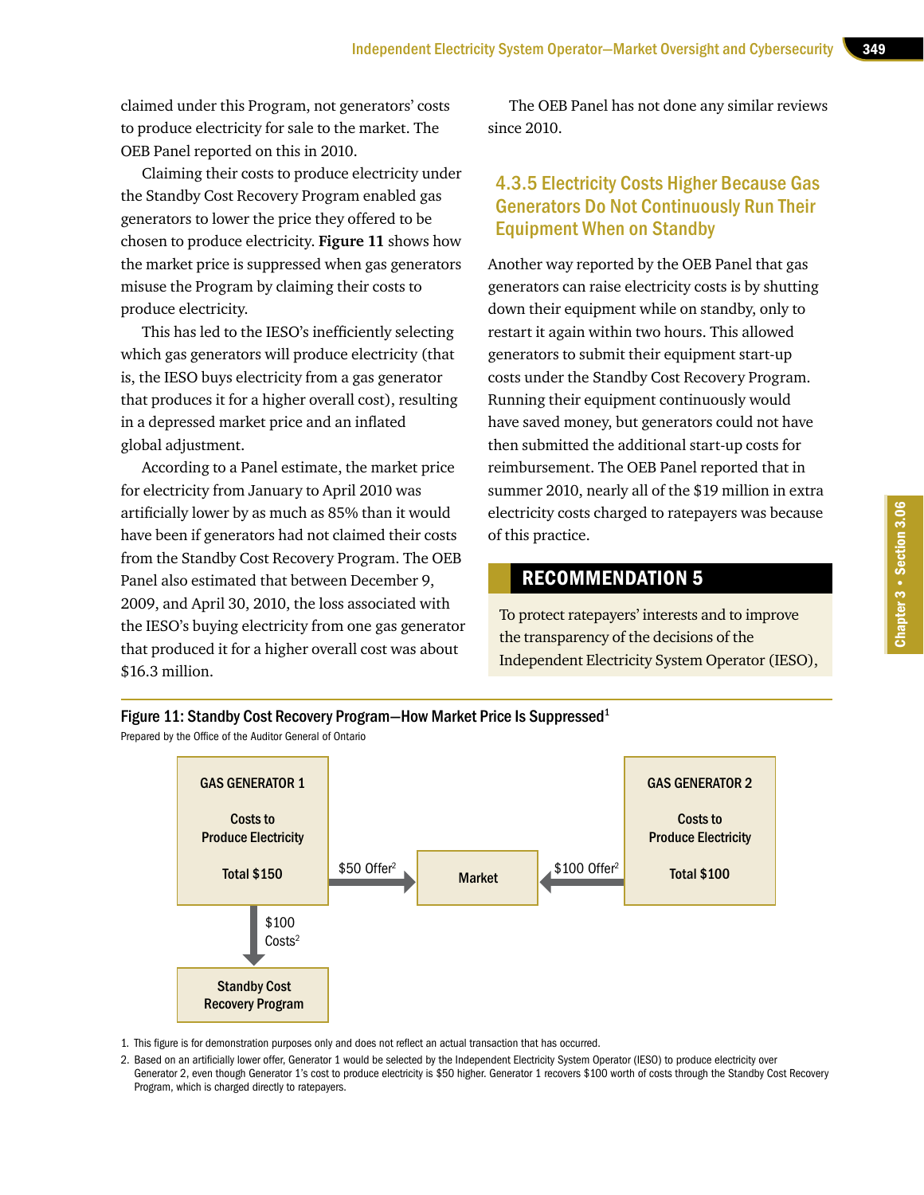claimed under this Program, not generators' costs to produce electricity for sale to the market. The OEB Panel reported on this in 2010.

Claiming their costs to produce electricity under the Standby Cost Recovery Program enabled gas generators to lower the price they offered to be chosen to produce electricity. **Figure 11** shows how the market price is suppressed when gas generators misuse the Program by claiming their costs to produce electricity.

This has led to the IESO's inefficiently selecting which gas generators will produce electricity (that is, the IESO buys electricity from a gas generator that produces it for a higher overall cost), resulting in a depressed market price and an inflated global adjustment.

According to a Panel estimate, the market price for electricity from January to April 2010 was artificially lower by as much as 85% than it would have been if generators had not claimed their costs from the Standby Cost Recovery Program. The OEB Panel also estimated that between December 9, 2009, and April 30, 2010, the loss associated with the IESO's buying electricity from one gas generator that produced it for a higher overall cost was about $16.3 million.

The OEB Panel has not done any similar reviews since 2010.

### 4.3.5 Electricity Costs Higher Because Gas Generators Do Not Continuously Run Their Equipment When on Standby

Another way reported by the OEB Panel that gas generators can raise electricity costs is by shutting down their equipment while on standby, only to restart it again within two hours. This allowed generators to submit their equipment start-up costs under the Standby Cost Recovery Program. Running their equipment continuously would have saved money, but generators could not have then submitted the additional start-up costs for reimbursement. The OEB Panel reported that in summer 2010, nearly all of the $19 million in extra electricity costs charged to ratepayers was because of this practice.

**RECOMMENDATION 5**

To protect ratepayers' interests and to improve the transparency of the decisions of the Independent Electricity System Operator (IESO),

**Figure 11: Standby Cost Recovery Program—How Market Price Is Suppressed[1]**

Prepared by the Office of the Auditor General of Ontario

GAS GENERATOR 1 — Costs to Produce Electricity — Total $150

$50 Offer[2] → Market ← $100 Offer[2]

GAS GENERATOR 2 — Costs to Produce Electricity — Total $100

GAS GENERATOR 1 → $100 Costs[2] → Standby Cost Recovery Program

1. This figure is for demonstration purposes only and does not reflect an actual transaction that has occurred.
2. Based on an artificially lower offer, Generator 1 would be selected by the Independent Electricity System Operator (IESO) to produce electricity over Generator 2, even though Generator 1's cost to produce electricity is $50 higher. Generator 1 recovers $100 worth of costs through the Standby Cost Recovery Program, which is charged directly to ratepayers.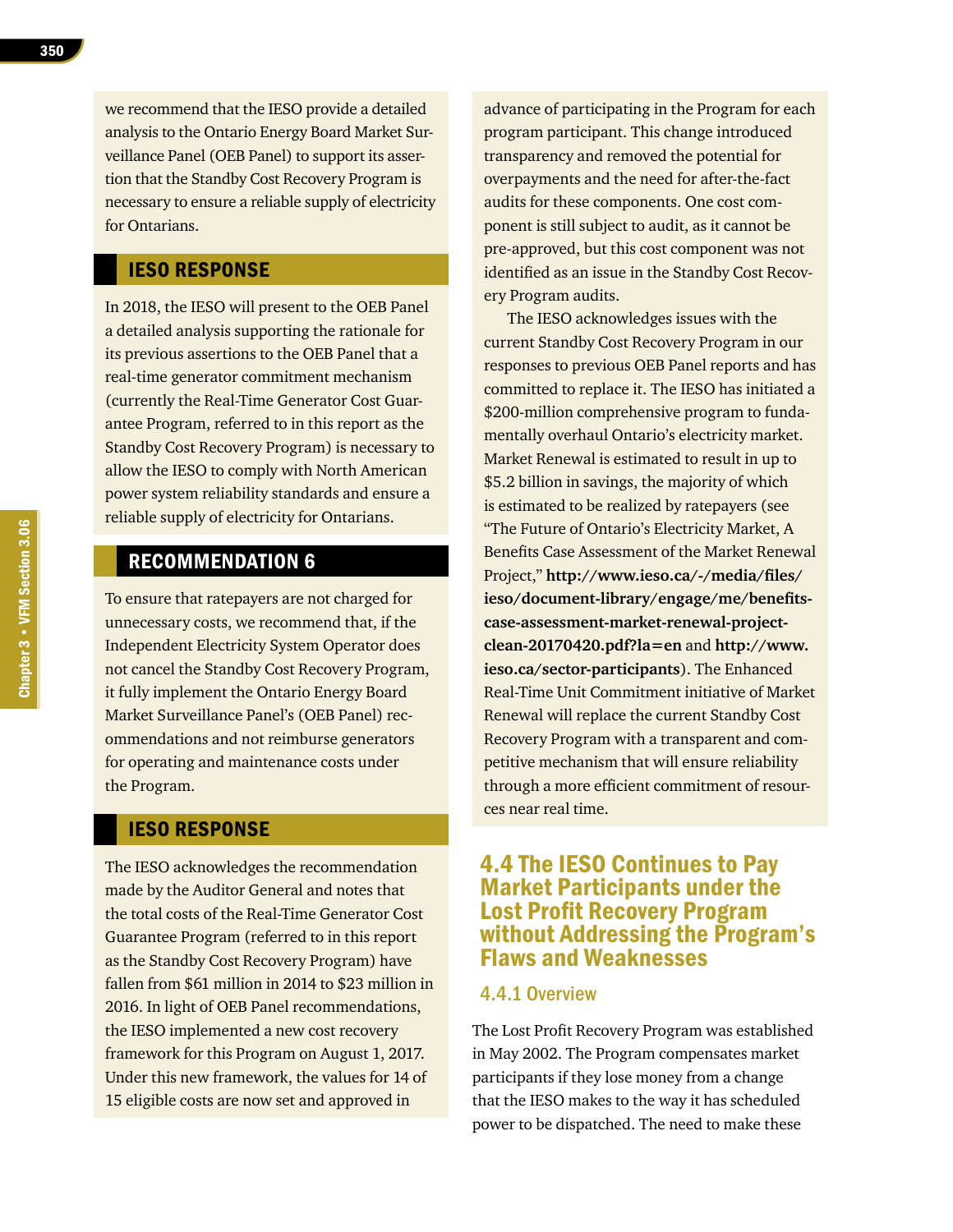we recommend that the IESO provide a detailed analysis to the Ontario Energy Board Market Surveillance Panel (OEB Panel) to support its assertion that the Standby Cost Recovery Program is necessary to ensure a reliable supply of electricity for Ontarians.

## IESO RESPONSE

In 2018, the IESO will present to the OEB Panel a detailed analysis supporting the rationale for its previous assertions to the OEB Panel that a real-time generator commitment mechanism (currently the Real-Time Generator Cost Guarantee Program, referred to in this report as the Standby Cost Recovery Program) is necessary to allow the IESO to comply with North American power system reliability standards and ensure a reliable supply of electricity for Ontarians.

## RECOMMENDATION 6

To ensure that ratepayers are not charged for unnecessary costs, we recommend that, if the Independent Electricity System Operator does not cancel the Standby Cost Recovery Program, it fully implement the Ontario Energy Board Market Surveillance Panel's (OEB Panel) recommendations and not reimburse generators for operating and maintenance costs under the Program.

## IESO RESPONSE

The IESO acknowledges the recommendation made by the Auditor General and notes that the total costs of the Real-Time Generator Cost Guarantee Program (referred to in this report as the Standby Cost Recovery Program) have fallen from $61 million in 2014 to $23 million in 2016. In light of OEB Panel recommendations, the IESO implemented a new cost recovery framework for this Program on August 1, 2017. Under this new framework, the values for 14 of 15 eligible costs are now set and approved in advance of participating in the Program for each program participant. This change introduced transparency and removed the potential for overpayments and the need for after-the-fact audits for these components. One cost component is still subject to audit, as it cannot be pre-approved, but this cost component was not identified as an issue in the Standby Cost Recovery Program audits.

The IESO acknowledges issues with the current Standby Cost Recovery Program in our responses to previous OEB Panel reports and has committed to replace it. The IESO has initiated a $200-million comprehensive program to fundamentally overhaul Ontario's electricity market. Market Renewal is estimated to result in up to $5.2 billion in savings, the majority of which is estimated to be realized by ratepayers (see "The Future of Ontario's Electricity Market, A Benefits Case Assessment of the Market Renewal Project," **http://www.ieso.ca/-/media/files/ieso/document-library/engage/me/benefits-case-assessment-market-renewal-project-clean-20170420.pdf?la=en** and **http://www.ieso.ca/sector-participants**). The Enhanced Real-Time Unit Commitment initiative of Market Renewal will replace the current Standby Cost Recovery Program with a transparent and competitive mechanism that will ensure reliability through a more efficient commitment of resources near real time.

## 4.4 The IESO Continues to Pay Market Participants under the Lost Profit Recovery Program without Addressing the Program's Flaws and Weaknesses

### 4.4.1 Overview

The Lost Profit Recovery Program was established in May 2002. The Program compensates market participants if they lose money from a change that the IESO makes to the way it has scheduled power to be dispatched. The need to make these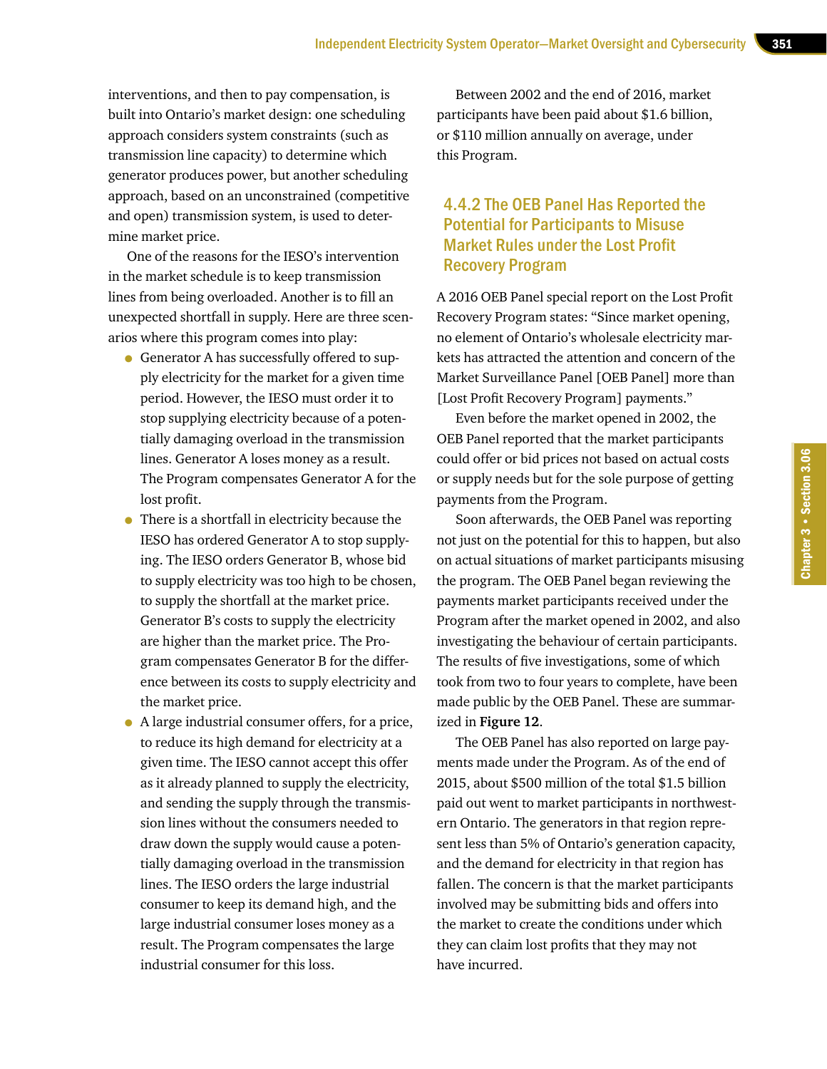interventions, and then to pay compensation, is built into Ontario's market design: one scheduling approach considers system constraints (such as transmission line capacity) to determine which generator produces power, but another scheduling approach, based on an unconstrained (competitive and open) transmission system, is used to determine market price.

One of the reasons for the IESO's intervention in the market schedule is to keep transmission lines from being overloaded. Another is to fill an unexpected shortfall in supply. Here are three scenarios where this program comes into play:

- Generator A has successfully offered to supply electricity for the market for a given time period. However, the IESO must order it to stop supplying electricity because of a potentially damaging overload in the transmission lines. Generator A loses money as a result. The Program compensates Generator A for the lost profit.
- There is a shortfall in electricity because the IESO has ordered Generator A to stop supplying. The IESO orders Generator B, whose bid to supply electricity was too high to be chosen, to supply the shortfall at the market price. Generator B's costs to supply the electricity are higher than the market price. The Program compensates Generator B for the difference between its costs to supply electricity and the market price.
- A large industrial consumer offers, for a price, to reduce its high demand for electricity at a given time. The IESO cannot accept this offer as it already planned to supply the electricity, and sending the supply through the transmission lines without the consumers needed to draw down the supply would cause a potentially damaging overload in the transmission lines. The IESO orders the large industrial consumer to keep its demand high, and the large industrial consumer loses money as a result. The Program compensates the large industrial consumer for this loss.

Between 2002 and the end of 2016, market participants have been paid about $1.6 billion, or $110 million annually on average, under this Program.

### 4.4.2 The OEB Panel Has Reported the Potential for Participants to Misuse Market Rules under the Lost Profit Recovery Program

A 2016 OEB Panel special report on the Lost Profit Recovery Program states: "Since market opening, no element of Ontario's wholesale electricity markets has attracted the attention and concern of the Market Surveillance Panel [OEB Panel] more than [Lost Profit Recovery Program] payments."

Even before the market opened in 2002, the OEB Panel reported that the market participants could offer or bid prices not based on actual costs or supply needs but for the sole purpose of getting payments from the Program.

Soon afterwards, the OEB Panel was reporting not just on the potential for this to happen, but also on actual situations of market participants misusing the program. The OEB Panel began reviewing the payments market participants received under the Program after the market opened in 2002, and also investigating the behaviour of certain participants. The results of five investigations, some of which took from two to four years to complete, have been made public by the OEB Panel. These are summarized in **Figure 12**.

The OEB Panel has also reported on large payments made under the Program. As of the end of 2015, about $500 million of the total $1.5 billion paid out went to market participants in northwestern Ontario. The generators in that region represent less than 5% of Ontario's generation capacity, and the demand for electricity in that region has fallen. The concern is that the market participants involved may be submitting bids and offers into the market to create the conditions under which they can claim lost profits that they may not have incurred.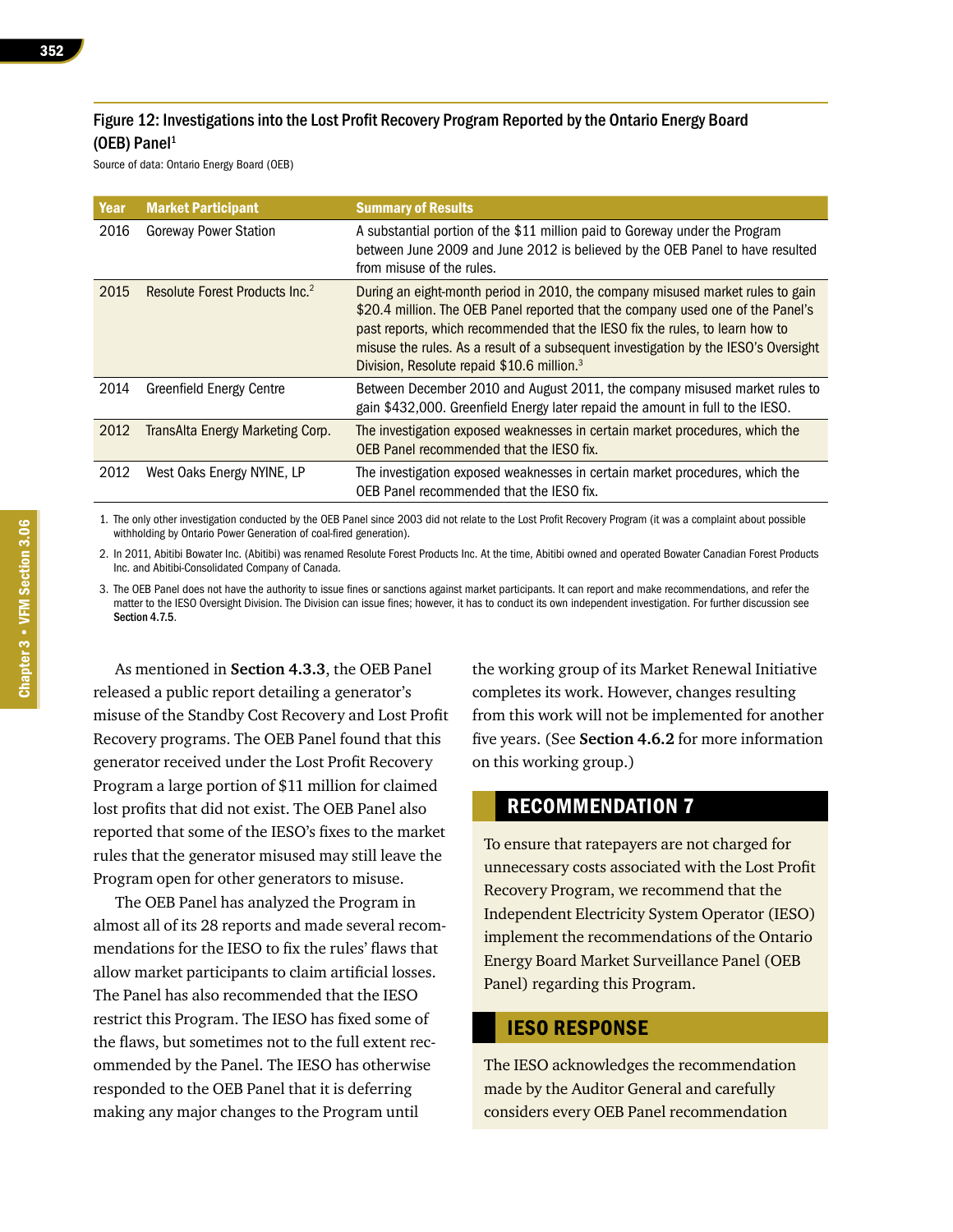### Figure 12: Investigations into the Lost Profit Recovery Program Reported by the Ontario Energy Board (OEB) Panel[1]

Source of data: Ontario Energy Board (OEB)

| Year | Market Participant | Summary of Results |
|---|---|---|
| 2016 | Goreway Power Station | A substantial portion of the $11 million paid to Goreway under the Program between June 2009 and June 2012 is believed by the OEB Panel to have resulted from misuse of the rules. |
| 2015 | Resolute Forest Products Inc.[2] | During an eight-month period in 2010, the company misused market rules to gain $20.4 million. The OEB Panel reported that the company used one of the Panel's past reports, which recommended that the IESO fix the rules, to learn how to misuse the rules. As a result of a subsequent investigation by the IESO's Oversight Division, Resolute repaid $10.6 million.[3] |
| 2014 | Greenfield Energy Centre | Between December 2010 and August 2011, the company misused market rules to gain $432,000. Greenfield Energy later repaid the amount in full to the IESO. |
| 2012 | TransAlta Energy Marketing Corp. | The investigation exposed weaknesses in certain market procedures, which the OEB Panel recommended that the IESO fix. |
| 2012 | West Oaks Energy NYINE, LP | The investigation exposed weaknesses in certain market procedures, which the OEB Panel recommended that the IESO fix. |

1. The only other investigation conducted by the OEB Panel since 2003 did not relate to the Lost Profit Recovery Program (it was a complaint about possible withholding by Ontario Power Generation of coal-fired generation).
2. In 2011, Abitibi Bowater Inc. (Abitibi) was renamed Resolute Forest Products Inc. At the time, Abitibi owned and operated Bowater Canadian Forest Products Inc. and Abitibi-Consolidated Company of Canada.
3. The OEB Panel does not have the authority to issue fines or sanctions against market participants. It can report and make recommendations, and refer the matter to the IESO Oversight Division. The Division can issue fines; however, it has to conduct its own independent investigation. For further discussion see **Section 4.7.5**.

As mentioned in **Section 4.3.3**, the OEB Panel released a public report detailing a generator's misuse of the Standby Cost Recovery and Lost Profit Recovery programs. The OEB Panel found that this generator received under the Lost Profit Recovery Program a large portion of $11 million for claimed lost profits that did not exist. The OEB Panel also reported that some of the IESO's fixes to the market rules that the generator misused may still leave the Program open for other generators to misuse.

The OEB Panel has analyzed the Program in almost all of its 28 reports and made several recommendations for the IESO to fix the rules' flaws that allow market participants to claim artificial losses. The Panel has also recommended that the IESO restrict this Program. The IESO has fixed some of the flaws, but sometimes not to the full extent recommended by the Panel. The IESO has otherwise responded to the OEB Panel that it is deferring making any major changes to the Program until the working group of its Market Renewal Initiative completes its work. However, changes resulting from this work will not be implemented for another five years. (See **Section 4.6.2** for more information on this working group.)

## RECOMMENDATION 7

To ensure that ratepayers are not charged for unnecessary costs associated with the Lost Profit Recovery Program, we recommend that the Independent Electricity System Operator (IESO) implement the recommendations of the Ontario Energy Board Market Surveillance Panel (OEB Panel) regarding this Program.

## IESO RESPONSE

The IESO acknowledges the recommendation made by the Auditor General and carefully considers every OEB Panel recommendation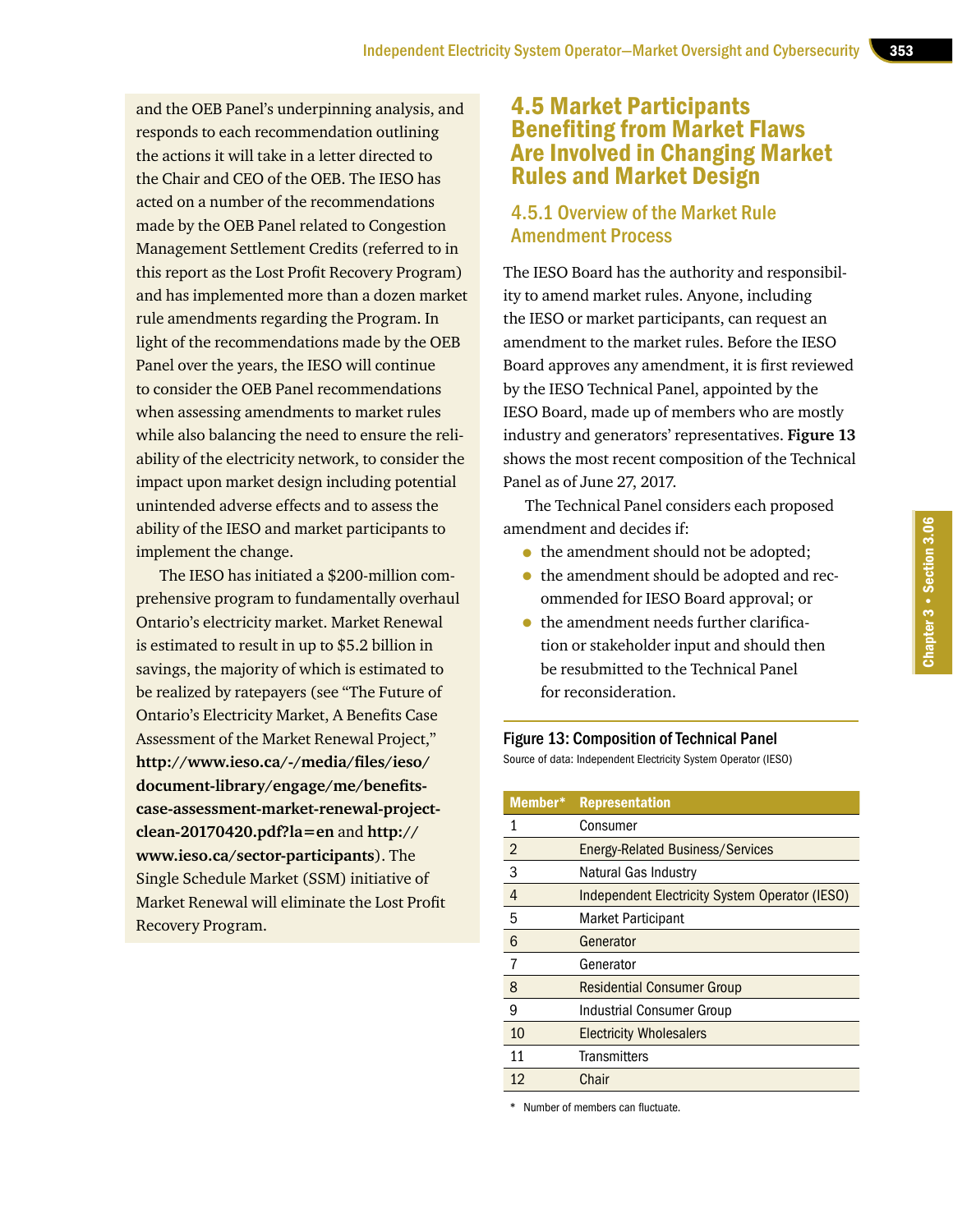and the OEB Panel's underpinning analysis, and responds to each recommendation outlining the actions it will take in a letter directed to the Chair and CEO of the OEB. The IESO has acted on a number of the recommendations made by the OEB Panel related to Congestion Management Settlement Credits (referred to in this report as the Lost Profit Recovery Program) and has implemented more than a dozen market rule amendments regarding the Program. In light of the recommendations made by the OEB Panel over the years, the IESO will continue to consider the OEB Panel recommendations when assessing amendments to market rules while also balancing the need to ensure the reliability of the electricity network, to consider the impact upon market design including potential unintended adverse effects and to assess the ability of the IESO and market participants to implement the change.

The IESO has initiated a $200-million comprehensive program to fundamentally overhaul Ontario's electricity market. Market Renewal is estimated to result in up to $5.2 billion in savings, the majority of which is estimated to be realized by ratepayers (see "The Future of Ontario's Electricity Market, A Benefits Case Assessment of the Market Renewal Project," **http://www.ieso.ca/-/media/files/ieso/document-library/engage/me/benefits-case-assessment-market-renewal-project-clean-20170420.pdf?la=en** and **http://www.ieso.ca/sector-participants**). The Single Schedule Market (SSM) initiative of Market Renewal will eliminate the Lost Profit Recovery Program.

## 4.5 Market Participants Benefiting from Market Flaws Are Involved in Changing Market Rules and Market Design

### 4.5.1 Overview of the Market Rule Amendment Process

The IESO Board has the authority and responsibility to amend market rules. Anyone, including the IESO or market participants, can request an amendment to the market rules. Before the IESO Board approves any amendment, it is first reviewed by the IESO Technical Panel, appointed by the IESO Board, made up of members who are mostly industry and generators' representatives. **Figure 13** shows the most recent composition of the Technical Panel as of June 27, 2017.

The Technical Panel considers each proposed amendment and decides if:

- the amendment should not be adopted;
- the amendment should be adopted and recommended for IESO Board approval; or
- the amendment needs further clarification or stakeholder input and should then be resubmitted to the Technical Panel for reconsideration.

**Figure 13: Composition of Technical Panel**

Source of data: Independent Electricity System Operator (IESO)

| Member* | Representation |
|---|---|
| 1 | Consumer |
| 2 | Energy-Related Business/Services |
| 3 | Natural Gas Industry |
| 4 | Independent Electricity System Operator (IESO) |
| 5 | Market Participant |
| 6 | Generator |
| 7 | Generator |
| 8 | Residential Consumer Group |
| 9 | Industrial Consumer Group |
| 10 | Electricity Wholesalers |
| 11 | Transmitters |
| 12 | Chair |

\* Number of members can fluctuate.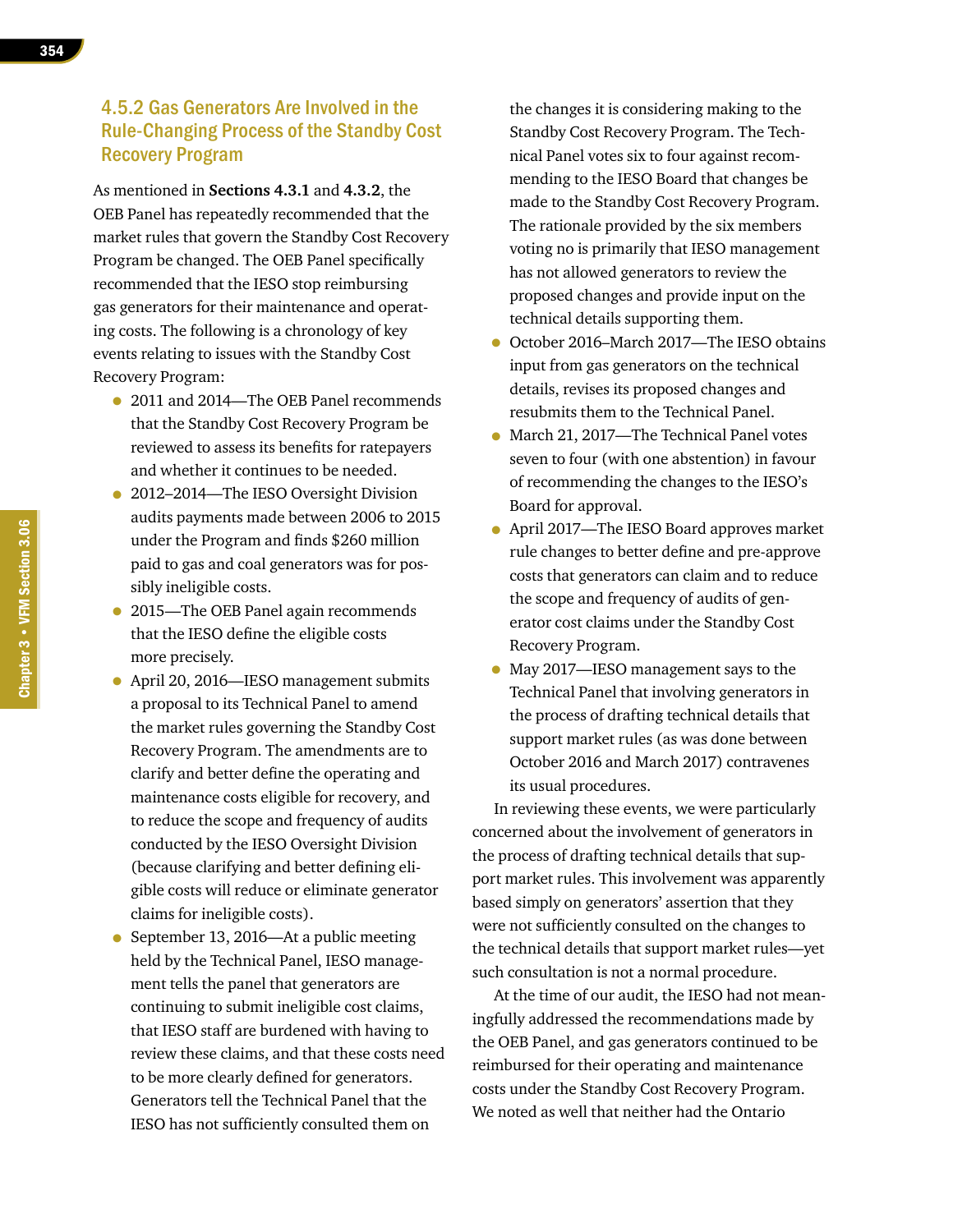### 4.5.2 Gas Generators Are Involved in the Rule-Changing Process of the Standby Cost Recovery Program

As mentioned in **Sections 4.3.1** and **4.3.2**, the OEB Panel has repeatedly recommended that the market rules that govern the Standby Cost Recovery Program be changed. The OEB Panel specifically recommended that the IESO stop reimbursing gas generators for their maintenance and operating costs. The following is a chronology of key events relating to issues with the Standby Cost Recovery Program:

- 2011 and 2014—The OEB Panel recommends that the Standby Cost Recovery Program be reviewed to assess its benefits for ratepayers and whether it continues to be needed.
- 2012–2014—The IESO Oversight Division audits payments made between 2006 to 2015 under the Program and finds $260 million paid to gas and coal generators was for possibly ineligible costs.
- 2015—The OEB Panel again recommends that the IESO define the eligible costs more precisely.
- April 20, 2016—IESO management submits a proposal to its Technical Panel to amend the market rules governing the Standby Cost Recovery Program. The amendments are to clarify and better define the operating and maintenance costs eligible for recovery, and to reduce the scope and frequency of audits conducted by the IESO Oversight Division (because clarifying and better defining eligible costs will reduce or eliminate generator claims for ineligible costs).
- September 13, 2016—At a public meeting held by the Technical Panel, IESO management tells the panel that generators are continuing to submit ineligible cost claims, that IESO staff are burdened with having to review these claims, and that these costs need to be more clearly defined for generators. Generators tell the Technical Panel that the IESO has not sufficiently consulted them on the changes it is considering making to the Standby Cost Recovery Program. The Technical Panel votes six to four against recommending to the IESO Board that changes be made to the Standby Cost Recovery Program. The rationale provided by the six members voting no is primarily that IESO management has not allowed generators to review the proposed changes and provide input on the technical details supporting them.
- October 2016–March 2017—The IESO obtains input from gas generators on the technical details, revises its proposed changes and resubmits them to the Technical Panel.
- March 21, 2017—The Technical Panel votes seven to four (with one abstention) in favour of recommending the changes to the IESO's Board for approval.
- April 2017—The IESO Board approves market rule changes to better define and pre-approve costs that generators can claim and to reduce the scope and frequency of audits of generator cost claims under the Standby Cost Recovery Program.
- May 2017—IESO management says to the Technical Panel that involving generators in the process of drafting technical details that support market rules (as was done between October 2016 and March 2017) contravenes its usual procedures.

In reviewing these events, we were particularly concerned about the involvement of generators in the process of drafting technical details that support market rules. This involvement was apparently based simply on generators' assertion that they were not sufficiently consulted on the changes to the technical details that support market rules—yet such consultation is not a normal procedure.

At the time of our audit, the IESO had not meaningfully addressed the recommendations made by the OEB Panel, and gas generators continued to be reimbursed for their operating and maintenance costs under the Standby Cost Recovery Program. We noted as well that neither had the Ontario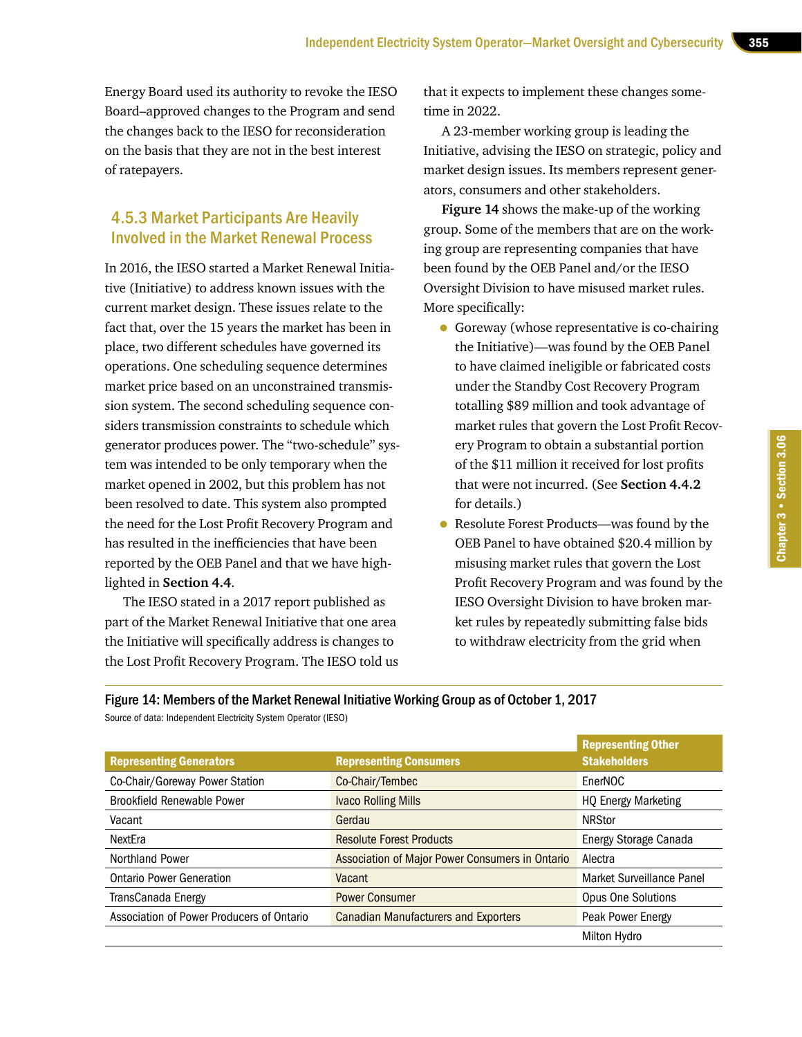Energy Board used its authority to revoke the IESO Board–approved changes to the Program and send the changes back to the IESO for reconsideration on the basis that they are not in the best interest of ratepayers.

### 4.5.3 Market Participants Are Heavily Involved in the Market Renewal Process

In 2016, the IESO started a Market Renewal Initiative (Initiative) to address known issues with the current market design. These issues relate to the fact that, over the 15 years the market has been in place, two different schedules have governed its operations. One scheduling sequence determines market price based on an unconstrained transmission system. The second scheduling sequence considers transmission constraints to schedule which generator produces power. The "two-schedule" system was intended to be only temporary when the market opened in 2002, but this problem has not been resolved to date. This system also prompted the need for the Lost Profit Recovery Program and has resulted in the inefficiencies that have been reported by the OEB Panel and that we have highlighted in **Section 4.4**.

The IESO stated in a 2017 report published as part of the Market Renewal Initiative that one area the Initiative will specifically address is changes to the Lost Profit Recovery Program. The IESO told us that it expects to implement these changes sometime in 2022.

A 23-member working group is leading the Initiative, advising the IESO on strategic, policy and market design issues. Its members represent generators, consumers and other stakeholders.

**Figure 14** shows the make-up of the working group. Some of the members that are on the working group are representing companies that have been found by the OEB Panel and/or the IESO Oversight Division to have misused market rules. More specifically:

- Goreway (whose representative is co-chairing the Initiative)—was found by the OEB Panel to have claimed ineligible or fabricated costs under the Standby Cost Recovery Program totalling $89 million and took advantage of market rules that govern the Lost Profit Recovery Program to obtain a substantial portion of the $11 million it received for lost profits that were not incurred. (See **Section 4.4.2** for details.)
- Resolute Forest Products—was found by the OEB Panel to have obtained $20.4 million by misusing market rules that govern the Lost Profit Recovery Program and was found by the IESO Oversight Division to have broken market rules by repeatedly submitting false bids to withdraw electricity from the grid when

**Figure 14: Members of the Market Renewal Initiative Working Group as of October 1, 2017**

Source of data: Independent Electricity System Operator (IESO)

| Representing Generators | Representing Consumers | Representing Other Stakeholders |
|---|---|---|
| Co-Chair/Goreway Power Station | Co-Chair/Tembec | EnerNOC |
| Brookfield Renewable Power | Ivaco Rolling Mills | HQ Energy Marketing |
| Vacant | Gerdau | NRStor |
| NextEra | Resolute Forest Products | Energy Storage Canada |
| Northland Power | Association of Major Power Consumers in Ontario | Alectra |
| Ontario Power Generation | Vacant | Market Surveillance Panel |
| TransCanada Energy | Power Consumer | Opus One Solutions |
| Association of Power Producers of Ontario | Canadian Manufacturers and Exporters | Peak Power Energy |
| | | Milton Hydro |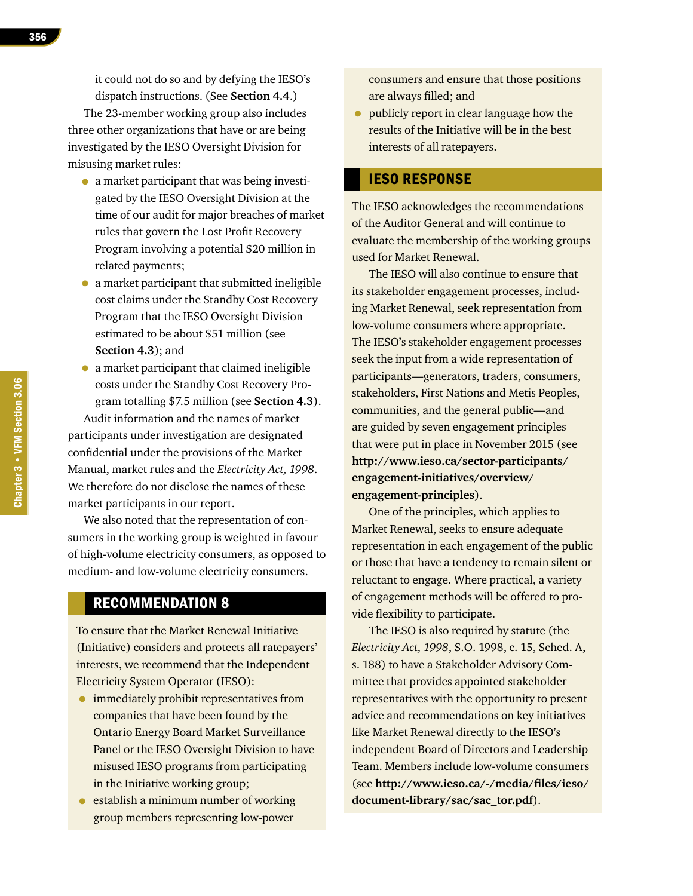it could not do so and by defying the IESO's dispatch instructions. (See **Section 4.4**.)

The 23-member working group also includes three other organizations that have or are being investigated by the IESO Oversight Division for misusing market rules:

- a market participant that was being investigated by the IESO Oversight Division at the time of our audit for major breaches of market rules that govern the Lost Profit Recovery Program involving a potential $20 million in related payments;
- a market participant that submitted ineligible cost claims under the Standby Cost Recovery Program that the IESO Oversight Division estimated to be about $51 million (see **Section 4.3**); and
- a market participant that claimed ineligible costs under the Standby Cost Recovery Program totalling $7.5 million (see **Section 4.3**).

Audit information and the names of market participants under investigation are designated confidential under the provisions of the Market Manual, market rules and the *Electricity Act, 1998*. We therefore do not disclose the names of these market participants in our report.

We also noted that the representation of consumers in the working group is weighted in favour of high-volume electricity consumers, as opposed to medium- and low-volume electricity consumers.

## RECOMMENDATION 8

To ensure that the Market Renewal Initiative (Initiative) considers and protects all ratepayers' interests, we recommend that the Independent Electricity System Operator (IESO):

- immediately prohibit representatives from companies that have been found by the Ontario Energy Board Market Surveillance Panel or the IESO Oversight Division to have misused IESO programs from participating in the Initiative working group;
- establish a minimum number of working group members representing low-power consumers and ensure that those positions are always filled; and
- publicly report in clear language how the results of the Initiative will be in the best interests of all ratepayers.

## IESO RESPONSE

The IESO acknowledges the recommendations of the Auditor General and will continue to evaluate the membership of the working groups used for Market Renewal.

The IESO will also continue to ensure that its stakeholder engagement processes, including Market Renewal, seek representation from low-volume consumers where appropriate. The IESO's stakeholder engagement processes seek the input from a wide representation of participants—generators, traders, consumers, stakeholders, First Nations and Metis Peoples, communities, and the general public—and are guided by seven engagement principles that were put in place in November 2015 (see **http://www.ieso.ca/sector-participants/engagement-initiatives/overview/engagement-principles**).

One of the principles, which applies to Market Renewal, seeks to ensure adequate representation in each engagement of the public or those that have a tendency to remain silent or reluctant to engage. Where practical, a variety of engagement methods will be offered to provide flexibility to participate.

The IESO is also required by statute (the *Electricity Act, 1998*, S.O. 1998, c. 15, Sched. A, s. 188) to have a Stakeholder Advisory Committee that provides appointed stakeholder representatives with the opportunity to present advice and recommendations on key initiatives like Market Renewal directly to the IESO's independent Board of Directors and Leadership Team. Members include low-volume consumers (see **http://www.ieso.ca/-/media/files/ieso/document-library/sac/sac_tor.pdf**).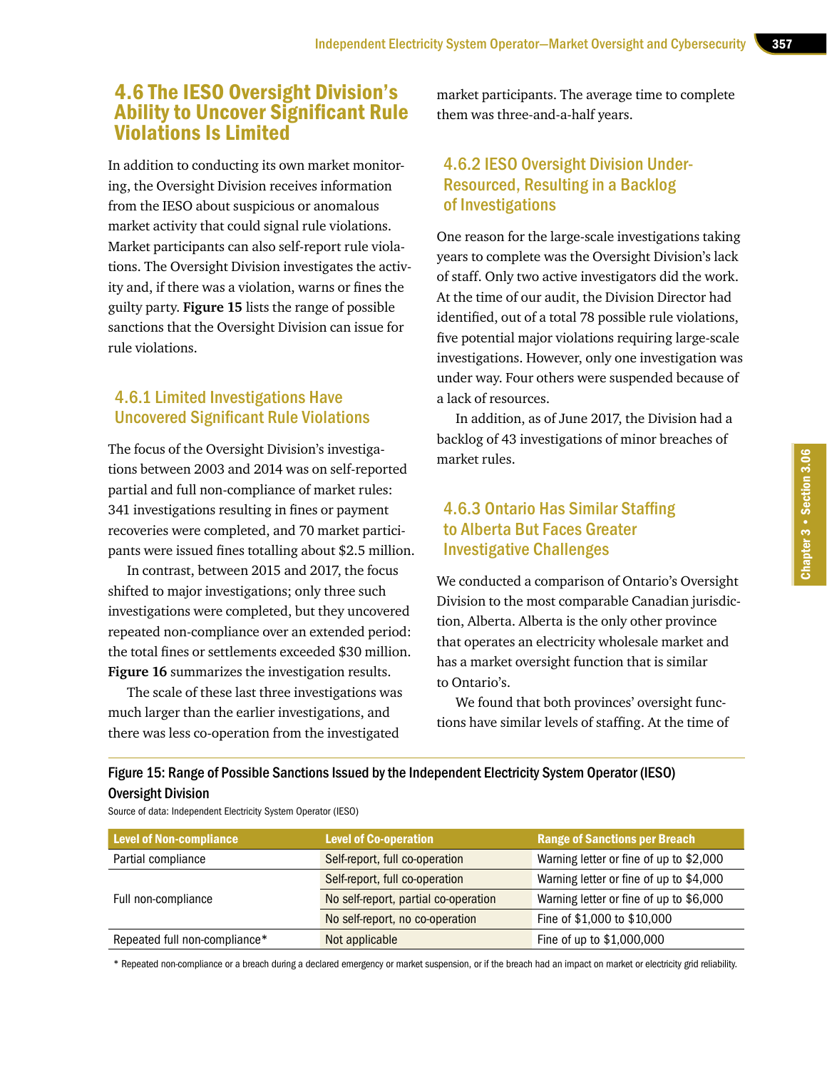## 4.6 The IESO Oversight Division's Ability to Uncover Significant Rule Violations Is Limited

In addition to conducting its own market monitoring, the Oversight Division receives information from the IESO about suspicious or anomalous market activity that could signal rule violations. Market participants can also self-report rule violations. The Oversight Division investigates the activity and, if there was a violation, warns or fines the guilty party. **Figure 15** lists the range of possible sanctions that the Oversight Division can issue for rule violations.

### 4.6.1 Limited Investigations Have Uncovered Significant Rule Violations

The focus of the Oversight Division's investigations between 2003 and 2014 was on self-reported partial and full non-compliance of market rules: 341 investigations resulting in fines or payment recoveries were completed, and 70 market participants were issued fines totalling about $2.5 million.

In contrast, between 2015 and 2017, the focus shifted to major investigations; only three such investigations were completed, but they uncovered repeated non-compliance over an extended period: the total fines or settlements exceeded $30 million. **Figure 16** summarizes the investigation results.

The scale of these last three investigations was much larger than the earlier investigations, and there was less co-operation from the investigated market participants. The average time to complete them was three-and-a-half years.

### 4.6.2 IESO Oversight Division Under-Resourced, Resulting in a Backlog of Investigations

One reason for the large-scale investigations taking years to complete was the Oversight Division's lack of staff. Only two active investigators did the work. At the time of our audit, the Division Director had identified, out of a total 78 possible rule violations, five potential major violations requiring large-scale investigations. However, only one investigation was under way. Four others were suspended because of a lack of resources.

In addition, as of June 2017, the Division had a backlog of 43 investigations of minor breaches of market rules.

### 4.6.3 Ontario Has Similar Staffing to Alberta But Faces Greater Investigative Challenges

We conducted a comparison of Ontario's Oversight Division to the most comparable Canadian jurisdiction, Alberta. Alberta is the only other province that operates an electricity wholesale market and has a market oversight function that is similar to Ontario's.

We found that both provinces' oversight functions have similar levels of staffing. At the time of

**Figure 15: Range of Possible Sanctions Issued by the Independent Electricity System Operator (IESO) Oversight Division**

Source of data: Independent Electricity System Operator (IESO)

| Level of Non-compliance | Level of Co-operation | Range of Sanctions per Breach |
|---|---|---|
| Partial compliance | Self-report, full co-operation | Warning letter or fine of up to $2,000 |
| Full non-compliance | Self-report, full co-operation | Warning letter or fine of up to $4,000 |
| | No self-report, partial co-operation | Warning letter or fine of up to $6,000 |
| | No self-report, no co-operation | Fine of $1,000 to $10,000 |
| Repeated full non-compliance* | Not applicable | Fine of up to $1,000,000 |

* Repeated non-compliance or a breach during a declared emergency or market suspension, or if the breach had an impact on market or electricity grid reliability.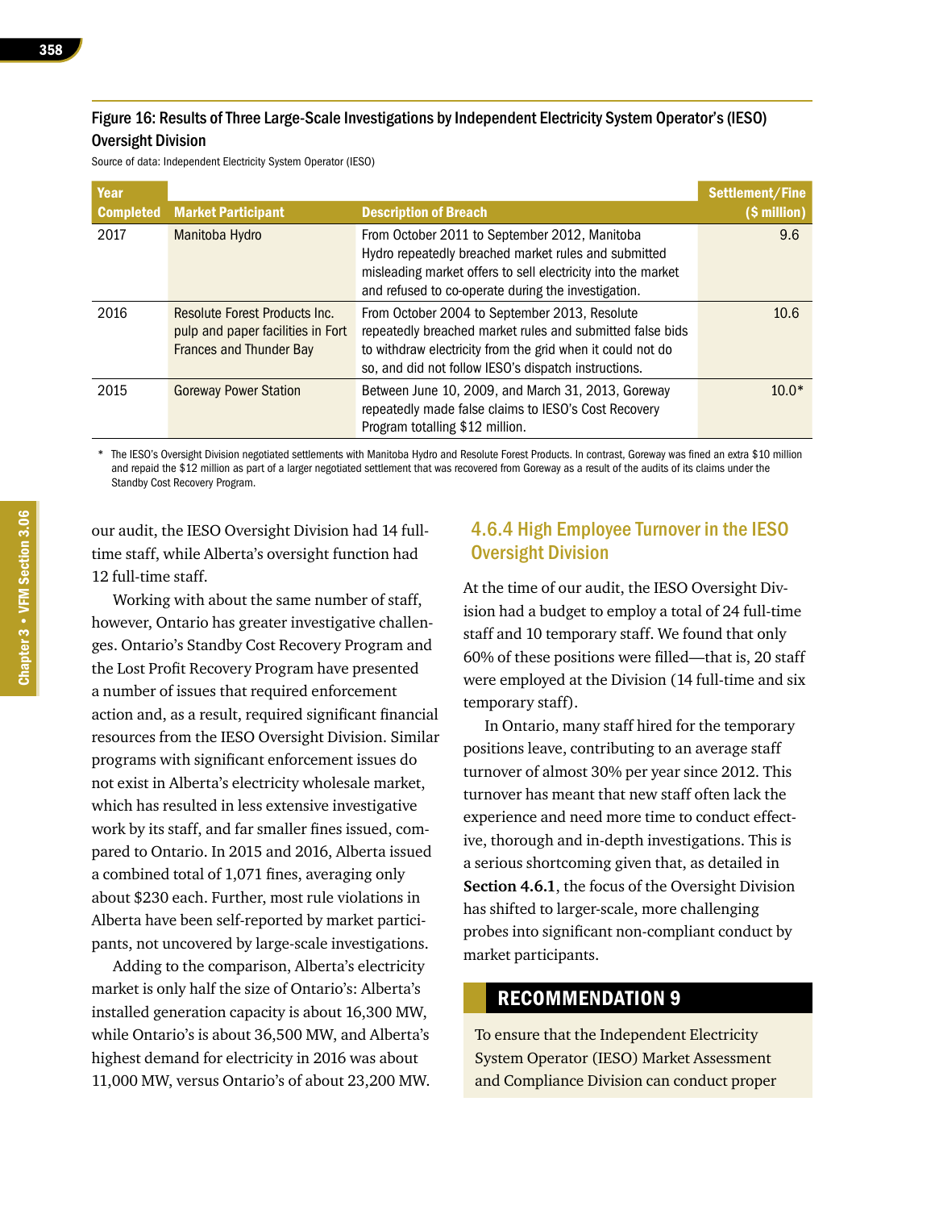Figure 16: Results of Three Large-Scale Investigations by Independent Electricity System Operator's (IESO) Oversight Division

Source of data: Independent Electricity System Operator (IESO)

| Year Completed | Market Participant | Description of Breach | Settlement/Fine ($ million) |
|---|---|---|---|
| 2017 | Manitoba Hydro | From October 2011 to September 2012, Manitoba Hydro repeatedly breached market rules and submitted misleading market offers to sell electricity into the market and refused to co-operate during the investigation. | 9.6 |
| 2016 | Resolute Forest Products Inc. pulp and paper facilities in Fort Frances and Thunder Bay | From October 2004 to September 2013, Resolute repeatedly breached market rules and submitted false bids to withdraw electricity from the grid when it could not do so, and did not follow IESO's dispatch instructions. | 10.6 |
| 2015 | Goreway Power Station | Between June 10, 2009, and March 31, 2013, Goreway repeatedly made false claims to IESO's Cost Recovery Program totalling $12 million. | 10.0* |

* The IESO's Oversight Division negotiated settlements with Manitoba Hydro and Resolute Forest Products. In contrast, Goreway was fined an extra $10 million and repaid the $12 million as part of a larger negotiated settlement that was recovered from Goreway as a result of the audits of its claims under the Standby Cost Recovery Program.

our audit, the IESO Oversight Division had 14 full-time staff, while Alberta's oversight function had 12 full-time staff.

Working with about the same number of staff, however, Ontario has greater investigative challenges. Ontario's Standby Cost Recovery Program and the Lost Profit Recovery Program have presented a number of issues that required enforcement action and, as a result, required significant financial resources from the IESO Oversight Division. Similar programs with significant enforcement issues do not exist in Alberta's electricity wholesale market, which has resulted in less extensive investigative work by its staff, and far smaller fines issued, compared to Ontario. In 2015 and 2016, Alberta issued a combined total of 1,071 fines, averaging only about $230 each. Further, most rule violations in Alberta have been self-reported by market participants, not uncovered by large-scale investigations.

Adding to the comparison, Alberta's electricity market is only half the size of Ontario's: Alberta's installed generation capacity is about 16,300 MW, while Ontario's is about 36,500 MW, and Alberta's highest demand for electricity in 2016 was about 11,000 MW, versus Ontario's of about 23,200 MW.

### 4.6.4 High Employee Turnover in the IESO Oversight Division

At the time of our audit, the IESO Oversight Division had a budget to employ a total of 24 full-time staff and 10 temporary staff. We found that only 60% of these positions were filled—that is, 20 staff were employed at the Division (14 full-time and six temporary staff).

In Ontario, many staff hired for the temporary positions leave, contributing to an average staff turnover of almost 30% per year since 2012. This turnover has meant that new staff often lack the experience and need more time to conduct effective, thorough and in-depth investigations. This is a serious shortcoming given that, as detailed in **Section 4.6.1**, the focus of the Oversight Division has shifted to larger-scale, more challenging probes into significant non-compliant conduct by market participants.

## RECOMMENDATION 9

To ensure that the Independent Electricity System Operator (IESO) Market Assessment and Compliance Division can conduct proper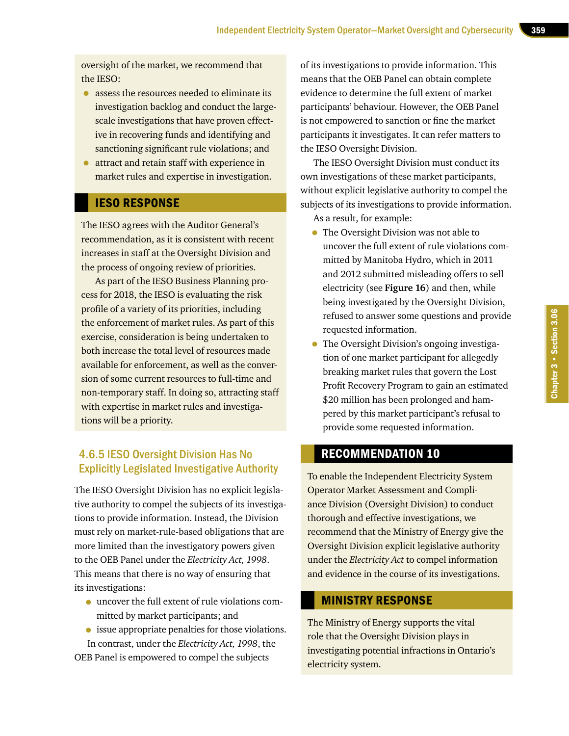oversight of the market, we recommend that the IESO:

- assess the resources needed to eliminate its investigation backlog and conduct the large-scale investigations that have proven effective in recovering funds and identifying and sanctioning significant rule violations; and
- attract and retain staff with experience in market rules and expertise in investigation.

## IESO RESPONSE

The IESO agrees with the Auditor General's recommendation, as it is consistent with recent increases in staff at the Oversight Division and the process of ongoing review of priorities.

As part of the IESO Business Planning process for 2018, the IESO is evaluating the risk profile of a variety of its priorities, including the enforcement of market rules. As part of this exercise, consideration is being undertaken to both increase the total level of resources made available for enforcement, as well as the conversion of some current resources to full-time and non-temporary staff. In doing so, attracting staff with expertise in market rules and investigations will be a priority.

### 4.6.5 IESO Oversight Division Has No Explicitly Legislated Investigative Authority

The IESO Oversight Division has no explicit legislative authority to compel the subjects of its investigations to provide information. Instead, the Division must rely on market-rule-based obligations that are more limited than the investigatory powers given to the OEB Panel under the *Electricity Act, 1998*. This means that there is no way of ensuring that its investigations:

- uncover the full extent of rule violations committed by market participants; and
- issue appropriate penalties for those violations.

In contrast, under the *Electricity Act, 1998*, the OEB Panel is empowered to compel the subjects of its investigations to provide information. This means that the OEB Panel can obtain complete evidence to determine the full extent of market participants' behaviour. However, the OEB Panel is not empowered to sanction or fine the market participants it investigates. It can refer matters to the IESO Oversight Division.

The IESO Oversight Division must conduct its own investigations of these market participants, without explicit legislative authority to compel the subjects of its investigations to provide information.

As a result, for example:

- The Oversight Division was not able to uncover the full extent of rule violations committed by Manitoba Hydro, which in 2011 and 2012 submitted misleading offers to sell electricity (see **Figure 16**) and then, while being investigated by the Oversight Division, refused to answer some questions and provide requested information.
- The Oversight Division's ongoing investigation of one market participant for allegedly breaking market rules that govern the Lost Profit Recovery Program to gain an estimated $20 million has been prolonged and hampered by this market participant's refusal to provide some requested information.

## RECOMMENDATION 10

To enable the Independent Electricity System Operator Market Assessment and Compliance Division (Oversight Division) to conduct thorough and effective investigations, we recommend that the Ministry of Energy give the Oversight Division explicit legislative authority under the *Electricity Act* to compel information and evidence in the course of its investigations.

## MINISTRY RESPONSE

The Ministry of Energy supports the vital role that the Oversight Division plays in investigating potential infractions in Ontario's electricity system.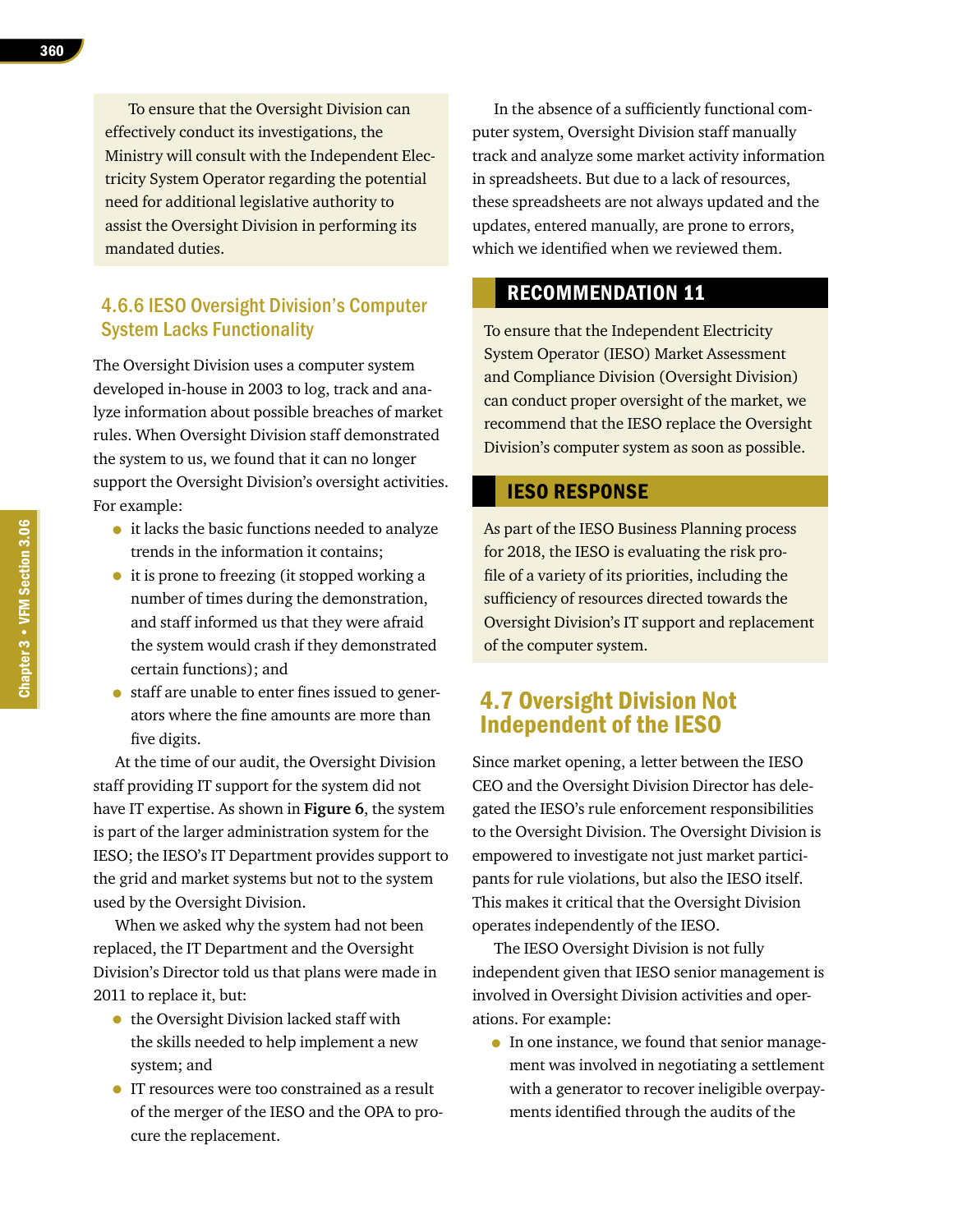To ensure that the Oversight Division can effectively conduct its investigations, the Ministry will consult with the Independent Electricity System Operator regarding the potential need for additional legislative authority to assist the Oversight Division in performing its mandated duties.

### 4.6.6 IESO Oversight Division's Computer System Lacks Functionality

The Oversight Division uses a computer system developed in-house in 2003 to log, track and analyze information about possible breaches of market rules. When Oversight Division staff demonstrated the system to us, we found that it can no longer support the Oversight Division's oversight activities. For example:

- it lacks the basic functions needed to analyze trends in the information it contains;
- it is prone to freezing (it stopped working a number of times during the demonstration, and staff informed us that they were afraid the system would crash if they demonstrated certain functions); and
- staff are unable to enter fines issued to generators where the fine amounts are more than five digits.

At the time of our audit, the Oversight Division staff providing IT support for the system did not have IT expertise. As shown in **Figure 6**, the system is part of the larger administration system for the IESO; the IESO's IT Department provides support to the grid and market systems but not to the system used by the Oversight Division.

When we asked why the system had not been replaced, the IT Department and the Oversight Division's Director told us that plans were made in 2011 to replace it, but:

- the Oversight Division lacked staff with the skills needed to help implement a new system; and
- IT resources were too constrained as a result of the merger of the IESO and the OPA to procure the replacement.

In the absence of a sufficiently functional computer system, Oversight Division staff manually track and analyze some market activity information in spreadsheets. But due to a lack of resources, these spreadsheets are not always updated and the updates, entered manually, are prone to errors, which we identified when we reviewed them.

#### RECOMMENDATION 11

To ensure that the Independent Electricity System Operator (IESO) Market Assessment and Compliance Division (Oversight Division) can conduct proper oversight of the market, we recommend that the IESO replace the Oversight Division's computer system as soon as possible.

#### IESO RESPONSE

As part of the IESO Business Planning process for 2018, the IESO is evaluating the risk profile of a variety of its priorities, including the sufficiency of resources directed towards the Oversight Division's IT support and replacement of the computer system.

## 4.7 Oversight Division Not Independent of the IESO

Since market opening, a letter between the IESO CEO and the Oversight Division Director has delegated the IESO's rule enforcement responsibilities to the Oversight Division. The Oversight Division is empowered to investigate not just market participants for rule violations, but also the IESO itself. This makes it critical that the Oversight Division operates independently of the IESO.

The IESO Oversight Division is not fully independent given that IESO senior management is involved in Oversight Division activities and operations. For example:

- In one instance, we found that senior management was involved in negotiating a settlement with a generator to recover ineligible overpayments identified through the audits of the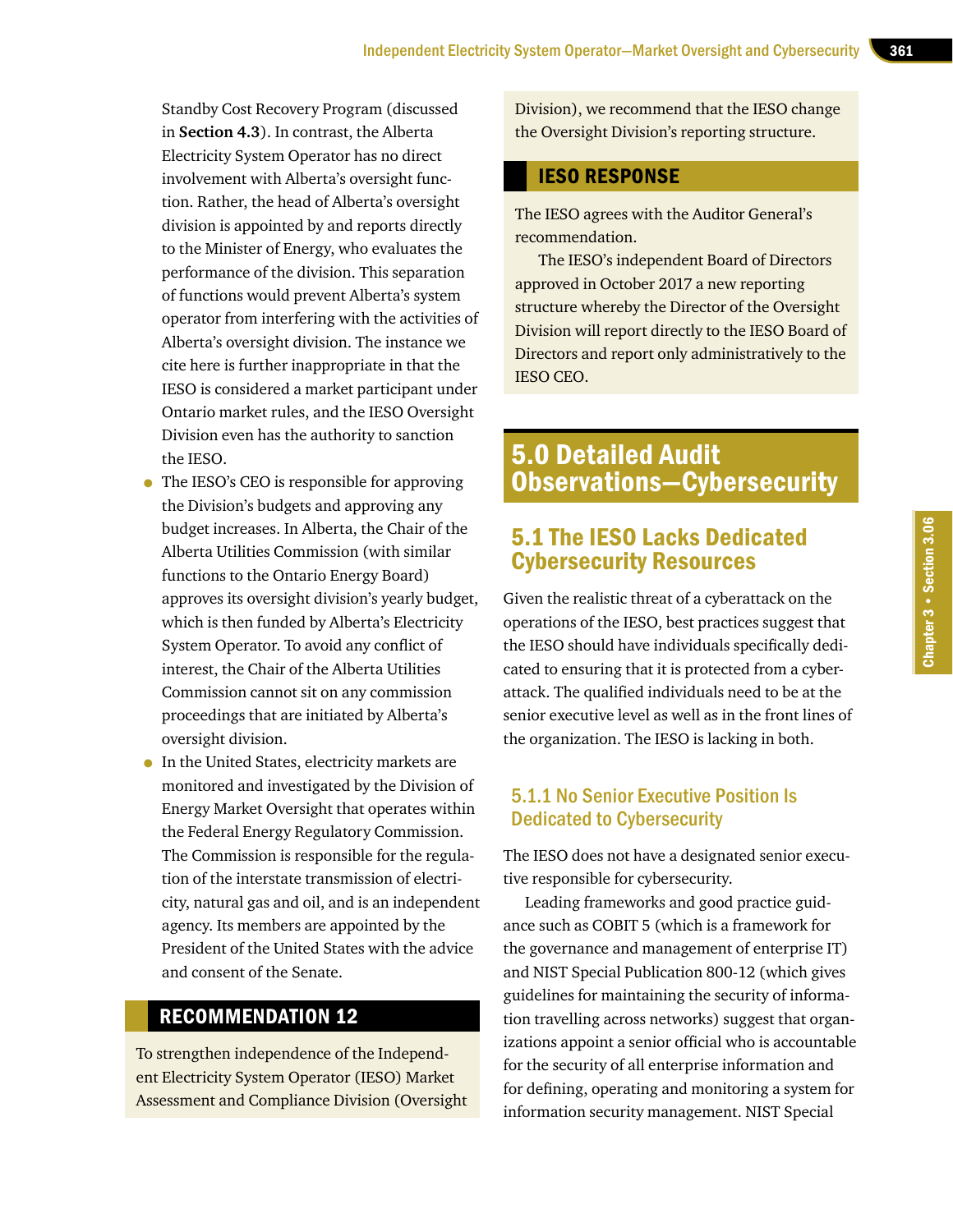Standby Cost Recovery Program (discussed in **Section 4.3**). In contrast, the Alberta Electricity System Operator has no direct involvement with Alberta's oversight function. Rather, the head of Alberta's oversight division is appointed by and reports directly to the Minister of Energy, who evaluates the performance of the division. This separation of functions would prevent Alberta's system operator from interfering with the activities of Alberta's oversight division. The instance we cite here is further inappropriate in that the IESO is considered a market participant under Ontario market rules, and the IESO Oversight Division even has the authority to sanction the IESO.

- The IESO's CEO is responsible for approving the Division's budgets and approving any budget increases. In Alberta, the Chair of the Alberta Utilities Commission (with similar functions to the Ontario Energy Board) approves its oversight division's yearly budget, which is then funded by Alberta's Electricity System Operator. To avoid any conflict of interest, the Chair of the Alberta Utilities Commission cannot sit on any commission proceedings that are initiated by Alberta's oversight division.
- In the United States, electricity markets are monitored and investigated by the Division of Energy Market Oversight that operates within the Federal Energy Regulatory Commission. The Commission is responsible for the regulation of the interstate transmission of electricity, natural gas and oil, and is an independent agency. Its members are appointed by the President of the United States with the advice and consent of the Senate.

### RECOMMENDATION 12

To strengthen independence of the Independent Electricity System Operator (IESO) Market Assessment and Compliance Division (Oversight Division), we recommend that the IESO change the Oversight Division's reporting structure.

### IESO RESPONSE

The IESO agrees with the Auditor General's recommendation.

The IESO's independent Board of Directors approved in October 2017 a new reporting structure whereby the Director of the Oversight Division will report directly to the IESO Board of Directors and report only administratively to the IESO CEO.

# 5.0 Detailed Audit Observations—Cybersecurity

## 5.1 The IESO Lacks Dedicated Cybersecurity Resources

Given the realistic threat of a cyberattack on the operations of the IESO, best practices suggest that the IESO should have individuals specifically dedicated to ensuring that it is protected from a cyberattack. The qualified individuals need to be at the senior executive level as well as in the front lines of the organization. The IESO is lacking in both.

### 5.1.1 No Senior Executive Position Is Dedicated to Cybersecurity

The IESO does not have a designated senior executive responsible for cybersecurity.

Leading frameworks and good practice guidance such as COBIT 5 (which is a framework for the governance and management of enterprise IT) and NIST Special Publication 800-12 (which gives guidelines for maintaining the security of information travelling across networks) suggest that organizations appoint a senior official who is accountable for the security of all enterprise information and for defining, operating and monitoring a system for information security management. NIST Special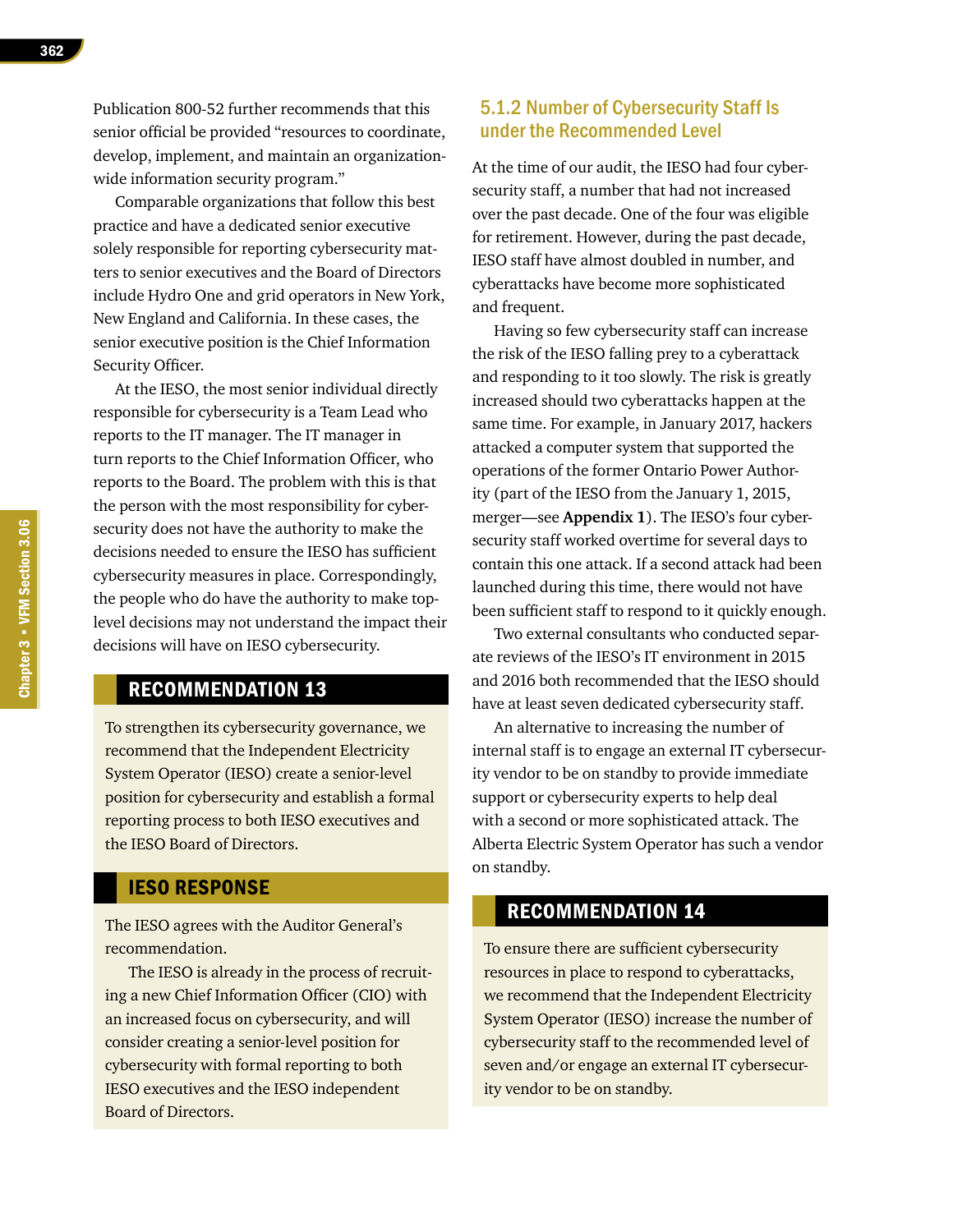Publication 800-52 further recommends that this senior official be provided "resources to coordinate, develop, implement, and maintain an organization-wide information security program."

Comparable organizations that follow this best practice and have a dedicated senior executive solely responsible for reporting cybersecurity matters to senior executives and the Board of Directors include Hydro One and grid operators in New York, New England and California. In these cases, the senior executive position is the Chief Information Security Officer.

At the IESO, the most senior individual directly responsible for cybersecurity is a Team Lead who reports to the IT manager. The IT manager in turn reports to the Chief Information Officer, who reports to the Board. The problem with this is that the person with the most responsibility for cybersecurity does not have the authority to make the decisions needed to ensure the IESO has sufficient cybersecurity measures in place. Correspondingly, the people who do have the authority to make top-level decisions may not understand the impact their decisions will have on IESO cybersecurity.

## RECOMMENDATION 13

To strengthen its cybersecurity governance, we recommend that the Independent Electricity System Operator (IESO) create a senior-level position for cybersecurity and establish a formal reporting process to both IESO executives and the IESO Board of Directors.

## IESO RESPONSE

The IESO agrees with the Auditor General's recommendation.

The IESO is already in the process of recruiting a new Chief Information Officer (CIO) with an increased focus on cybersecurity, and will consider creating a senior-level position for cybersecurity with formal reporting to both IESO executives and the IESO independent Board of Directors.

### 5.1.2 Number of Cybersecurity Staff Is under the Recommended Level

At the time of our audit, the IESO had four cybersecurity staff, a number that had not increased over the past decade. One of the four was eligible for retirement. However, during the past decade, IESO staff have almost doubled in number, and cyberattacks have become more sophisticated and frequent.

Having so few cybersecurity staff can increase the risk of the IESO falling prey to a cyberattack and responding to it too slowly. The risk is greatly increased should two cyberattacks happen at the same time. For example, in January 2017, hackers attacked a computer system that supported the operations of the former Ontario Power Authority (part of the IESO from the January 1, 2015, merger—see **Appendix 1**). The IESO's four cybersecurity staff worked overtime for several days to contain this one attack. If a second attack had been launched during this time, there would not have been sufficient staff to respond to it quickly enough.

Two external consultants who conducted separate reviews of the IESO's IT environment in 2015 and 2016 both recommended that the IESO should have at least seven dedicated cybersecurity staff.

An alternative to increasing the number of internal staff is to engage an external IT cybersecurity vendor to be on standby to provide immediate support or cybersecurity experts to help deal with a second or more sophisticated attack. The Alberta Electric System Operator has such a vendor on standby.

## RECOMMENDATION 14

To ensure there are sufficient cybersecurity resources in place to respond to cyberattacks, we recommend that the Independent Electricity System Operator (IESO) increase the number of cybersecurity staff to the recommended level of seven and/or engage an external IT cybersecurity vendor to be on standby.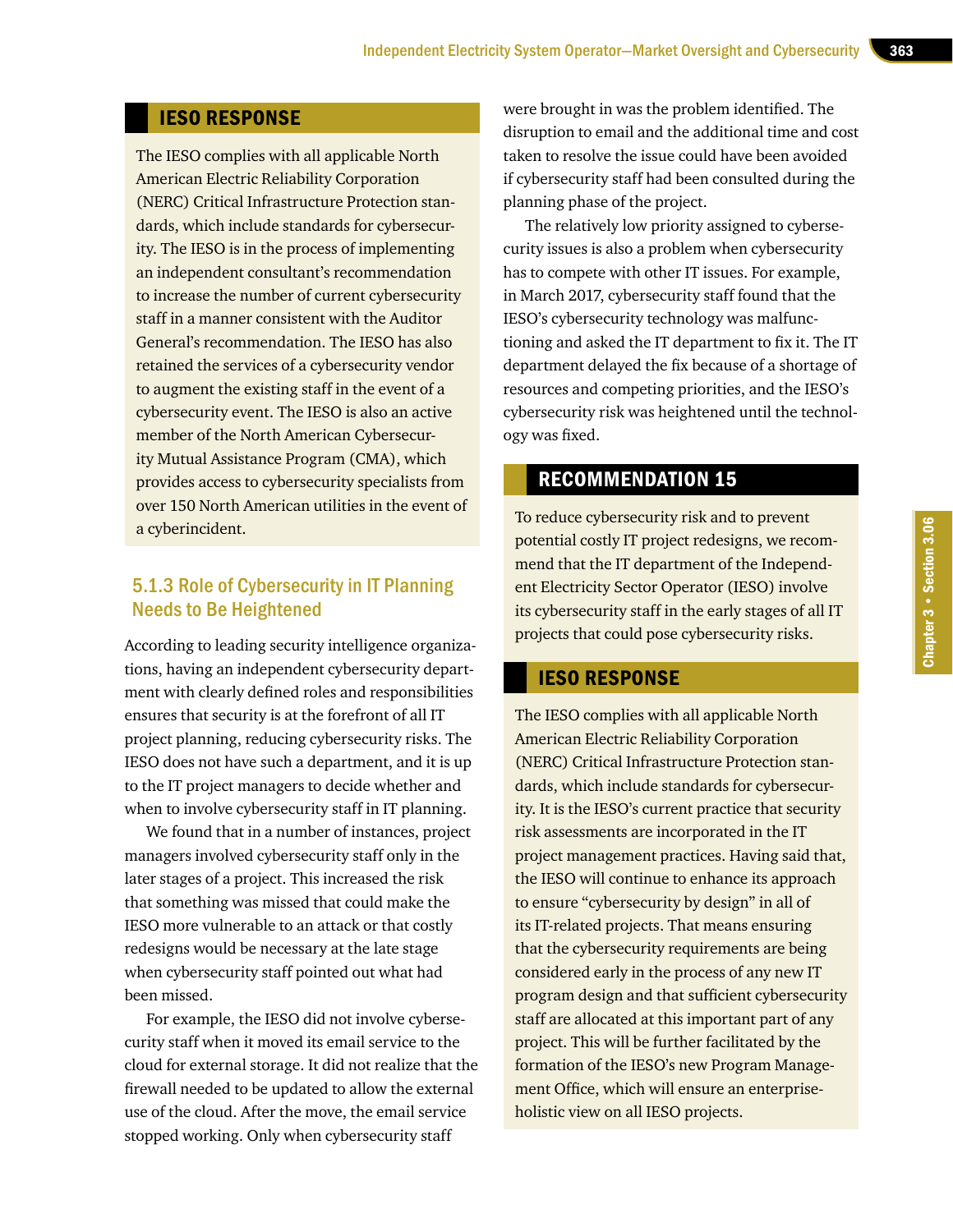## IESO RESPONSE

The IESO complies with all applicable North American Electric Reliability Corporation (NERC) Critical Infrastructure Protection standards, which include standards for cybersecurity. The IESO is in the process of implementing an independent consultant's recommendation to increase the number of current cybersecurity staff in a manner consistent with the Auditor General's recommendation. The IESO has also retained the services of a cybersecurity vendor to augment the existing staff in the event of a cybersecurity event. The IESO is also an active member of the North American Cybersecurity Mutual Assistance Program (CMA), which provides access to cybersecurity specialists from over 150 North American utilities in the event of a cyberincident.

### 5.1.3 Role of Cybersecurity in IT Planning Needs to Be Heightened

According to leading security intelligence organizations, having an independent cybersecurity department with clearly defined roles and responsibilities ensures that security is at the forefront of all IT project planning, reducing cybersecurity risks. The IESO does not have such a department, and it is up to the IT project managers to decide whether and when to involve cybersecurity staff in IT planning.

We found that in a number of instances, project managers involved cybersecurity staff only in the later stages of a project. This increased the risk that something was missed that could make the IESO more vulnerable to an attack or that costly redesigns would be necessary at the late stage when cybersecurity staff pointed out what had been missed.

For example, the IESO did not involve cybersecurity staff when it moved its email service to the cloud for external storage. It did not realize that the firewall needed to be updated to allow the external use of the cloud. After the move, the email service stopped working. Only when cybersecurity staff were brought in was the problem identified. The disruption to email and the additional time and cost taken to resolve the issue could have been avoided if cybersecurity staff had been consulted during the planning phase of the project.

The relatively low priority assigned to cybersecurity issues is also a problem when cybersecurity has to compete with other IT issues. For example, in March 2017, cybersecurity staff found that the IESO's cybersecurity technology was malfunctioning and asked the IT department to fix it. The IT department delayed the fix because of a shortage of resources and competing priorities, and the IESO's cybersecurity risk was heightened until the technology was fixed.

## RECOMMENDATION 15

To reduce cybersecurity risk and to prevent potential costly IT project redesigns, we recommend that the IT department of the Independent Electricity Sector Operator (IESO) involve its cybersecurity staff in the early stages of all IT projects that could pose cybersecurity risks.

## IESO RESPONSE

The IESO complies with all applicable North American Electric Reliability Corporation (NERC) Critical Infrastructure Protection standards, which include standards for cybersecurity. It is the IESO's current practice that security risk assessments are incorporated in the IT project management practices. Having said that, the IESO will continue to enhance its approach to ensure "cybersecurity by design" in all of its IT-related projects. That means ensuring that the cybersecurity requirements are being considered early in the process of any new IT program design and that sufficient cybersecurity staff are allocated at this important part of any project. This will be further facilitated by the formation of the IESO's new Program Management Office, which will ensure an enterprise-holistic view on all IESO projects.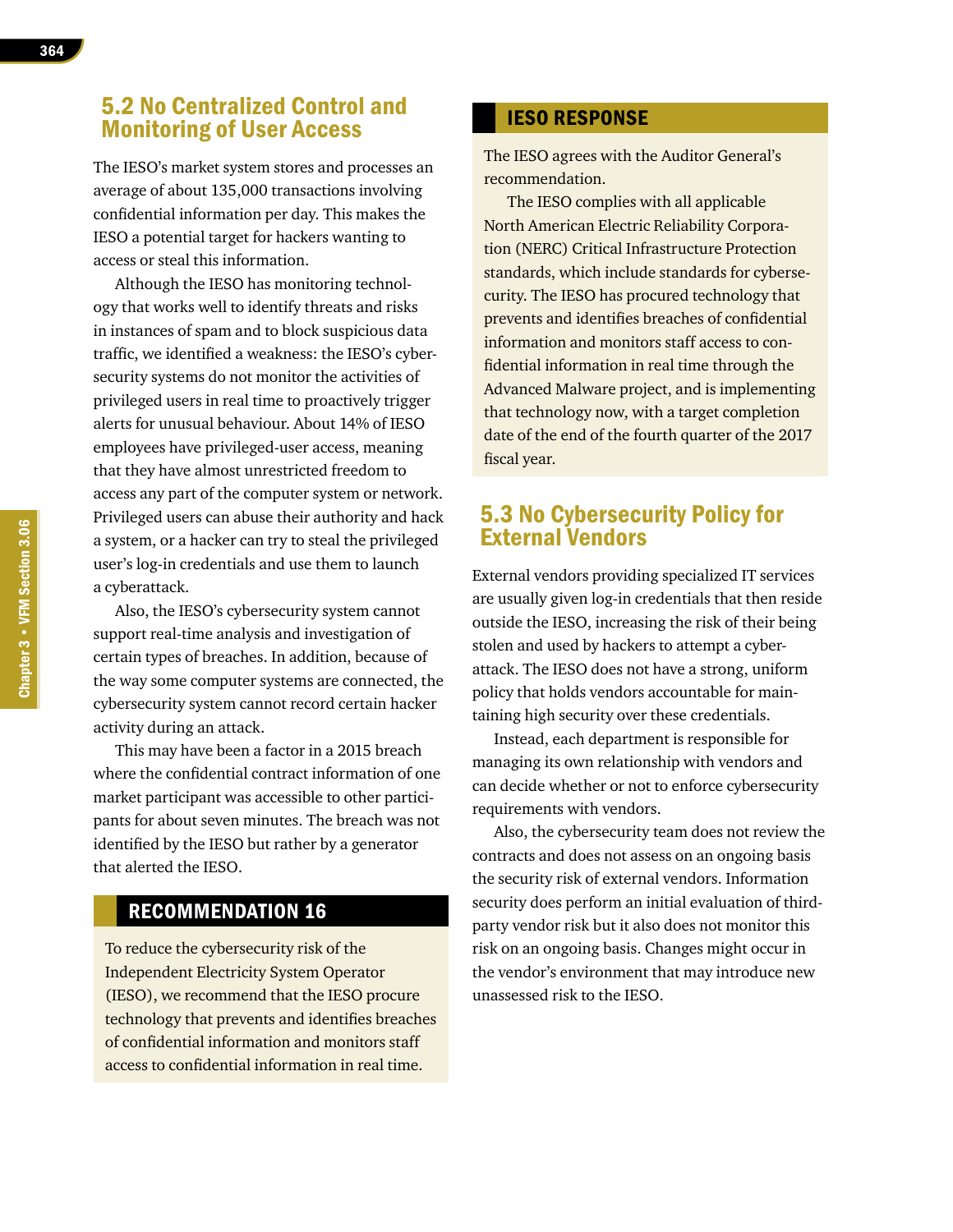## 5.2 No Centralized Control and Monitoring of User Access

The IESO's market system stores and processes an average of about 135,000 transactions involving confidential information per day. This makes the IESO a potential target for hackers wanting to access or steal this information.

Although the IESO has monitoring technology that works well to identify threats and risks in instances of spam and to block suspicious data traffic, we identified a weakness: the IESO's cybersecurity systems do not monitor the activities of privileged users in real time to proactively trigger alerts for unusual behaviour. About 14% of IESO employees have privileged-user access, meaning that they have almost unrestricted freedom to access any part of the computer system or network. Privileged users can abuse their authority and hack a system, or a hacker can try to steal the privileged user's log-in credentials and use them to launch a cyberattack.

Also, the IESO's cybersecurity system cannot support real-time analysis and investigation of certain types of breaches. In addition, because of the way some computer systems are connected, the cybersecurity system cannot record certain hacker activity during an attack.

This may have been a factor in a 2015 breach where the confidential contract information of one market participant was accessible to other participants for about seven minutes. The breach was not identified by the IESO but rather by a generator that alerted the IESO.

### RECOMMENDATION 16

To reduce the cybersecurity risk of the Independent Electricity System Operator (IESO), we recommend that the IESO procure technology that prevents and identifies breaches of confidential information and monitors staff access to confidential information in real time.

### IESO RESPONSE

The IESO agrees with the Auditor General's recommendation.

The IESO complies with all applicable North American Electric Reliability Corporation (NERC) Critical Infrastructure Protection standards, which include standards for cybersecurity. The IESO has procured technology that prevents and identifies breaches of confidential information and monitors staff access to confidential information in real time through the Advanced Malware project, and is implementing that technology now, with a target completion date of the end of the fourth quarter of the 2017 fiscal year.

## 5.3 No Cybersecurity Policy for External Vendors

External vendors providing specialized IT services are usually given log-in credentials that then reside outside the IESO, increasing the risk of their being stolen and used by hackers to attempt a cyberattack. The IESO does not have a strong, uniform policy that holds vendors accountable for maintaining high security over these credentials.

Instead, each department is responsible for managing its own relationship with vendors and can decide whether or not to enforce cybersecurity requirements with vendors.

Also, the cybersecurity team does not review the contracts and does not assess on an ongoing basis the security risk of external vendors. Information security does perform an initial evaluation of third-party vendor risk but it also does not monitor this risk on an ongoing basis. Changes might occur in the vendor's environment that may introduce new unassessed risk to the IESO.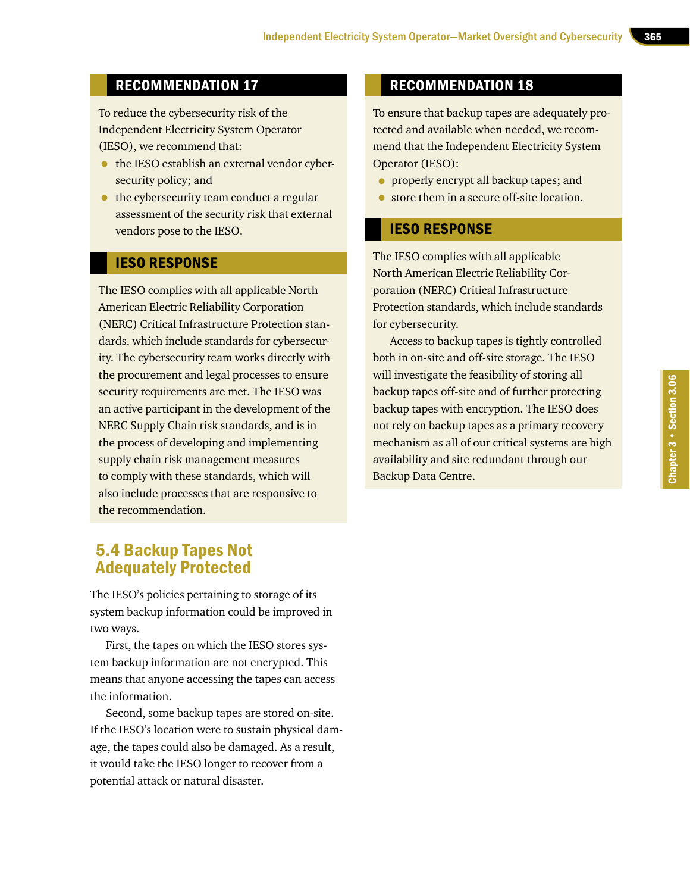## RECOMMENDATION 17

To reduce the cybersecurity risk of the Independent Electricity System Operator (IESO), we recommend that:

- the IESO establish an external vendor cybersecurity policy; and
- the cybersecurity team conduct a regular assessment of the security risk that external vendors pose to the IESO.

## IESO RESPONSE

The IESO complies with all applicable North American Electric Reliability Corporation (NERC) Critical Infrastructure Protection standards, which include standards for cybersecurity. The cybersecurity team works directly with the procurement and legal processes to ensure security requirements are met. The IESO was an active participant in the development of the NERC Supply Chain risk standards, and is in the process of developing and implementing supply chain risk management measures to comply with these standards, which will also include processes that are responsive to the recommendation.

## 5.4 Backup Tapes Not Adequately Protected

The IESO's policies pertaining to storage of its system backup information could be improved in two ways.

First, the tapes on which the IESO stores system backup information are not encrypted. This means that anyone accessing the tapes can access the information.

Second, some backup tapes are stored on-site. If the IESO's location were to sustain physical damage, the tapes could also be damaged. As a result, it would take the IESO longer to recover from a potential attack or natural disaster.

## RECOMMENDATION 18

To ensure that backup tapes are adequately protected and available when needed, we recommend that the Independent Electricity System Operator (IESO):

- properly encrypt all backup tapes; and
- store them in a secure off-site location.

## IESO RESPONSE

The IESO complies with all applicable North American Electric Reliability Corporation (NERC) Critical Infrastructure Protection standards, which include standards for cybersecurity.

Access to backup tapes is tightly controlled both in on-site and off-site storage. The IESO will investigate the feasibility of storing all backup tapes off-site and of further protecting backup tapes with encryption. The IESO does not rely on backup tapes as a primary recovery mechanism as all of our critical systems are high availability and site redundant through our Backup Data Centre.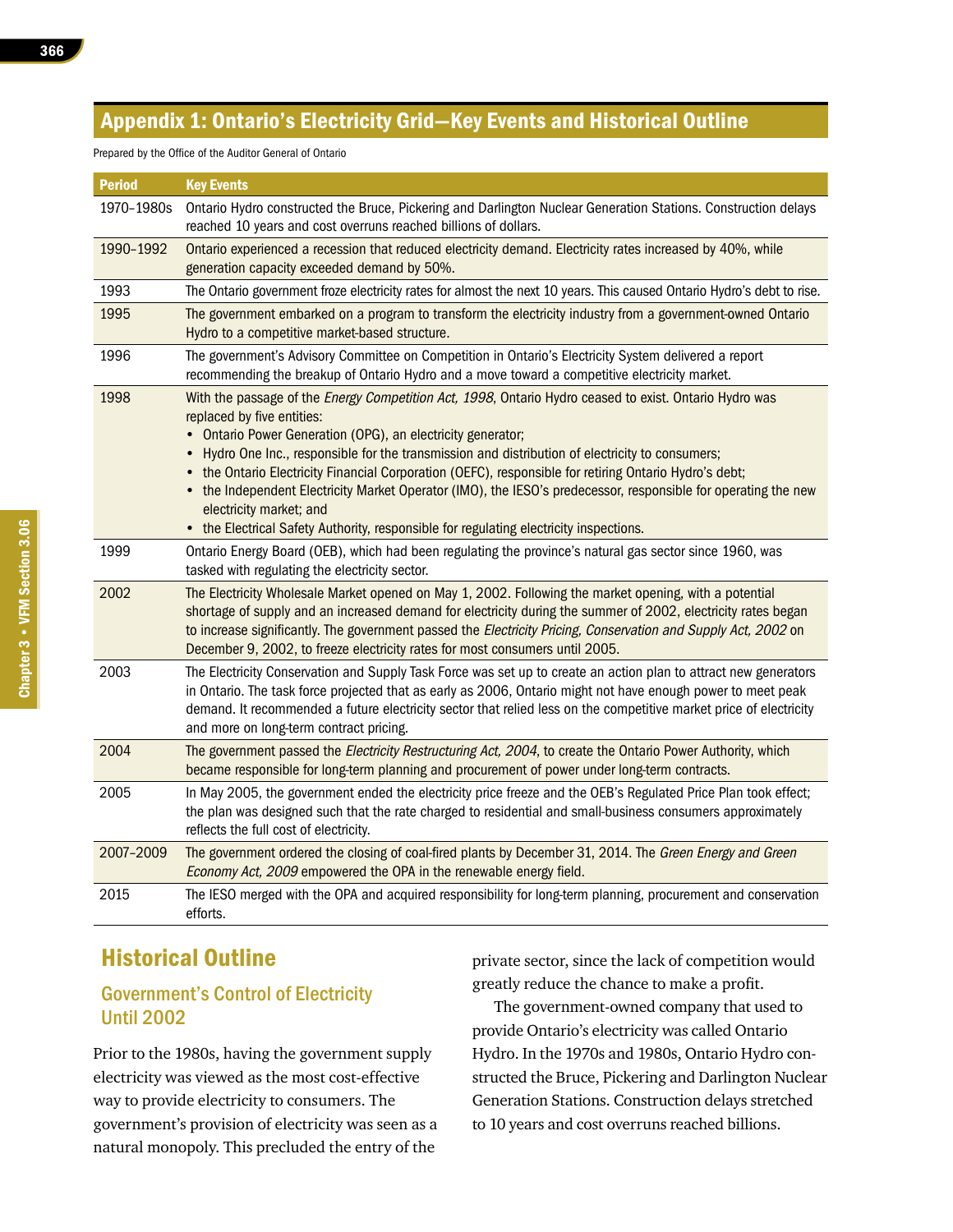## Appendix 1: Ontario's Electricity Grid—Key Events and Historical Outline

Prepared by the Office of the Auditor General of Ontario

| Period | Key Events |
|---|---|
| 1970–1980s | Ontario Hydro constructed the Bruce, Pickering and Darlington Nuclear Generation Stations. Construction delays reached 10 years and cost overruns reached billions of dollars. |
| 1990–1992 | Ontario experienced a recession that reduced electricity demand. Electricity rates increased by 40%, while generation capacity exceeded demand by 50%. |
| 1993 | The Ontario government froze electricity rates for almost the next 10 years. This caused Ontario Hydro's debt to rise. |
| 1995 | The government embarked on a program to transform the electricity industry from a government-owned Ontario Hydro to a competitive market-based structure. |
| 1996 | The government's Advisory Committee on Competition in Ontario's Electricity System delivered a report recommending the breakup of Ontario Hydro and a move toward a competitive electricity market. |
| 1998 | With the passage of the *Energy Competition Act, 1998*, Ontario Hydro ceased to exist. Ontario Hydro was replaced by five entities:<br>• Ontario Power Generation (OPG), an electricity generator;<br>• Hydro One Inc., responsible for the transmission and distribution of electricity to consumers;<br>• the Ontario Electricity Financial Corporation (OEFC), responsible for retiring Ontario Hydro's debt;<br>• the Independent Electricity Market Operator (IMO), the IESO's predecessor, responsible for operating the new electricity market; and<br>• the Electrical Safety Authority, responsible for regulating electricity inspections. |
| 1999 | Ontario Energy Board (OEB), which had been regulating the province's natural gas sector since 1960, was tasked with regulating the electricity sector. |
| 2002 | The Electricity Wholesale Market opened on May 1, 2002. Following the market opening, with a potential shortage of supply and an increased demand for electricity during the summer of 2002, electricity rates began to increase significantly. The government passed the *Electricity Pricing, Conservation and Supply Act, 2002* on December 9, 2002, to freeze electricity rates for most consumers until 2005. |
| 2003 | The Electricity Conservation and Supply Task Force was set up to create an action plan to attract new generators in Ontario. The task force projected that as early as 2006, Ontario might not have enough power to meet peak demand. It recommended a future electricity sector that relied less on the competitive market price of electricity and more on long-term contract pricing. |
| 2004 | The government passed the *Electricity Restructuring Act, 2004*, to create the Ontario Power Authority, which became responsible for long-term planning and procurement of power under long-term contracts. |
| 2005 | In May 2005, the government ended the electricity price freeze and the OEB's Regulated Price Plan took effect; the plan was designed such that the rate charged to residential and small-business consumers approximately reflects the full cost of electricity. |
| 2007–2009 | The government ordered the closing of coal-fired plants by December 31, 2014. The *Green Energy and Green Economy Act, 2009* empowered the OPA in the renewable energy field. |
| 2015 | The IESO merged with the OPA and acquired responsibility for long-term planning, procurement and conservation efforts. |

## Historical Outline

### Government's Control of Electricity Until 2002

Prior to the 1980s, having the government supply electricity was viewed as the most cost-effective way to provide electricity to consumers. The government's provision of electricity was seen as a natural monopoly. This precluded the entry of the private sector, since the lack of competition would greatly reduce the chance to make a profit.

The government-owned company that used to provide Ontario's electricity was called Ontario Hydro. In the 1970s and 1980s, Ontario Hydro constructed the Bruce, Pickering and Darlington Nuclear Generation Stations. Construction delays stretched to 10 years and cost overruns reached billions.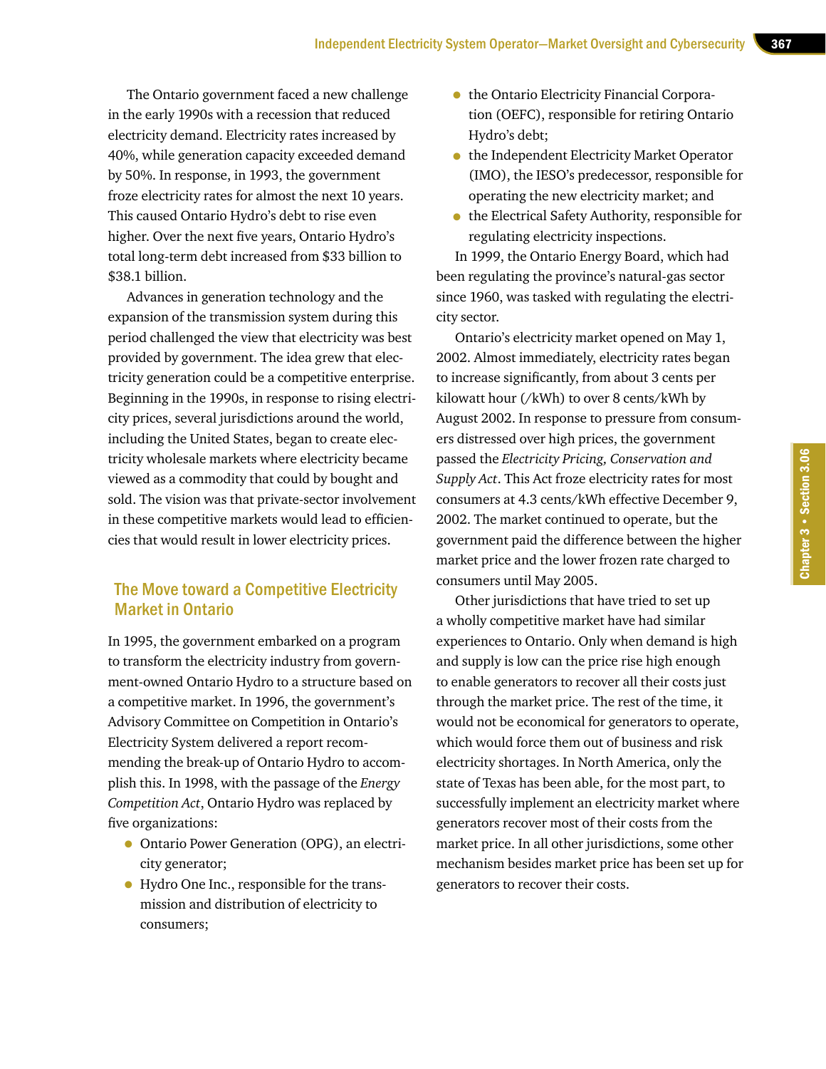The Ontario government faced a new challenge in the early 1990s with a recession that reduced electricity demand. Electricity rates increased by 40%, while generation capacity exceeded demand by 50%. In response, in 1993, the government froze electricity rates for almost the next 10 years. This caused Ontario Hydro's debt to rise even higher. Over the next five years, Ontario Hydro's total long-term debt increased from $33 billion to $38.1 billion.

Advances in generation technology and the expansion of the transmission system during this period challenged the view that electricity was best provided by government. The idea grew that electricity generation could be a competitive enterprise. Beginning in the 1990s, in response to rising electricity prices, several jurisdictions around the world, including the United States, began to create electricity wholesale markets where electricity became viewed as a commodity that could by bought and sold. The vision was that private-sector involvement in these competitive markets would lead to efficiencies that would result in lower electricity prices.

## The Move toward a Competitive Electricity Market in Ontario

In 1995, the government embarked on a program to transform the electricity industry from government-owned Ontario Hydro to a structure based on a competitive market. In 1996, the government's Advisory Committee on Competition in Ontario's Electricity System delivered a report recommending the break-up of Ontario Hydro to accomplish this. In 1998, with the passage of the *Energy Competition Act*, Ontario Hydro was replaced by five organizations:

- Ontario Power Generation (OPG), an electricity generator;
- Hydro One Inc., responsible for the transmission and distribution of electricity to consumers;
- the Ontario Electricity Financial Corporation (OEFC), responsible for retiring Ontario Hydro's debt;
- the Independent Electricity Market Operator (IMO), the IESO's predecessor, responsible for operating the new electricity market; and
- the Electrical Safety Authority, responsible for regulating electricity inspections.

In 1999, the Ontario Energy Board, which had been regulating the province's natural-gas sector since 1960, was tasked with regulating the electricity sector.

Ontario's electricity market opened on May 1, 2002. Almost immediately, electricity rates began to increase significantly, from about 3 cents per kilowatt hour (/kWh) to over 8 cents/kWh by August 2002. In response to pressure from consumers distressed over high prices, the government passed the *Electricity Pricing, Conservation and Supply Act*. This Act froze electricity rates for most consumers at 4.3 cents/kWh effective December 9, 2002. The market continued to operate, but the government paid the difference between the higher market price and the lower frozen rate charged to consumers until May 2005.

Other jurisdictions that have tried to set up a wholly competitive market have had similar experiences to Ontario. Only when demand is high and supply is low can the price rise high enough to enable generators to recover all their costs just through the market price. The rest of the time, it would not be economical for generators to operate, which would force them out of business and risk electricity shortages. In North America, only the state of Texas has been able, for the most part, to successfully implement an electricity market where generators recover most of their costs from the market price. In all other jurisdictions, some other mechanism besides market price has been set up for generators to recover their costs.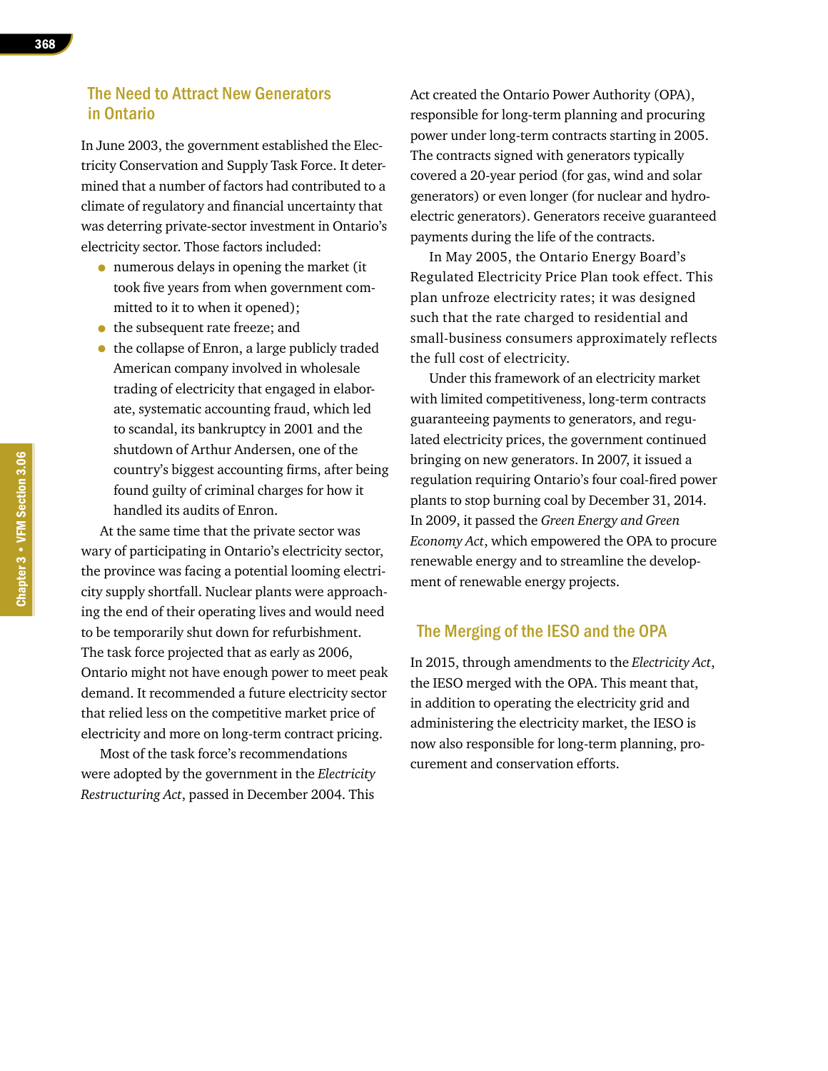## The Need to Attract New Generators in Ontario

In June 2003, the government established the Electricity Conservation and Supply Task Force. It determined that a number of factors had contributed to a climate of regulatory and financial uncertainty that was deterring private-sector investment in Ontario's electricity sector. Those factors included:

- numerous delays in opening the market (it took five years from when government committed to it to when it opened);
- the subsequent rate freeze; and
- the collapse of Enron, a large publicly traded American company involved in wholesale trading of electricity that engaged in elaborate, systematic accounting fraud, which led to scandal, its bankruptcy in 2001 and the shutdown of Arthur Andersen, one of the country's biggest accounting firms, after being found guilty of criminal charges for how it handled its audits of Enron.

At the same time that the private sector was wary of participating in Ontario's electricity sector, the province was facing a potential looming electricity supply shortfall. Nuclear plants were approaching the end of their operating lives and would need to be temporarily shut down for refurbishment. The task force projected that as early as 2006, Ontario might not have enough power to meet peak demand. It recommended a future electricity sector that relied less on the competitive market price of electricity and more on long-term contract pricing.

Most of the task force's recommendations were adopted by the government in the *Electricity Restructuring Act*, passed in December 2004. This Act created the Ontario Power Authority (OPA), responsible for long-term planning and procuring power under long-term contracts starting in 2005. The contracts signed with generators typically covered a 20-year period (for gas, wind and solar generators) or even longer (for nuclear and hydroelectric generators). Generators receive guaranteed payments during the life of the contracts.

In May 2005, the Ontario Energy Board's Regulated Electricity Price Plan took effect. This plan unfroze electricity rates; it was designed such that the rate charged to residential and small-business consumers approximately reflects the full cost of electricity.

Under this framework of an electricity market with limited competitiveness, long-term contracts guaranteeing payments to generators, and regulated electricity prices, the government continued bringing on new generators. In 2007, it issued a regulation requiring Ontario's four coal-fired power plants to stop burning coal by December 31, 2014. In 2009, it passed the *Green Energy and Green Economy Act*, which empowered the OPA to procure renewable energy and to streamline the development of renewable energy projects.

## The Merging of the IESO and the OPA

In 2015, through amendments to the *Electricity Act*, the IESO merged with the OPA. This meant that, in addition to operating the electricity grid and administering the electricity market, the IESO is now also responsible for long-term planning, procurement and conservation efforts.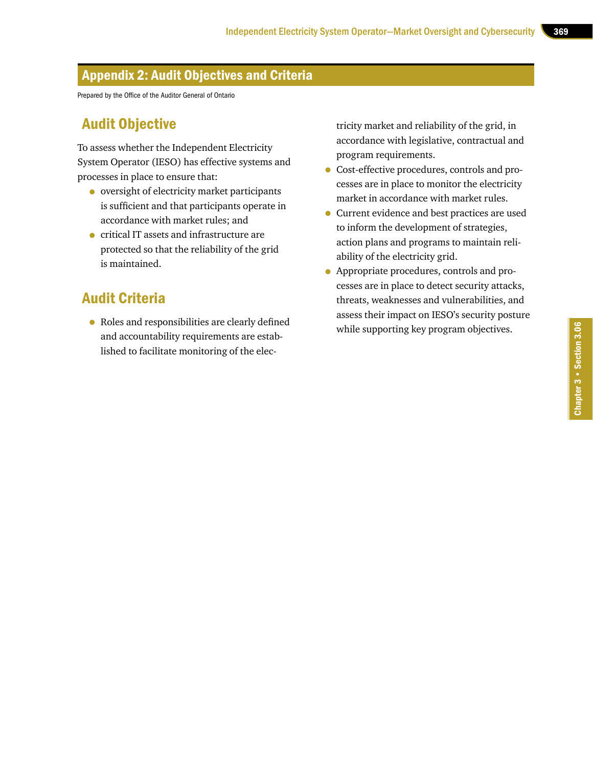## Appendix 2: Audit Objectives and Criteria

Prepared by the Office of the Auditor General of Ontario

### Audit Objective

To assess whether the Independent Electricity System Operator (IESO) has effective systems and processes in place to ensure that:

- oversight of electricity market participants is sufficient and that participants operate in accordance with market rules; and
- critical IT assets and infrastructure are protected so that the reliability of the grid is maintained.

### Audit Criteria

- Roles and responsibilities are clearly defined and accountability requirements are established to facilitate monitoring of the electricity market and reliability of the grid, in accordance with legislative, contractual and program requirements.
- Cost-effective procedures, controls and processes are in place to monitor the electricity market in accordance with market rules.
- Current evidence and best practices are used to inform the development of strategies, action plans and programs to maintain reliability of the electricity grid.
- Appropriate procedures, controls and processes are in place to detect security attacks, threats, weaknesses and vulnerabilities, and assess their impact on IESO's security posture while supporting key program objectives.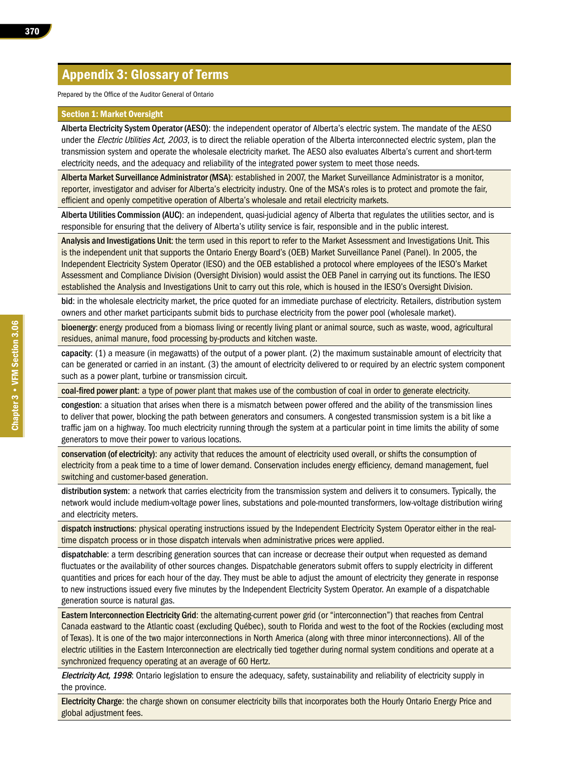## Appendix 3: Glossary of Terms

Prepared by the Office of the Auditor General of Ontario

### Section 1: Market Oversight

**Alberta Electricity System Operator (AESO)**: the independent operator of Alberta's electric system. The mandate of the AESO under the *Electric Utilities Act, 2003*, is to direct the reliable operation of the Alberta interconnected electric system, plan the transmission system and operate the wholesale electricity market. The AESO also evaluates Alberta's current and short-term electricity needs, and the adequacy and reliability of the integrated power system to meet those needs.

**Alberta Market Surveillance Administrator (MSA)**: established in 2007, the Market Surveillance Administrator is a monitor, reporter, investigator and adviser for Alberta's electricity industry. One of the MSA's roles is to protect and promote the fair, efficient and openly competitive operation of Alberta's wholesale and retail electricity markets.

**Alberta Utilities Commission (AUC)**: an independent, quasi-judicial agency of Alberta that regulates the utilities sector, and is responsible for ensuring that the delivery of Alberta's utility service is fair, responsible and in the public interest.

**Analysis and Investigations Unit**: the term used in this report to refer to the Market Assessment and Investigations Unit. This is the independent unit that supports the Ontario Energy Board's (OEB) Market Surveillance Panel (Panel). In 2005, the Independent Electricity System Operator (IESO) and the OEB established a protocol where employees of the IESO's Market Assessment and Compliance Division (Oversight Division) would assist the OEB Panel in carrying out its functions. The IESO established the Analysis and Investigations Unit to carry out this role, which is housed in the IESO's Oversight Division.

**bid**: in the wholesale electricity market, the price quoted for an immediate purchase of electricity. Retailers, distribution system owners and other market participants submit bids to purchase electricity from the power pool (wholesale market).

**bioenergy**: energy produced from a biomass living or recently living plant or animal source, such as waste, wood, agricultural residues, animal manure, food processing by-products and kitchen waste.

**capacity**: (1) a measure (in megawatts) of the output of a power plant. (2) the maximum sustainable amount of electricity that can be generated or carried in an instant. (3) the amount of electricity delivered to or required by an electric system component such as a power plant, turbine or transmission circuit.

**coal-fired power plant**: a type of power plant that makes use of the combustion of coal in order to generate electricity.

**congestion**: a situation that arises when there is a mismatch between power offered and the ability of the transmission lines to deliver that power, blocking the path between generators and consumers. A congested transmission system is a bit like a traffic jam on a highway. Too much electricity running through the system at a particular point in time limits the ability of some generators to move their power to various locations.

**conservation (of electricity)**: any activity that reduces the amount of electricity used overall, or shifts the consumption of electricity from a peak time to a time of lower demand. Conservation includes energy efficiency, demand management, fuel switching and customer-based generation.

**distribution system**: a network that carries electricity from the transmission system and delivers it to consumers. Typically, the network would include medium-voltage power lines, substations and pole-mounted transformers, low-voltage distribution wiring and electricity meters.

**dispatch instructions**: physical operating instructions issued by the Independent Electricity System Operator either in the real-time dispatch process or in those dispatch intervals when administrative prices were applied.

**dispatchable**: a term describing generation sources that can increase or decrease their output when requested as demand fluctuates or the availability of other sources changes. Dispatchable generators submit offers to supply electricity in different quantities and prices for each hour of the day. They must be able to adjust the amount of electricity they generate in response to new instructions issued every five minutes by the Independent Electricity System Operator. An example of a dispatchable generation source is natural gas.

**Eastern Interconnection Electricity Grid**: the alternating-current power grid (or "interconnection") that reaches from Central Canada eastward to the Atlantic coast (excluding Québec), south to Florida and west to the foot of the Rockies (excluding most of Texas). It is one of the two major interconnections in North America (along with three minor interconnections). All of the electric utilities in the Eastern Interconnection are electrically tied together during normal system conditions and operate at a synchronized frequency operating at an average of 60 Hertz.

***Electricity Act, 1998***: Ontario legislation to ensure the adequacy, safety, sustainability and reliability of electricity supply in the province.

**Electricity Charge**: the charge shown on consumer electricity bills that incorporates both the Hourly Ontario Energy Price and global adjustment fees.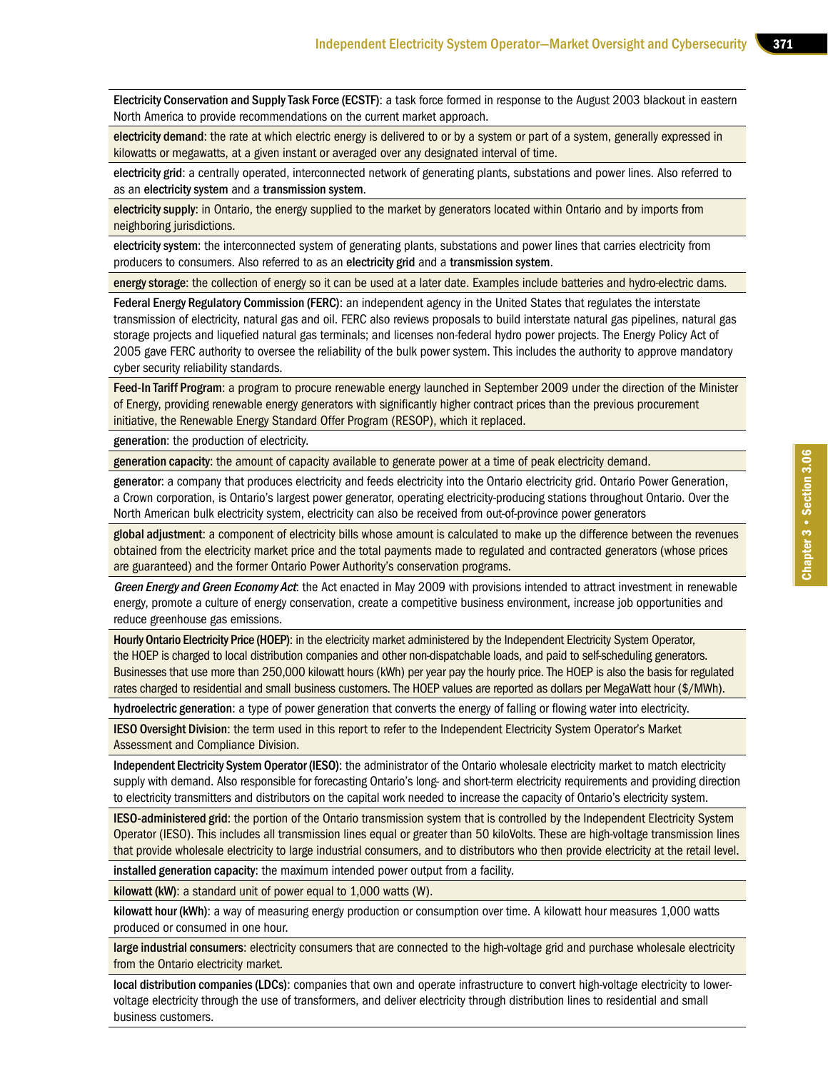**Electricity Conservation and Supply Task Force (ECSTF)**: a task force formed in response to the August 2003 blackout in eastern North America to provide recommendations on the current market approach.

**electricity demand**: the rate at which electric energy is delivered to or by a system or part of a system, generally expressed in kilowatts or megawatts, at a given instant or averaged over any designated interval of time.

**electricity grid**: a centrally operated, interconnected network of generating plants, substations and power lines. Also referred to as an **electricity system** and a **transmission system**.

**electricity supply**: in Ontario, the energy supplied to the market by generators located within Ontario and by imports from neighboring jurisdictions.

**electricity system**: the interconnected system of generating plants, substations and power lines that carries electricity from producers to consumers. Also referred to as an **electricity grid** and a **transmission system**.

**energy storage**: the collection of energy so it can be used at a later date. Examples include batteries and hydro-electric dams.

**Federal Energy Regulatory Commission (FERC)**: an independent agency in the United States that regulates the interstate transmission of electricity, natural gas and oil. FERC also reviews proposals to build interstate natural gas pipelines, natural gas storage projects and liquefied natural gas terminals; and licenses non-federal hydro power projects. The Energy Policy Act of 2005 gave FERC authority to oversee the reliability of the bulk power system. This includes the authority to approve mandatory cyber security reliability standards.

**Feed-In Tariff Program**: a program to procure renewable energy launched in September 2009 under the direction of the Minister of Energy, providing renewable energy generators with significantly higher contract prices than the previous procurement initiative, the Renewable Energy Standard Offer Program (RESOP), which it replaced.

**generation**: the production of electricity.

**generation capacity**: the amount of capacity available to generate power at a time of peak electricity demand.

**generator**: a company that produces electricity and feeds electricity into the Ontario electricity grid. Ontario Power Generation, a Crown corporation, is Ontario's largest power generator, operating electricity-producing stations throughout Ontario. Over the North American bulk electricity system, electricity can also be received from out-of-province power generators

**global adjustment**: a component of electricity bills whose amount is calculated to make up the difference between the revenues obtained from the electricity market price and the total payments made to regulated and contracted generators (whose prices are guaranteed) and the former Ontario Power Authority's conservation programs.

***Green Energy and Green Economy Act***: the Act enacted in May 2009 with provisions intended to attract investment in renewable energy, promote a culture of energy conservation, create a competitive business environment, increase job opportunities and reduce greenhouse gas emissions.

**Hourly Ontario Electricity Price (HOEP)**: in the electricity market administered by the Independent Electricity System Operator, the HOEP is charged to local distribution companies and other non-dispatchable loads, and paid to self-scheduling generators. Businesses that use more than 250,000 kilowatt hours (kWh) per year pay the hourly price. The HOEP is also the basis for regulated rates charged to residential and small business customers. The HOEP values are reported as dollars per MegaWatt hour ($/MWh).

**hydroelectric generation**: a type of power generation that converts the energy of falling or flowing water into electricity.

**IESO Oversight Division**: the term used in this report to refer to the Independent Electricity System Operator's Market Assessment and Compliance Division.

**Independent Electricity System Operator (IESO)**: the administrator of the Ontario wholesale electricity market to match electricity supply with demand. Also responsible for forecasting Ontario's long- and short-term electricity requirements and providing direction to electricity transmitters and distributors on the capital work needed to increase the capacity of Ontario's electricity system.

**IESO-administered grid**: the portion of the Ontario transmission system that is controlled by the Independent Electricity System Operator (IESO). This includes all transmission lines equal or greater than 50 kiloVolts. These are high-voltage transmission lines that provide wholesale electricity to large industrial consumers, and to distributors who then provide electricity at the retail level.

**installed generation capacity**: the maximum intended power output from a facility.

**kilowatt (kW)**: a standard unit of power equal to 1,000 watts (W).

**kilowatt hour (kWh)**: a way of measuring energy production or consumption over time. A kilowatt hour measures 1,000 watts produced or consumed in one hour.

**large industrial consumers**: electricity consumers that are connected to the high-voltage grid and purchase wholesale electricity from the Ontario electricity market.

**local distribution companies (LDCs)**: companies that own and operate infrastructure to convert high-voltage electricity to lower-voltage electricity through the use of transformers, and deliver electricity through distribution lines to residential and small business customers.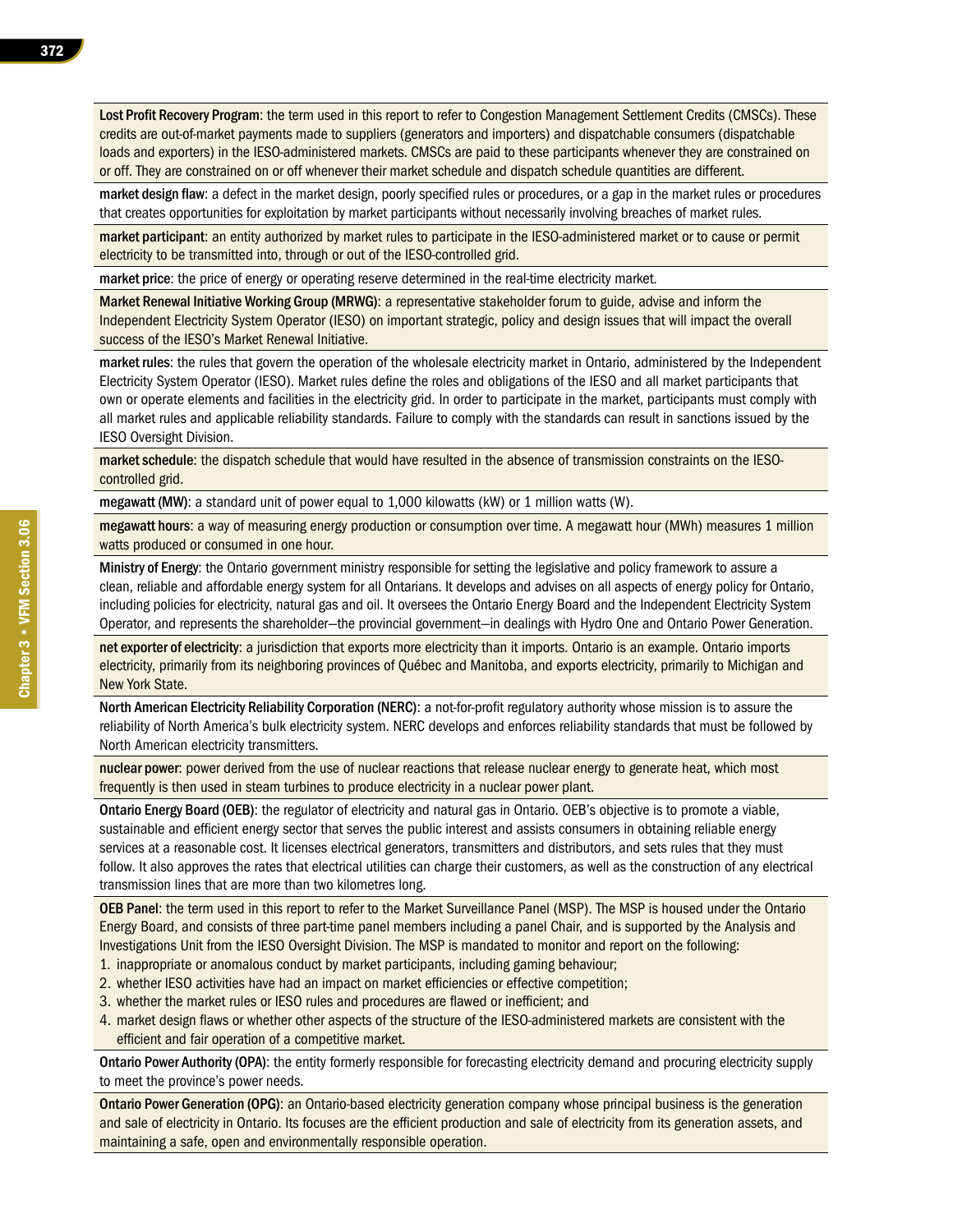**Lost Profit Recovery Program**: the term used in this report to refer to Congestion Management Settlement Credits (CMSCs). These credits are out-of-market payments made to suppliers (generators and importers) and dispatchable consumers (dispatchable loads and exporters) in the IESO-administered markets. CMSCs are paid to these participants whenever they are constrained on or off. They are constrained on or off whenever their market schedule and dispatch schedule quantities are different.

**market design flaw**: a defect in the market design, poorly specified rules or procedures, or a gap in the market rules or procedures that creates opportunities for exploitation by market participants without necessarily involving breaches of market rules.

**market participant**: an entity authorized by market rules to participate in the IESO-administered market or to cause or permit electricity to be transmitted into, through or out of the IESO-controlled grid.

**market price**: the price of energy or operating reserve determined in the real-time electricity market.

**Market Renewal Initiative Working Group (MRWG)**: a representative stakeholder forum to guide, advise and inform the Independent Electricity System Operator (IESO) on important strategic, policy and design issues that will impact the overall success of the IESO's Market Renewal Initiative.

**market rules**: the rules that govern the operation of the wholesale electricity market in Ontario, administered by the Independent Electricity System Operator (IESO). Market rules define the roles and obligations of the IESO and all market participants that own or operate elements and facilities in the electricity grid. In order to participate in the market, participants must comply with all market rules and applicable reliability standards. Failure to comply with the standards can result in sanctions issued by the IESO Oversight Division.

**market schedule**: the dispatch schedule that would have resulted in the absence of transmission constraints on the IESO-controlled grid.

**megawatt (MW)**: a standard unit of power equal to 1,000 kilowatts (kW) or 1 million watts (W).

**megawatt hours**: a way of measuring energy production or consumption over time. A megawatt hour (MWh) measures 1 million watts produced or consumed in one hour.

**Ministry of Energy**: the Ontario government ministry responsible for setting the legislative and policy framework to assure a clean, reliable and affordable energy system for all Ontarians. It develops and advises on all aspects of energy policy for Ontario, including policies for electricity, natural gas and oil. It oversees the Ontario Energy Board and the Independent Electricity System Operator, and represents the shareholder—the provincial government—in dealings with Hydro One and Ontario Power Generation.

**net exporter of electricity**: a jurisdiction that exports more electricity than it imports. Ontario is an example. Ontario imports electricity, primarily from its neighboring provinces of Québec and Manitoba, and exports electricity, primarily to Michigan and New York State.

**North American Electricity Reliability Corporation (NERC)**: a not-for-profit regulatory authority whose mission is to assure the reliability of North America's bulk electricity system. NERC develops and enforces reliability standards that must be followed by North American electricity transmitters.

**nuclear power**: power derived from the use of nuclear reactions that release nuclear energy to generate heat, which most frequently is then used in steam turbines to produce electricity in a nuclear power plant.

**Ontario Energy Board (OEB)**: the regulator of electricity and natural gas in Ontario. OEB's objective is to promote a viable, sustainable and efficient energy sector that serves the public interest and assists consumers in obtaining reliable energy services at a reasonable cost. It licenses electrical generators, transmitters and distributors, and sets rules that they must follow. It also approves the rates that electrical utilities can charge their customers, as well as the construction of any electrical transmission lines that are more than two kilometres long.

**OEB Panel**: the term used in this report to refer to the Market Surveillance Panel (MSP). The MSP is housed under the Ontario Energy Board, and consists of three part-time panel members including a panel Chair, and is supported by the Analysis and Investigations Unit from the IESO Oversight Division. The MSP is mandated to monitor and report on the following:

1. inappropriate or anomalous conduct by market participants, including gaming behaviour;
2. whether IESO activities have had an impact on market efficiencies or effective competition;
3. whether the market rules or IESO rules and procedures are flawed or inefficient; and
4. market design flaws or whether other aspects of the structure of the IESO-administered markets are consistent with the efficient and fair operation of a competitive market.

**Ontario Power Authority (OPA)**: the entity formerly responsible for forecasting electricity demand and procuring electricity supply to meet the province's power needs.

**Ontario Power Generation (OPG)**: an Ontario-based electricity generation company whose principal business is the generation and sale of electricity in Ontario. Its focuses are the efficient production and sale of electricity from its generation assets, and maintaining a safe, open and environmentally responsible operation.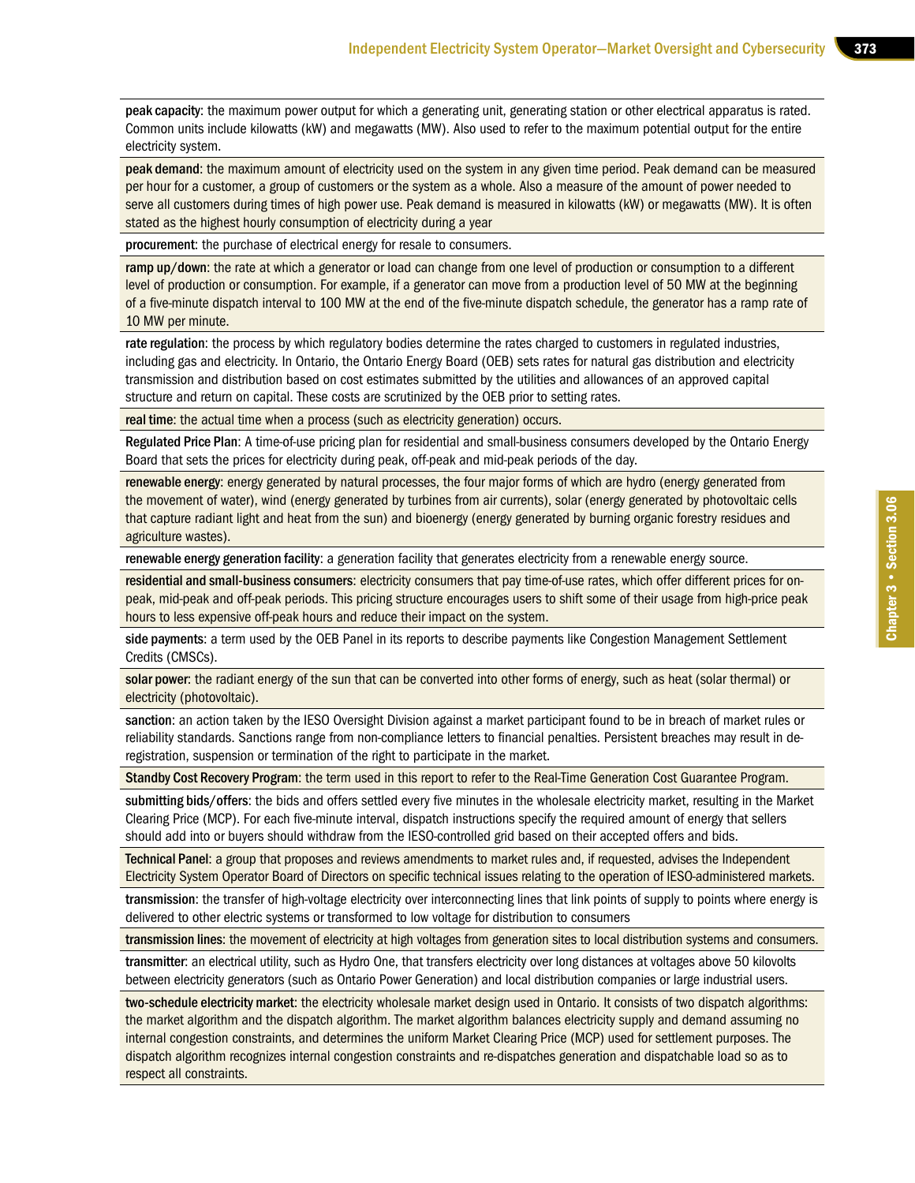**peak capacity**: the maximum power output for which a generating unit, generating station or other electrical apparatus is rated. Common units include kilowatts (kW) and megawatts (MW). Also used to refer to the maximum potential output for the entire electricity system.

**peak demand**: the maximum amount of electricity used on the system in any given time period. Peak demand can be measured per hour for a customer, a group of customers or the system as a whole. Also a measure of the amount of power needed to serve all customers during times of high power use. Peak demand is measured in kilowatts (kW) or megawatts (MW). It is often stated as the highest hourly consumption of electricity during a year

**procurement**: the purchase of electrical energy for resale to consumers.

**ramp up/down**: the rate at which a generator or load can change from one level of production or consumption to a different level of production or consumption. For example, if a generator can move from a production level of 50 MW at the beginning of a five-minute dispatch interval to 100 MW at the end of the five-minute dispatch schedule, the generator has a ramp rate of 10 MW per minute.

**rate regulation**: the process by which regulatory bodies determine the rates charged to customers in regulated industries, including gas and electricity. In Ontario, the Ontario Energy Board (OEB) sets rates for natural gas distribution and electricity transmission and distribution based on cost estimates submitted by the utilities and allowances of an approved capital structure and return on capital. These costs are scrutinized by the OEB prior to setting rates.

**real time**: the actual time when a process (such as electricity generation) occurs.

**Regulated Price Plan**: A time-of-use pricing plan for residential and small-business consumers developed by the Ontario Energy Board that sets the prices for electricity during peak, off-peak and mid-peak periods of the day.

**renewable energy**: energy generated by natural processes, the four major forms of which are hydro (energy generated from the movement of water), wind (energy generated by turbines from air currents), solar (energy generated by photovoltaic cells that capture radiant light and heat from the sun) and bioenergy (energy generated by burning organic forestry residues and agriculture wastes).

**renewable energy generation facility**: a generation facility that generates electricity from a renewable energy source.

**residential and small-business consumers**: electricity consumers that pay time-of-use rates, which offer different prices for on-peak, mid-peak and off-peak periods. This pricing structure encourages users to shift some of their usage from high-price peak hours to less expensive off-peak hours and reduce their impact on the system.

**side payments**: a term used by the OEB Panel in its reports to describe payments like Congestion Management Settlement Credits (CMSCs).

**solar power**: the radiant energy of the sun that can be converted into other forms of energy, such as heat (solar thermal) or electricity (photovoltaic).

**sanction**: an action taken by the IESO Oversight Division against a market participant found to be in breach of market rules or reliability standards. Sanctions range from non-compliance letters to financial penalties. Persistent breaches may result in de-registration, suspension or termination of the right to participate in the market.

**Standby Cost Recovery Program**: the term used in this report to refer to the Real-Time Generation Cost Guarantee Program.

**submitting bids/offers**: the bids and offers settled every five minutes in the wholesale electricity market, resulting in the Market Clearing Price (MCP). For each five-minute interval, dispatch instructions specify the required amount of energy that sellers should add into or buyers should withdraw from the IESO-controlled grid based on their accepted offers and bids.

**Technical Panel**: a group that proposes and reviews amendments to market rules and, if requested, advises the Independent Electricity System Operator Board of Directors on specific technical issues relating to the operation of IESO-administered markets.

**transmission**: the transfer of high-voltage electricity over interconnecting lines that link points of supply to points where energy is delivered to other electric systems or transformed to low voltage for distribution to consumers

**transmission lines**: the movement of electricity at high voltages from generation sites to local distribution systems and consumers.

**transmitter**: an electrical utility, such as Hydro One, that transfers electricity over long distances at voltages above 50 kilovolts between electricity generators (such as Ontario Power Generation) and local distribution companies or large industrial users.

**two-schedule electricity market**: the electricity wholesale market design used in Ontario. It consists of two dispatch algorithms: the market algorithm and the dispatch algorithm. The market algorithm balances electricity supply and demand assuming no internal congestion constraints, and determines the uniform Market Clearing Price (MCP) used for settlement purposes. The dispatch algorithm recognizes internal congestion constraints and re-dispatches generation and dispatchable load so as to respect all constraints.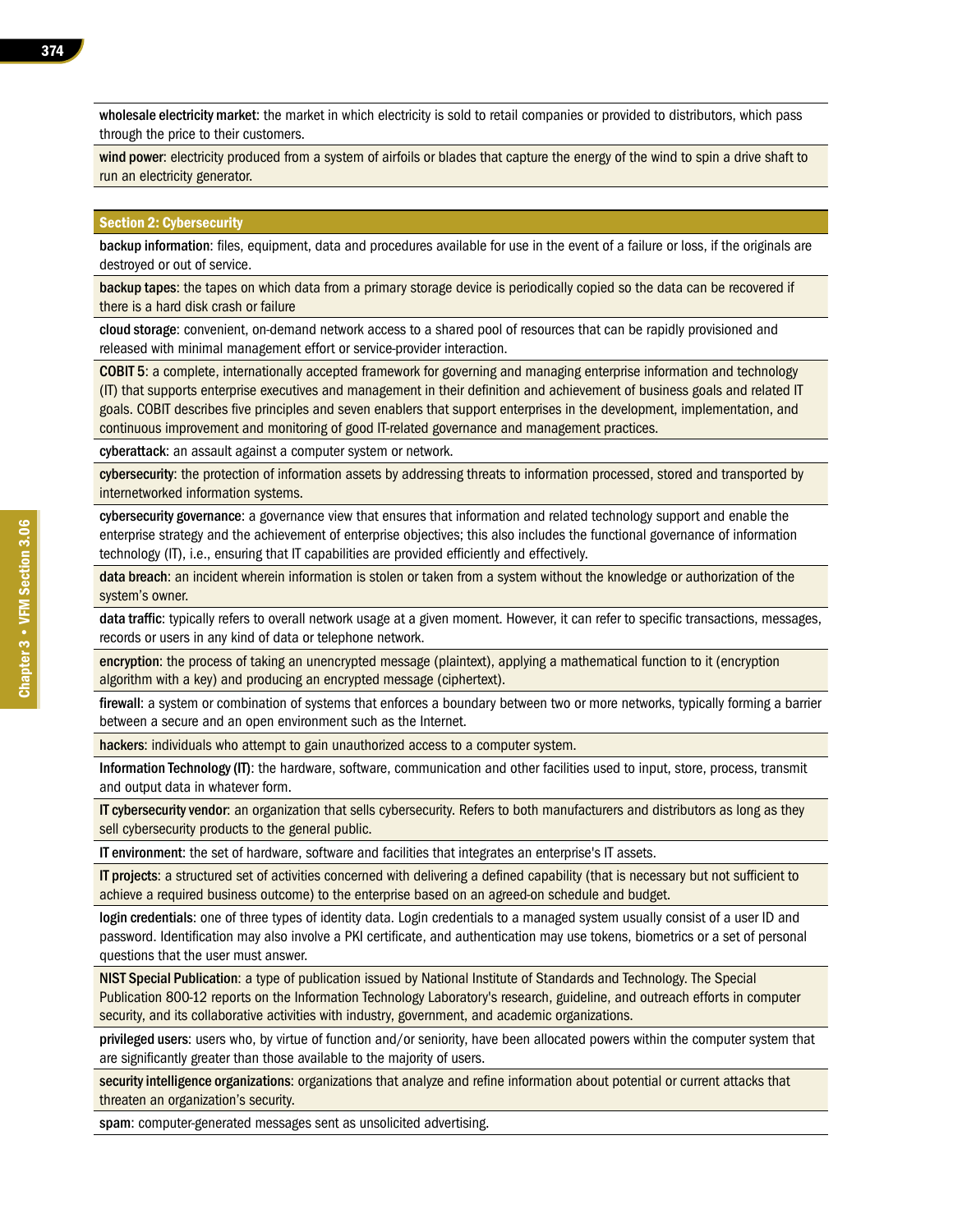**wholesale electricity market**: the market in which electricity is sold to retail companies or provided to distributors, which pass through the price to their customers.

**wind power**: electricity produced from a system of airfoils or blades that capture the energy of the wind to spin a drive shaft to run an electricity generator.

## Section 2: Cybersecurity

**backup information**: files, equipment, data and procedures available for use in the event of a failure or loss, if the originals are destroyed or out of service.

**backup tapes**: the tapes on which data from a primary storage device is periodically copied so the data can be recovered if there is a hard disk crash or failure

**cloud storage**: convenient, on-demand network access to a shared pool of resources that can be rapidly provisioned and released with minimal management effort or service-provider interaction.

**COBIT 5**: a complete, internationally accepted framework for governing and managing enterprise information and technology (IT) that supports enterprise executives and management in their definition and achievement of business goals and related IT goals. COBIT describes five principles and seven enablers that support enterprises in the development, implementation, and continuous improvement and monitoring of good IT-related governance and management practices.

**cyberattack**: an assault against a computer system or network.

**cybersecurity**: the protection of information assets by addressing threats to information processed, stored and transported by internetworked information systems.

**cybersecurity governance**: a governance view that ensures that information and related technology support and enable the enterprise strategy and the achievement of enterprise objectives; this also includes the functional governance of information technology (IT), i.e., ensuring that IT capabilities are provided efficiently and effectively.

**data breach**: an incident wherein information is stolen or taken from a system without the knowledge or authorization of the system's owner.

**data traffic**: typically refers to overall network usage at a given moment. However, it can refer to specific transactions, messages, records or users in any kind of data or telephone network.

**encryption**: the process of taking an unencrypted message (plaintext), applying a mathematical function to it (encryption algorithm with a key) and producing an encrypted message (ciphertext).

**firewall**: a system or combination of systems that enforces a boundary between two or more networks, typically forming a barrier between a secure and an open environment such as the Internet.

**hackers**: individuals who attempt to gain unauthorized access to a computer system.

**Information Technology (IT)**: the hardware, software, communication and other facilities used to input, store, process, transmit and output data in whatever form.

**IT cybersecurity vendor**: an organization that sells cybersecurity. Refers to both manufacturers and distributors as long as they sell cybersecurity products to the general public.

**IT environment**: the set of hardware, software and facilities that integrates an enterprise's IT assets.

**IT projects**: a structured set of activities concerned with delivering a defined capability (that is necessary but not sufficient to achieve a required business outcome) to the enterprise based on an agreed-on schedule and budget.

**login credentials**: one of three types of identity data. Login credentials to a managed system usually consist of a user ID and password. Identification may also involve a PKI certificate, and authentication may use tokens, biometrics or a set of personal questions that the user must answer.

**NIST Special Publication**: a type of publication issued by National Institute of Standards and Technology. The Special Publication 800-12 reports on the Information Technology Laboratory's research, guideline, and outreach efforts in computer security, and its collaborative activities with industry, government, and academic organizations.

**privileged users**: users who, by virtue of function and/or seniority, have been allocated powers within the computer system that are significantly greater than those available to the majority of users.

**security intelligence organizations**: organizations that analyze and refine information about potential or current attacks that threaten an organization's security.

**spam**: computer-generated messages sent as unsolicited advertising.